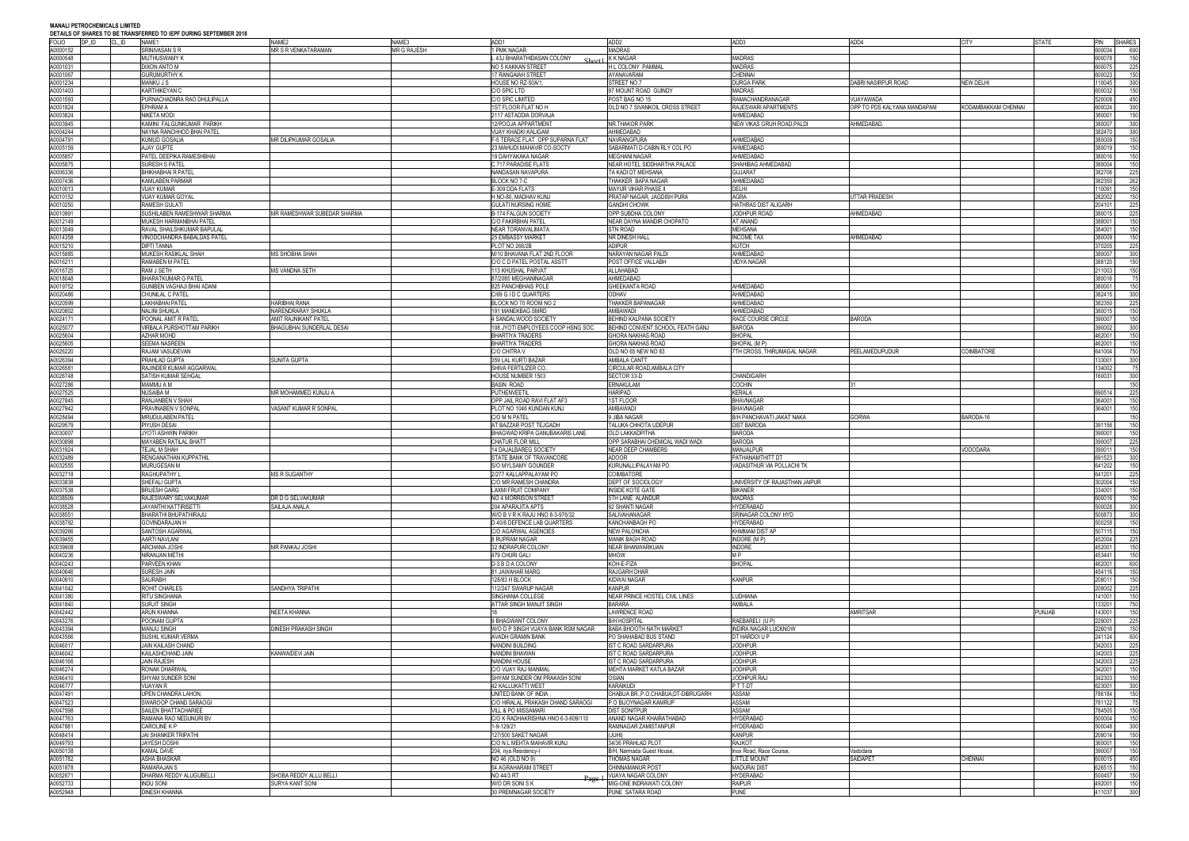**MANALI PETROCHEMICALS LIMITED**

**DETAILS OF SHARES TO BE TRANSFERRED TO IEPF DURING SEPTEMBER 2018**

| FOLIO | DP_ID | CL_ID | NAME1 | NAME2 | NAME3 | ADD1 | ADD2 | ADD3 | ADD4 | CITY | STATE | PIN | SHARES |
|---|---|---|---|---|---|---|---|---|---|---|---|---|---|
| A0000152 | | | SRINIVASAN S R | MR S R VENKATARAMAN | MR G RAJESH | 1 PMK NAGAR | MADRAS | | | | | 600034 | 600 |
| A0000548 | | | MUTHUSWAMY K | | | L 43J BHARATHIDASAN COLONY | K K NAGAR | MADRAS | | | | 600078 | 150 |
| A0001031 | | | DIXON ANTO M | | | NO 5 KAKKAN STREET | H L COLONY PAMMAL | MADRAS | | | | 600075 | 225 |
| A0001067 | | | GURUMURTHY K | | | 17 RANGAIAH STREET | AYANAVARAM | CHENNAI | | | | 600023 | 150 |
| A0001234 | | | MANKU J S | | | HOUSE NO RZ-50A/1, | STREET NO.7 | DURGA PARK | DABRI NASIRPUR ROAD | NEW DELHI | | 110045 | 300 |
| A0001403 | | | KARTHIKEYAN C | | | C/O SPIC LTD | 97 MOUNT ROAD GUINDY | MADRAS | | | | 600032 | 150 |
| A0001593 | | | PURNACHADNRA RAO DHULIPALLA | | | C/O SPIC LIMITED | POST BAG NO 15 | RAMACHANDRANAGAR | VIJAYAWADA | | | 520008 | 450 |
| A0001824 | | | EPHRAM A | | | 1ST FLOOR FLAT NO H | OLD NO 7 SIVANKOIL CROSS STREET | RAJESWARI APARTMENTS | OPP TO PDS KALYANA MANDAPAM | KODAMBAKKAM CHENNAI | | 600024 | 300 |
| A0003824 | | | NIKETA MODI | | | 2117 ASTADDIA DORVAJA | | AHMEDABAD | | | | 380001 | 150 |
| A0003945 | | | KAMINI FALGUNKUMAR PARIKH | | | 12/POOJA APPARTMENT | NR.THAKOR PARK | NEW VIKAS GRUH ROAD,PALDI | AHMEDABAD. | | | 380007 | 300 |
| A0004244 | | | NAYNA RANCHHOD BHAI PATEL | | | VIJAY KHADKI KALIGAM | AHMEDABAD | | | | | 382470 | 300 |
| A0004791 | | | KUMUD GOSALIA | MR DILIPKUMAR GOSALIA | | F-5 TERACE FLAT OPP SUPARNA FLAT | NAVRANGPURA | AHMEDABAD | | | | 380009 | 150 |
| A0005159 | | | AJAY GUPTE | | | 23 MAHUDI MAHAVIR CO-SOCTY | SABARMATI D-CABIN RLY COL PO | AHMEDABAD | | | | 380019 | 150 |
| A0005857 | | | PATEL DEEPIKA RAMESHBHAI | | | 19 DAHYAKAKA NAGAR | MEGHANI NAGAR | AHMEDABAD | | | | 380016 | 150 |
| A0005875 | | | SURESH S PATEL | | | C 717 PARADISE FLATS | NEAR HOTEL SIDDHARTHA PALACE | SHAHIBAG AHMEDABAD | | | | 380004 | 150 |
| A0006336 | | | BHIKHABHAI R PATEL | | | NANDASAN NAVAPURA | TA KADI DT MEHSANA | GUJARAT | | | | 382706 | 225 |
| A0007436 | | | KAMLABEN PARMAR | | | BLOCK NO 7-C | THAKKER BAPA NAGAR | AHMEDABAD | | | | 382350 | 262 |
| A0010013 | | | VIJAY KUMAR | | | E-309 DDA FLATS | MAYUR VIHAR PHASE II | DELHI | | | | 110091 | 150 |
| A0010152 | | | VIJAY KUMAR GOYAL | | | H NO-80, MADHAV KUNJ | PRATAP NAGAR, JAGDISH PURA | AGRA | UTTAR PRADESH | | | 282002 | 150 |
| A0010250 | | | RAMESH GULATI | | | GULATI NURSING HOME | GANDHI CHOWK | HATHRAS DIST ALIGARH | | | | 204101 | 225 |
| A0010991 | | | SUSHILABEN RAMESHWAR SHARMA | MR RAMESHWAR SUBEDAR SHARMA | | B-174 FALGUN SOCIETY | OPP SUBDHA COLONY | JODHPUR ROAD | AHMEDABAD | | | 380015 | 225 |
| A0012149 | | | MUKESH HARMANBHAI PATEL | | | C/O FAKIRBHAI PATEL | NEAR DAYNA MANDIR CHOPATO | AT ANAND | | | | 388001 | 150 |
| A0013049 | | | RAVAL SHAILSHKUMAR BAPULAL | | | NEAR TORANVALIMATA | STN ROAD | MEHSANA | | | | 384001 | 150 |
| A0014358 | | | VINODCHANDRA BABALDAS PATEL | | | 25 EMBASSY MARKET | NR DINESH HALL | INCOME TAX | AHMEDABAD | | | 380009 | 150 |
| A0015210 | | | DIPTI TANNA | | | PLOT NO 266/2B | ADIPUR | KUTCH | | | | 370205 | 225 |
| A0015885 | | | MUKESH RASIKLAL SHAH | MS SHOBHA SHAH | | M/10 BHAVANA FLAT 2ND FLOOR | NARAYAN NAGAR PALDI | AHMEDABAD | | | | 380007 | 300 |
| A0016211 | | | RAMABEN M PATEL | | | C/O C D PATEL POSTAL ASSTT | POST OFFICE VALLABH | VIDYA NAGAR | | | | 388120 | 150 |
| A0016725 | | | RAM J SETH | MS VANDNA SETH | | 113 KHUSHAL PARVAT | ALLAHABAD | | | | | 211003 | 150 |
| A0018048 | | | BHARATKUMAR G PATEL | | | 87/2085 MEGHANINAGAR | AHMEDABAD | | | | | 380016 | 75 |
| A0019752 | | | GUNIBEN VAGHAJI BHAI ADANI | | | 825 PANCHBHAIS POLE | GHEEKANTA ROAD | AHMEDABAD | | | | 380001 | 150 |
| A0020486 | | | CHUNILAL C PATEL | | | C/69 G I D C QUARTERS | ODHAV | AHMEDABAD | | | | 382415 | 300 |
| A0020599 | | | LAKHABHAI PATEL | HARIBHAI RANA | | BLOCK NO 70 ROOM NO 2 | THAKKER BAPANAGAR | AHMEDABAD | | | | 382350 | 225 |
| A0020802 | | | NALINI SHUKLA | NARENDRARAY SHUKLA | | 191 MANEKBAG SMRD | AMBAWADI | AHMEDABAD | | | | 380015 | 150 |
| A0024171 | | | POONAL AMIT R PATEL | AMIT RAJNIKANT PATEL | | 4 SANDALWOOD SOCIETY | BEHIND KALPANA SOCIETY | RACE COURSE CIRCLE | BARODA | | | 390007 | 150 |
| A0025077 | | | VIRBALA PURSHOTTAM PARIKH | BHAGUBHAI SUNDERLAL DESAI | | 108 JYOTI EMPLOYEES COOP HSNG SOC | BEHIND CONVENT SCHOOL FEATH GANJ | BARODA | | | | 390002 | 300 |
| A0025604 | | | AZHAR MOHD | | | BHARTIYA TRADERS | GHORA NAKHAS ROAD | BHOPAL | | | | 462001 | 150 |
| A0025605 | | | SEEMA NASREEN | | | BHARTIYA TRADERS | GHORA NAKHAS ROAD | BHOPAL (M P) | | | | 462001 | 150 |
| A0026220 | | | RAJAM VASUDEVAN | | | C/O CHITRA V | OLD NO 65 NEW NO 83 | 7TH CROSS, THIRUMAGAL NAGAR | PEELAMEDUPUDUR | COIMBATORE | | 641004 | 750 |
| A0026394 | | | PRAHLAD GUPTA | SUNITA GUPTA | | 359 LAL KURTI BAZAR | AMBALA CANTT | | | | | 133001 | 300 |
| A0026581 | | | RAJINDER KUMAR AGGARWAL | | | SHIVA FERTILIZER CO.. | CIRCULAR ROAD,AMBALA CITY | | | | | 134002 | 75 |
| A0026748 | | | SATISH KUMAR SEHGAL | | | HOUSE NUMBER 1503 | SECTOR 33-D | CHANDIGARH | | | | 160031 | 300 |
| A0027286 | | | MAMMU A M | | | BASIN ROAD | ERNAKULAM | COCHIN | 31 | | | | 150 |
| A0027525 | | | NUSAIBA M | MR MOHAMMED KUNJU A | | PUTHENVEETIL | HARIPAD | KERALA | | | | 690514 | 225 |
| A0027845 | | | RANJANBEN V SHAH | | | OPP JAIL ROAD RAVI FLAT AF3 | 1ST FLOOR | BHAVNAGAR | | | | 364001 | 150 |
| A0027842 | | | PRAVINABEN V SONPAL | VASANT KUMAR R SONPAL | | PLOT NO 1046 KUNDAN KUNJ | AMBAWADI | BHAVNAGAR | | | | 364001 | 150 |
| A0028494 | | | MRUDULABEN PATEL | | | C/O M N PATEL | 9 JIBA NAGAR | B/H PANCHAVATI JAKAT NAKA | GORWA | BARODA-16 | | | 150 |
| A0029579 | | | PIYUSH DESAI | | | AT BAZZAR POST TEJGADH | TALUKA CHHOTA UDEPUR | DIST BARODA | | | | 391156 | 150 |
| A0030007 | | | JYOTI ASHWIN PARIKH | | | BHAGWAD KRIPA GANUBAKARIS LANE | OLD LAKKADPITHA | BARODA | | | | 390001 | 150 |
| A0030898 | | | MAYABEN RATILAL BHATT | | | CHATUR FLOR MILL | OPP SARABHAI CHEMICAL WADI WADI | BARODA | | | | 390007 | 225 |
| A0031924 | | | TEJAL M SHAH | | | 14 DAJALBAREG SOCIETY | NEAR DEEP CHAMBERS | MANJALPUR | | VODODARA | | 390011 | 150 |
| A0032489 | | | RENGANATHAN KUPPATHIL | | | STATE BANK OF TRAVANCORE | ADOOR | PATHANAMTHITT DT | | | | 691523 | 300 |
| A0032555 | | | MURUGESAN M | | | S/O MYLSAMY GOUNDER | KURUNALLIPALAYAM PO | VADASITHUR VIA POLLACHI TK | | | | 641202 | 150 |
| A0032718 | | | RAGHUPATHY L | MS R SUGANTHY | | 2/277 KALLAPPALAYAM PO | COIMBATORE | | | | | 641201 | 225 |
| A0033838 | | | SHEFALI GUPTA | | | C/O MR RAMESH CHANDRA | DEPT OF SOCIOLOGY | UNIVERSITY OF RAJASTHAN JAIPUR | | | | 302004 | 150 |
| A0037538 | | | BRIJESH GARG | | | LAXMI FRUIT COMPANY | INSIDE KOTE GATE | BIKANER | | | | 334001 | 150 |
| A0038509 | | | RAJESWARY SELVAKUMAR | DR D G SELVAKUMAR | | NO 4 MORRISON STREET | 5TH LANE ALANDUR | MADRAS | | | | 600016 | 150 |
| A0038528 | | | JAYANTHI KATTIRISETTI | SAILAJA ANALA | | 204 APARAJITA APTS | 92 SHANTI NAGAR | HYDERABAD | | | | 500028 | 300 |
| A0038551 | | | BHARATHI BHUPATHIRAJU | | | W/O B V R K RAJU HNO 8-3-976/32 | SALIVAHANAGAR | SRINAGAR COLONY HYD | | | | 500873 | 300 |
| A0038792 | | | GOVINDARAJAN H | | | D 40/6 DEFENCE LAB QUARTERS | KANCHANBAGH PO | HYDERABAD | | | | 500258 | 150 |
| A0039266 | | | SANTOSH AGARWAL | | | C/O AGARWAL AGENCIES | NEW PALONCHA | KHMMAM DIST AP | | | | 507115 | 150 |
| A0039455 | | | AARTI NAVLANI | | | 8 RUPRAM NAGAR | MANIK BAGH ROAD | INDORE (M P) | | | | 452004 | 225 |
| A0039908 | | | ARCHANA JOSHI | MR PANKAJ JOSHI | | 32 INDRAPURI COLONY | NEAR BHANWARKUAN | INDORE | | | | 452001 | 150 |
| A0040236 | | | NIRANJAN METHI | | | 479 CHURI GALI | MHOW | M P | | | | 453441 | 150 |
| A0040243 | | | PARVEEN KHAN | | | D-3 B D A COLONY | KOH-E-FIZA | BHOPAL | | | | 462001 | 600 |
| A0040646 | | | SURESH JAIN | | | 81 JAWAHAR MARG | RAJGARH DHAR | | | | | 454116 | 150 |
| A0040910 | | | SAURABH | | | 128/83 H BLOCK | KIDWAI NAGAR | KANPUR | | | | 208011 | 150 |
| A0041042 | | | ROHIT CHARLES | SANDHYA TRIPATHI | | 112/247 SWARUP NAGAR | KANPUR | | | | | 208002 | 225 |
| A0041380 | | | RITU SINGHANIA | | | SINGHANIA COLLEGE | NEAR PRINCE HOSTEL CIVIL LINES | LUDHIANA | | | | 141001 | 150 |
| A0041840 | | | SURJIT SINGH | | | ATTAR SINGH MANJIT SINGH | BARARA | AMBALA | | | | 133201 | 750 |
| A0042442 | | | ARUN KHANNA | NEETA KHANNA | | 16 | LAWRENCE ROAD | | AMRITSAR | | PUNJAB | 143001 | 150 |
| A0043276 | | | POONAM GUPTA | | | 8 BHAGWANT COLONY | B/H HOSPITAL | RAEBARELI (U P) | | | | 229001 | 225 |
| A0043394 | | | MANJU SINGH | DINESH PRAKASH SINGH | | W/O D P SINGH VIJAYA BANK RSM NAGAR | BABA BHOOTH NATH MARKET | INDIRA NAGAR LUCKNOW | | | | 226016 | 150 |
| A0043566 | | | SUSHIL KUMAR VERMA | | | AVADH GRAMIN BANK | PO SHAHABAD BUS STAND | DT HARDOI U P | | | | 241124 | 600 |
| A0046017 | | | JAIN KAILASH CHAND | | | NANDINI BUILDING | IST C ROAD SARDARPURA | JODHPUR | | | | 342003 | 225 |
| A0046042 | | | KAILASHCHAND JAIN | KANWARDEVI JAIN | | NANDINI BHAWAN | IST C ROAD SARDARPURA | JODHPUR | | | | 342003 | 225 |
| A0046166 | | | JAIN RAJESH | | | NANDINI HOUSE | IST C ROAD SARDARPURA | JODHPUR | | | | 342003 | 225 |
| A0046274 | | | RONAK DHARIWAL | | | C/O VIJAY RAJ MANMAL | MEHTA MARKET KATLA BAZAR | JODHPUR | | | | 342001 | 150 |
| A0046410 | | | SHYAM SUNDER SONI | | | SHYAM SUNDER OM PRAKASH SONI | OSIAN | JODHPUR RAJ | | | | 342303 | 150 |
| A0046777 | | | VIJAYAN R | | | 42 KALLUKATTI WEST | KARAIKUDI | P T T-DT | | | | 623001 | 300 |
| A0047491 | | | UPEN CHANDRA LAHON, | | | UNITED BANK OF INDIA , | CHABUA BR.,P.O.CHABUA;DT-DIBRUGARH | ASSAM | | | | 786184 | 150 |
| A0047523 | | | SWAROOP CHAND SARAOGI | | | C/O HIRALAL PRAKASH CHAND SARAOGI | P O BIJOYNAGAR KAMRUP | ASSAM | | | | 781122 | 75 |
| A0047598 | | | SAILEN BHATTACHARJEE | | | VILL & PO MISSAMARI | DIST SONITPUR | ASSAM | | | | 784505 | 150 |
| A0047763 | | | RAMANA RAO NEDUNURI BV | | | C/O K RADHAKRISHNA HNO 6-3-609/110 | ANAND NAGAR KHAIRATHABAD | HYDERABAD | | | | 500004 | 150 |
| A0047881 | | | CAROLINE K P | | | 1-9-129/21 | RAMNAGAR ZAMISTANPUR | HYDERABAD | | | | 500048 | 300 |
| A0048414 | | | JAI SHANKER TRIPATHI | | | 127/500 SAKET NAGAR | (JUHI) | KANPUR | | | | 208014 | 150 |
| A0049793 | | | JAYESH DOSHI | | | C/O N L MEHTA MAHAVIR KUNJ | 34/36 PRAHLAD PLOT | RAJKOT | | | | 360001 | 150 |
| A0050138 | | | KAMAL DAVE | | | 204, riya Residency-I | B/H, Narmada Guest House, | Inox Road, Race Course, | Vadodara | | | 390007 | 150 |
| A0051782 | | | ASHA BHASKAR | | | NO 46 (OLD NO 9) | THOMAS NAGAR | LITTLE MOUNT | SAIDAPET | CHENNAI | | 600015 | 450 |
| A0051878 | | | RAMARAJAN S | | | 54 AGRAHARAM STREET | CHINNAMANUR POST | MADURAI DIST | | | | 626515 | 150 |
| A0052671 | | | DHARMA REDDY ALUGUBELLI | SHOBA REDDY ALLU BELLI | | NO 44/3 RT | VIJAYA NAGAR COLONY | HYDERABAD | | | | 500457 | 150 |
| A0052733 | | | INDU SONI | SURYA KANT SONI | | W/O DR SONI S K | MIG-ONE INDRAWATI COLONY | RAIPUR | | | | 492001 | 150 |
| A0052948 | | | DINESH KHANNA | | | 30 PREMNAGAR SOCIETY | PUNE SATARA ROAD | PUNE | | | | 411037 | 300 |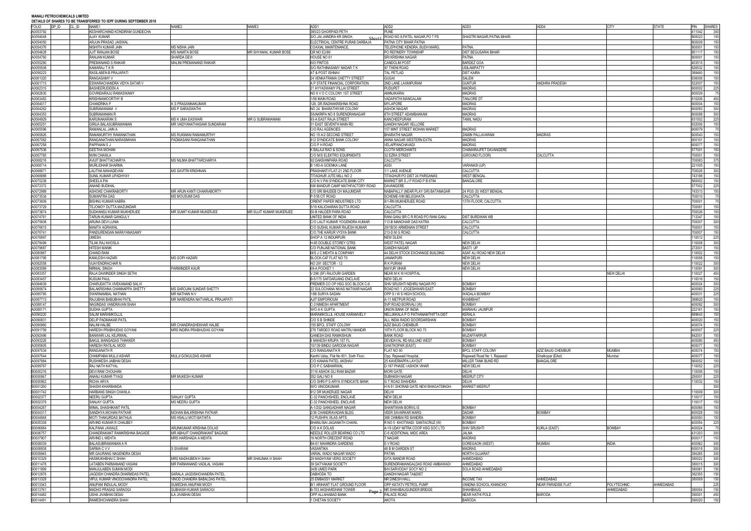MANALI PETROCHEMICALS LIMITED

DETAILS OF SHARES TO BE TRANSFERRED TO IEPF DURING SEPTEMBER 2018

| FOLIO | DP_ID | CL_ID | NAME1 | NAME2 | NAME3 | ADD1 | ADD2 | ADD3 | ADD4 | CITY | STATE | PIN | SHARES |
|---|---|---|---|---|---|---|---|---|---|---|---|---|---|
| A0053792 | | | KESHARCHAND KONDIRAM GUNDECHA | | | 365/23 GHORPADI PETH | PUNE | | | | | 411042 | 300 |
| A0054048 | | | AJAY KUMAR | | | S/O,JAI JAINDRA KR.SINGH, | ROAD NO.8,PATEL NAGAR,PO 7 PS | SHASTRI NAGAR,PATNA.BIHAR. | | | | 800023 | 150 |
| A0054050 | | | ARJUN PRASAD JAISWAL | | | ELECTRICAL CENTRE PURAB DARBAJA | PATNA CITY BIHAR PATNA | | | | | 800009 | 150 |
| A0054376 | | | NISHITH KUMAR JAIN | MS NISHA JAIN | | COAXIAL MAINTENANCE, | TELEPHONE KENDRA, BUDH MARG, | PATNA. | | | | 800001 | 150 |
| A0054628 | | | AJIT RANJAN BOSE | MS NAMITA BOSE | MR SHYAMAL KUMAR BOSE | QR NO E2/89 | PO REFINERY TOWNSHIP | DIST BEGUSARAI BIHAR | | | | 851117 | 150 |
| A0054760 | | | RANJAN KUMAR | SHARDA DEVI | | HOUSE NO 61 | SRI KRISHNA NAGAR | PATNA | | | | 800001 | 150 |
| A0055280 | | | PREMANAND S RAIKAR | MALINI PREMANAND RAIKAR | | 603 PINTOS | CANDOLIM POST | BARDEZ GOA | | | | 403515 | 150 |
| A0055508 | | | KAMARAJ T K R | | | S/O RATHINASAMY NADAR T K | 97 THENI ROAD | USILAMPATTY | | | | 626532 | 150 |
| A0056223 | | | RASILABEN B PRAJAPATI | | | AT & POST ISHNAV | TAL PETLAD | DIST KAIRA | | | | 388460 | 150 |
| A0061320 | | | RANGASAMY V | | | 24 VENKATRAMA CHETTY STREET | GUGAI | SALEM | | | | 636006 | 150 |
| A0061713 | | | ESWARACHANDRA VIDYA SATAR V | | | A P STATE FINANCIAL CORPORATION | 2ND LANE LAXMIPURAM | GUNTUR | ANDHRA PRADESH | | | 522007 | 150 |
| A0062315 | | | BASHEERUDEEN A | | | 21 AYYASWAMY PILLAI STREET | PUDUPET | MADRAS | | | | 600002 | 225 |
| A0062630 | | | GOVINDARAJU RAMASWAMY | | | NO 6 V O C COLONY 1ST STREET | AMINJIKARAI | MADRAS | | | | 600029 | 75 |
| A0063483 | | | KRISHNAMOORTHY B | | | 1/59 MAIN ROAD | VADAPATHI MANGALAM | TANJORE DT | | | | 610206 | 450 |
| A0064017 | | | CHANDRIKA P | K S PRASANNAKUMAR | | 128, DR.RADHAKRISHNA ROAD | MYLAPORE | MADRAS | | | | 600004 | 150 |
| A0064262 | | | SUBRAMANIAM V | MS P SARASWATHI | | NO.24 BHARATHIYAR COLONY | ASHOK NAGAR | MADRAS | | | | 600083 | 300 |
| A0064353 | | | SUBRAMANIAN R | | | SIVAKRIPA NO 8 SURENDRANAGAR | 6TH STREET ADAMBAKKAM | MADRAS | | | | 600088 | 300 |
| A0064929 | | | KARUNAKARAN S | MS K UMA EASWARI | MR G SUBRAMANIAM | 93-A EAST RAJA STREET | KANCHEEPURAM | TAMIL NADU | | | | 631502 | 225 |
| A0065251 | | | GIRIJA BALASUBRAMANIAN | MR VAIDYANATHASAMI SUNDARAM | | 31 EAST SEVENTH MAIN RD | GANDHI NAGAR VELLORE | | | | | 632006 | 150 |
| A0065596 | | | RAMANLAL JAIN A | | | C/O RAJ AGENCIES | 157 MINT STREET MOHAN MARKET | MADRAS | | | | 600079 | 75 |
| A0065826 | | | RAMAMURTHY RAMANATHAN | MS RUKMANI RAMAMURTHY | | NO 18 A/2 SECOND STREET | BHARATHI NAGAR | ZAMIN PALLAVARAM | MADRAS | | | 600043 | 150 |
| A0067082 | | | RANGANATHAN NARASIMHAN | PADMASANI RANGANATHAN | | 812 SYNDICATE BANK COLONY | ANNA NAGAR WESTERN EXTN. | MADRAS | | | | 600101 | 150 |
| A0067258 | | | PAPPAIAN S J | | | C/O P H ROAD | VELAPPANCHAVADI | MADRAS | | | | 600077 | 150 |
| A0067536 | | | GEETHA MOHAN | | | K BALAJI RAO & SONS | CLOTH MERCHANTS | CHAMARAJPET DAVANGERE | | | | 577001 | 150 |
| A0067765 | | | MVIN CHAWLA | | | C/O M/S ELEKTRO EQUIPMENTS | 32 EZRA STREET | (GROUND FLOOR) | CALCUTTA | | | 700001 | 150 |
| A0068216 | | | AVIJIT BHATTACHARYA | MS NILIMA BHATTACHARYA | | 62 DAKSHINPARA ROAD | CALCUTTA | | | | | 700063 | 375 |
| A0068714 | | | MURLIDHAR SHARMA | | | B 1/80-A GOENKA LANE | ASSI | VARANASI (UP) | | | | 221005 | 150 |
| A0068871 | | | LALITHA MAHADEVAN | MS SAVITRI KRISHNAN | | PRASHANTI FLAT-21 2ND FLOOR | 1/1 LAKE AVENUE | CALCUTTA | | | | 700026 | 300 |
| A0068888 | | | SUNIL KUMAR UPADHYAY | | | TITAGHUR JUTE MILL NO 2 | TITAGHUR PO DIST 24 PARGANAS | WEST BENGAL | | | | 743188 | 150 |
| A0070238 | | | SHEELA PAI | | | C/O N V PAI SYNDICATE BANK CITY | MARKET BR S J P ROAD P B 6794 | BANGALORE | | | | 560002 | 150 |
| A0072372 | | | ANAND BUDIHAL | | | 606 BANDUR CAMP MATHFACTORY ROAD | DAVANGERE | | | | | 577002 | 225 |
| A0072989 | | | ASHOKE CHAKRABORTY | MR ARUN KANTI CHAKRABORTY | | C/O SRI BHUDEB CH MAJUMDAR | NABAPALLY (NEAR PLAY GR) BATANAGAR | 24 PGS (S) WEST BENGAL | | | | 743313 | 150 |
| A0073534 | | | SUMANTRA DAS | MS MOUSUMI DAS | | P-51B CIT ROAD | SCHEME-IVM BELEGHATA | CALCUTTA | | | | 700010 | 75 |
| A0073609 | | | BISHNU KUMAR KABRA | | | ORIENT PAPER INDUSTRIES LTD | 9/1-RN MUKHERJEE ROAD | 13TH FLOOR, CALCUTTA | | | | 700001 | 75 |
| A0073729 | | | TEJOMOY DUTTA MAZUMDAR | | | 5/19 KALICHARAN DUTTA ROAD | CALCUTTA | | | | | 700061 | 150 |
| A0073874 | | | SUDHANSU KUMAR MUKHERJEE | MR SUMIT KUMAR MUKERJEE | MR SUJIT KUMAR MUKERJEE | 50-B HALDER PARA ROAD | CALCUTTA | | | | | 700026 | 150 |
| A0074761 | | | TARUN KUMAR GANGULY | | | UNITED BANK OF INDIA | RANI GANJ BR C R ROAD PO RANI GANJ | DIST BURDWAN WB | | | | 713347 | 150 |
| A0075608 | | | ARUNA DEVI LUNIA | | | C/O LALIT KUMAR YOGENDRA KUMAR | 113-B MANOHAR DAS KATRA | CALCUTTA | | | | 700007 | 300 |
| A0076615 | | | MAMTA AGRAWAL | | | C/O SUSHIL KUMAR RAJESH KUMAR | 29/1B/30 ARMENIAN STREET | CALCUTTA | | | | 700001 | 150 |
| A0076741 | | | PANDURENGAN NARAYANASAMY | | | C/O.THE KARUR VYSYA BANK | 213-D M G ROAD | CALCUTTA | | | | 700007 | 150 |
| A0076897 | | | UMESH | | | SHOP A 12 INDURPURI | NEW DLEHI | | | | | 110012 | 225 |
| A0078499 | | | TILAK RAJ KHOSLA | | | H-85 DOUBLE STOREY QTRS | WEST PATEL NAGAR | NEW DELHI | | | | 110008 | 300 |
| A0079687 | | | HITESH MANIK | | | C/O PUNJAB NATIONAL BANK | GANDHI NAGAR | BASTI UP | | | | 272001 | 150 |
| A0080967 | | | CHAND RANI | | | M/S J C MEHTA & COMPANY | 44 DELHI STOCK EXCHANGE BUILDING | ASAF ALI ROAD NEW DELHI | | | | 110002 | 150 |
| A0081795 | | | KAMLESH HAZARI | MS GOPI HAZARI | | BLOCK-C4F FLAT NO 70 | JANAKPURI | NEW DELHI | | | | 110058 | 150 |
| A0082658 | | | VIJAYENDRACHAR N | | | NO 291 SECTOR - 12 | R K PURAM | NEW DELHI | | | | 110022 | 300 |
| A0083089 | | | NIRMAL SINGH | PARMINDER KAUR | | 69-A POCKET 1 | MAYUR VIHAR | NEW DELHI | | | | 110091 | 300 |
| A0083357 | | | RAJA DAWINDER SINGH SETHI | | | V 298 (SF) RAJOURI GARDEN | NEAR M K W HOSPITAL | | | NEW DELHI | | 110027 | 450 |
| A0083457 | | | KUSUM PAUL | | | B-5/175 SAFDARJANG ENCLAVE | NEW DELHI | | | | | 110016 | 150 |
| A0084639 | | | CHARUDATTA VIVEKANAND SALVI | | | PREMIER CO OP HSG SOC BLOCK C-6 | SHIV SRUSHTI NEHRU NAGAR PO | BOMBAY | | | | 400024 | 300 |
| A0085674 | | | BALAKRISHNA CHANNAPPA SHETTY | MS SAROJINI SUNDAR SHETTY | | 22 SULOCHANA NIVAS NATWAR NAGAR | ROAD NO 1 JOGESHWARI EAST | BOMBAY | | | | 400060 | 225 |
| A0085785 | | | SWARNAMBAL NATHAN | MR NATHAN N V | | 1/88 SURYA SADAN | OPP S I W S HIGH SCHOOL | WADALA BOMBAY | | | | 400031 | 225 |
| A0087713 | | | RAJUBHAI BABUBHAI PATIL | MR NARENDRA NATVARLAL PRAJAPATI | | AJIT EMPORIOUM | A-11 METPUR ROAD | KHAMBHAT | | | | 388620 | 150 |
| A0088147 | | | NAGINDAS VANDRAVAN SHAH | | | C-3 NIMESH APARTMENT | SVP ROAD BORIVALI (W) | BOMBAY | | | | 400092 | 300 |
| A0088171 | | | SUDHA GUPTA | | | W/O A K GUPTA | UNION BANK OF INDIA | MARIAHU JAUNPUR | | | | 222161 | 150 |
| A0090220 | | | SALIM MARAMKOLLIL | | | MARAMKOLLIL HOUSE KARAMVELY | NELLIKKALA P O PATHANAMTHITTA DIST | KERALA | | | | 689643 | 150 |
| A0090831 | | | DELIP PADMAKAR PATIL | | | C/O S B SHINDE | ALL INDIA RADIO DOORDARSHAN | BOMBAY | | | | 400020 | 150 |
| A0090960 | | | NALINI HALBE | MR CHANDRASHEKHAR HALBE | | 155 BPCL STAFF COLONY | AZIZ BAUG CHEMBUR | BOMBAY | | | | 400074 | 150 |
| A0091759 | | | HARESH PRABHUDAS GOYANI | MRS INDIRA PRABHUDAS GOYANI | | 278 TARDEO ROAD MATRU MANDIR | 18TH FLOOR BLOCK NO 73 | BOMBAY | | | | 400007 | 225 |
| A0092496 | | | BANWARI LAL KEJRIWAL | | | GANESH DAS RAMKISHUN | BANK ROAD | MUZAFFARPUR | | | | 842001 | 150 |
| A0093226 | | | BAKUL MANGADAS THAKKER | | | 6 MAHESH KRUPA 1ST FL | DEVIDAYAL RD MULUND WEST | BOMBAY | | | | 400080 | 450 |
| A0095605 | | | HARESH RATILAL MODI | | | 10/139 BINDU GARODIA NAGAR | GHATKOPAR (EAST) | BOMBAY | | | | 400077 | 150 |
| A0097534 | | | RANGANATH R | | | C/O RANGANATH R | FLAT NO 90 | BPCL STAFF COLONY | AZIZ BAUG CHEMBUR | MUMBAI | | 400074 | 150 |
| A0097544 | | | CHAMPABAI MULJI ASHAR | MULJI GOKULDAS ASHAR | | Kanthi Uday, Flat No 601, Sixth Floor, | Opp. Rajawadi Hospital, | Rajawadi Road No 1, Rajawadi | Ghatkopar (EAst) | Mumbai | | 400077 | 150 |
| A0097884 | | | RUSHIKESH JAIBHAI DESAI | | | C/O KANAN PATEL AKSHAV | 25 KAVERIAPPA LAYOUT | MILLER TANK BUND RD | BANGALORE | | | 560052 | 150 |
| A0099767 | | | RAJ NATH KATYAL | | | C/O P C SABHARWAL | D-197 PHASE I ASHOK VIHAR | NEW DELHI | | | | 110052 | 225 |
| B0000216 | | | DEVI RAM CHOUHAN | | | 3116 ASHOK GLI RAM BAZAR | MORI GATE | DELHI | | | | 110006 | 150 |
| B0000847 | | | ANANJ KUMAR TYAGI | MR MUKESH KUMAR | | 352 GALI NO 8 | SUBHASH NAGAR | MEERUT CITY | | | | 250001 | 225 |
| B0000862 | | | RICHA ARYA | | | C/O SHRI P S ARYA SYNDICATE BANK | G T ROAD SHAHDRA | DELHI | | | | 110032 | 150 |
| B0001260 | | | SHASHI KHARBANDA | | | W/O VINODKUMAR | H N 81 SHORAB GATE NEW BHAGATSINGH- | MARKET MEERUT | | | | | 300 |
| B0001742 | | | HARBANS SINGH CHAWLA | | | 912 DR MUKERJEE NAGAR | DELHI | | | | | 110009 | 300 |
| B0002377 | | | NEERU GUPTA | SANJAY GUPTA | | C-32 PANCHSHEEL ENCLAVE | NEW DELHI | | | | | 110017 | 150 |
| B0002378 | | | SANJAY GUPTA | MS NEERU GUPTA | | C-32 PANCHSHEEL ENCLAVE | NEW DELHI | | | | | 110017 | 150 |
| B0004287 | | | MINAL SHASHIKANT PATIL | | | A-1/202 GANGADHAR NAGAR | SHANTIWAN BORIVLI E | BOMBAY | | | | 400066 | 150 |
| B0004317 | | | SANDHYA MOHAN PATKAR | MOHAN BALKRISHNA PATKAR | | 2/36 CHANDRAVADAN BLDG | VEER SAVARKAR MARG | DADAR | BOMBAY | | | 400028 | 150 |
| B0004848 | | | MOTI THAKURDAS BATHIJA | MS HSALU MOTI BATHITA | | 12 PUSHPA VILAS APTS | 388 CHIMBAI RD BANDRA | BOMBAY | | | | 400050 | 150 |
| B0005338 | | | ARVIND KUMAR R CHAUBEY | | | BHANU BAI JAGANATH CHAWL | R NO 5 KHOTWADI SANTACRUZ (W) | BOMBAY | | | | 400054 | 225 |
| B0006684 | | | KALPANA JAWALE | ARUNKUMAR KRISHNA DOLAS | | C/O A K DOLAS | A-19 UDAY MITRA COOP HSG SOC LTD | SHIV SRUSHTI | KURLA (EAST) | BOMBAY | | 400024 | 75 |
| B0006757 | | | CHANDRAKANT RAMKRISHNA BAGADE | MR ABHIJIT CHANDRAKANT BAGADE | | NEEDLE ROLLER BEARING CO LTD | C-6 ADDITIONAL MIDC AREA | JALNA | | | | 431203 | 300 |
| B0007907 | | | ARVIND L MEHTA | MRS HARSHADA A MEHTA | | 16 NORTH CRECENT ROAD | T NAGAR | MADRAS | | | | 600017 | 150 |
| B0008039 | | | BALASUBRAMANIAN A R | | | B4-61 MAHINDRA GARDENS | S V ROAD | GOREGAON (WEST) | MUMBAI | INDIA | | 400062 | 300 |
| B0008938 | | | SARMA C V V | S SIVARAM | | VASANTIKA | 48 B M GARDEN ST | MADRAS | | | | 600018 | 300 |
| B0009945 | | | MR GAURANG NAGENDRA DESAI | | | VARIAL WADO NAGAR WADO | PATAN | NORTH GUJARAT | | | | 384265 | 300 |
| B0010329 | | | HASMUKHBHAI C SHAH | MRS MADHUBEN H SHAH | MR SHAUNAK H SHAH | 29 MADHYAM VERG SOCIETY | GITA MANDIR ROAD | AHMEDABAD | | | | 380022 | 300 |
| B0011478 | | | LATABEN PARMANAND VASANI | MR PARMANAND VADILAL VASANI | | 39 SATYAKAM SOCIETY | SURENDRAMANGALDAS ROAD AMBAWADI | AHMEDABAD | | | | 380015 | 300 |
| B0011899 | | | MANJULABEN SUMAN MODI | | | 24/B UMED PARK | B/H SARVODAY SOCY NO 2 | SOLA ROAD AHMEDABAD | | | | 380061 | 150 |
| B0012876 | | | JAGDISH CHANDRA DHARMDAS PATEL | SARALA JAGDISHCHANDRA PATEL | | DABHODA TO | GANDHI NAGAR TA&DIST | | | | | 382355 | 150 |
| B0013328 | | | VIPUL KUMAR VINODCHANDRA PATEL | VINOD CHANDRA BABALDAS PATEL | | 25 EMBASSY MARKET | NR DINESH HALL | INCOME TAX | AHMEDABAD | | | 380009 | 150 |
| B0013343 | | | ANUPAM INDULAL MODY | SUMEDHA ANUPAM MODY | | B/1 ARIHANT FLAT GROUND FLOOR | OPP KATATV PETROL PUMP | VANDNA SCHOOL KHANCHO | NEAR PARADISE FLAT | POLYTECHNIC | AHMEDABAD | | 225 |
| B0013761 | | | MADHO PRASAD SARAOGI | SUBHASH KUMAR SARAOGI | | B-703 AKSHARDHAM TOWER | NR SHAHIBAUGUNDER BRIDGE | SHAHIBAUG | | AHMEDABAD | | 380004 | 150 |
| B0014482 | | | USHA JIVABHAI DESAI | ILA JIVABHAI DESAI | | OPP ALLAHABAD BANK | PALACE ROAD | NEAR HATHI POLE | BARODA | | | 390001 | 450 |
| B0014491 | | | RAMESHCHANDRA SHAH | | | 1 CHETAN SOCIETY | AKOTA | BARODA | | | | 390020 | 150 |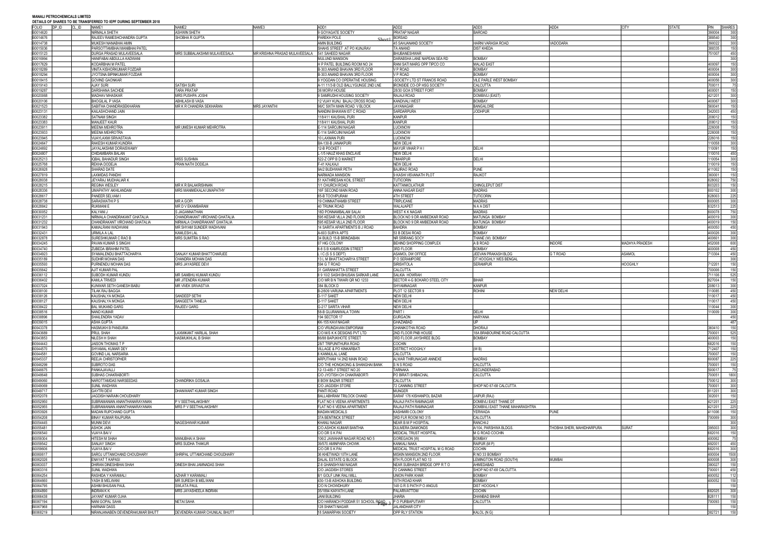**MANALI PETROCHEMICALS LIMITED**

**DETAILS OF SHARES TO BE TRANSFERRED TO IEPF DURING SEPTEMBER 2018**

| FOLIO | DP_ID | CL_ID | NAME1 | NAME2 | NAME3 | ADD1 | ADD2 | ADD3 | ADD4 | CITY | STATE | PIN | SHARES |
|---|---|---|---|---|---|---|---|---|---|---|---|---|---|
| B0014620 | | | NIRMALA SHETH | ASHWIN SHETH | | 9 GOYAGATE SOCIETY | PRATAP NAGAR | BARODA | | | | 390004 | 300 |
| B0014676 | | | RAJEEV RAMESHCHANDRA GUPTA | SHOBHA R GUPTA | | PAREKH POLE | BORSAD | | | | | 388540 | 300 |
| B0014738 | | | MUKESH NANABHAI AMIN | | | AMIN BUILDING | 45 SAHJANAND SOCIETY | HARNI VARASIA ROAD | VADODARA | | | 390022 | 300 |
| B0015036 | | | PARSOTTAMBHAI MANIBHAI PATEL | | | SHAHS STREET AT PO KUNJRAV | TA ANAND | DIST KHEDA | | | | 388335 | 150 |
| B0015123 | | | DURGA PRASAD MULAVEESALA | MRS SUBBALAKSHMI MULAVEESALA | MR KRISHNA PRASAD MULAVEESALA | 541 SAHEED NAGAR | BHUBANESHWAR | | | | | 751007 | 450 |
| B0016994 | | | HANIFABAI ABDULLA KADWANI | | | MULUND MANSION | DARABSHA LANE NAPEAN SEA RD | BOMBAY | | | | | 300 |
| B0017629 | | | KODARBHAI M PATEL | | | H P PATEL BUILDING ROOM NO 24 | RANI SATI MARG OPP TIPCO CO | MALAD EAST | | | | 400097 | 150 |
| B0018289 | | | VINITA KISHORKUMAR FOZDAR | | | B-303 ANAND BHAVAN 3RD FLOOR | V P ROAD | BOMBAY | | | | 400004 | 300 |
| B0018294 | | | JYOTSNA BIPINKUMAR FOZDAR | | | B-303 ANAND BHAVAN 3RD FLOOR | V P ROAD | BOMBAY | | | | 400004 | 300 |
| B0018415 | | | GOVIND GAONKAR | | | 9 YOGDAN CO OPERATIVE HOUSING | -SOCIETY LTD ST FRANCIS ROAD | VILE PARLE WEST BOMBAY | | | | 400056 | 300 |
| B0019143 | | | AJAY SURI | SATISH SURI | | A-11 11/3-B OLD BALLYGUNGE 2ND LNE | IRONSIDE CO-OP HSG SOCIETY | CALCUTTA | | | | 700011 | 75 |
| B0019287 | | | DARSHANA SACHDE | TARA PRATAP | | 36 MORVI HOUSE | 28/30 GOA STREET FORT | BOMBAY | | | | 400001 | 150 |
| B0020068 | | | MADHAV MHASKAR | MRS PUSHPA JOSHI | | 9 SAMRUDHI HOUSING SOCIETY | RAJAJI ROAD | DOMBIVLI (EAST) | | | | 421201 | 300 |
| B0020106 | | | BHOGILAL P VASA | ABHILASH B VASA | | 12 VIJAY KUNJ BAJAJ CROSS ROAD | KANDIVALI WEST | BOMBAY | | | | 400067 | 300 |
| B0021523 | | | SABITHA CHANDRASEKHARAN | MR K R CHANDRA SEKHARAN | MRS JAYANTHI | 36/C SIXTH MAIN ROAD V BLOCK | JAYANAGAR | BANGALORE | | | | 560041 | 150 |
| B0023131 | | | KAILASHCHAND JAIN | | | NANDINI BHAWAN IST C ROAD | SARDARPURA | JODHPUR | | | | 342003 | 450 |
| B0023382 | | | SATNAM SINGH | | | 118/411 KAUSHAL PURI | KANPUR | | | | | 208012 | 150 |
| B0023383 | | | MANJEET KAUR | | | 118/411 KAUSHAL PURI | KANPUR | | | | | 208012 | 150 |
| B0023911 | | | MEENA MEHROTRA | MR UMESH KUMAR MEHROTRA | | E-114 SAROJINI NAGAR | LUCKNOW | | | | | 226008 | 150 |
| B0023933 | | | MEENA MEHROTRA | | | E-114 SAROJINI NAGAR | LUCKNOW | | | | | 226008 | 150 |
| B0023945 | | | VIJAYLAXMI SRIVASTAVA | | | 10 LAXMAN PURI | LUCKNOW | | | | | 226016 | 150 |
| B0024647 | | | RAKESH KUMAR KUNDRA | | | BA-130-B JANAKPURI | NEW DELHI | | | | | 110058 | 300 |
| B0024692 | | | JAYALAKSHMI DORAISWAMY | | | 12-B POCKET I | MAYUR VIHAR P H I | DELHI | | | | 110091 | 150 |
| B0024807 | | | CHIDAMBARA BALAN | | | L-1/5 HAUZ KHAS ENCLAVE | NEW DELHI | | | | | 110016 | 450 |
| B0025213 | | | IQBAL BAHADUR SINGH | MISS SUSHMA | | 522-Z OPP B D MARKET | TIMARPUR | DELHI | | | | 110054 | 300 |
| B0025768 | | | REKHA DODEJA | PRAN NATH DODEJA | | F-41 KALKAJI | NEW DELHI | | | | | 110019 | 150 |
| B0026928 | | | SHARAD DATE | | | 9A/2 BUDHWAR PETH | BAJIRAO ROAD | PUNE | | | | 411002 | 150 |
| B0027819 | | | LAXMIDAS PANDHI | | | NARMADA MANSION | 9 KASHI VISVANATH PLOT | RAJKOT | | | | 360001 | 150 |
| B0028038 | | | JEYARAJ MUDHALIAR K | | | 51 KATHIRESAN KOIL STREET | TUTICORIN | | | | | 628002 | 750 |
| B0028215 | | | REGINA WESLEY | MR K R BALAKRISHNAN | | 1/1 CHURCH ROAD | KATTANKOLATHUR | CHINGLEPUT DIST | | | | 603203 | 150 |
| B0028336 | | | UMAPATHY AKHILANDAM | MRS MANIMEKALAI UMAPATHY | | 16F SECOND MAIN ROAD | ANNA NAGAR EAST | MADRAS | | | | 600102 | 300 |
| B0028617 | | | PANEER SELVAM I | | | 65-B TOOVIPURAM | 4TH STREET | TUTICORIN | | | | 628003 | 225 |
| B0028738 | | | SARASWATHI P S | MR A GOPI | | 19 CHINNATHAMBI STREET | TRIPLICANE | MADRAS | | | | 600005 | 300 |
| B0028842 | | | RUKMANI E | MR D V EKAMBARAM | | 40 TRUNK ROAD | WALAJAPET | N A A DIST | | | | 632513 | 225 |
| B0030052 | | | KALYANI J | S JAGANNATHAN | | 18D PONNAMBALAM SALAI | WEST K K NAGAR | MADRAS | | | | 600078 | 750 |
| B0031231 | | | NIRMALA CHANDRAKANT GHATALIA | CHANDRAKANT VIRCHAND GHATALIA | | 595 KESAR VILLA 2ND FLOOR | BLOCK NO 9 DR AMBEDKAR ROAD | MATUNGA BOMBAY | | | | 400019 | 300 |
| B0031232 | | | CHANDRAKANT VIRCHAND GHATALIA | NIRMALA CHANDRAKANT GHATALIA | | 595 KESAR VILLA 2ND FLOOR | BLOCK NO 9 DR AMBEDKAR ROAD | MATUNGA BOMBAY | | | | 400019 | 150 |
| B0031943 | | | KAMALRANI WADHVANI | MR SHYAM SUNDER WADHVANI | | 14 SARITA APARTMENTS B J ROAD | BAHDRA | BOMBAY | | | | 400050 | 450 |
| B0032431 | | | URMILA A LAL | KAMLESH LAL | | A-603 SURYA APTS | 53 B DESAI ROAD | BOMBAY | | | | 400026 | 300 |
| B0032878 | | | SURESHKUMAR C RAO B | MRS SUMITRA S RAO | | 34 BUILD 15-B BRINDABAN | NR SRIRANG SOCY | THANE (W) BOMBAY | | | | 400601 | 300 |
| B0034245 | | | PAVAN KUMAR S SINGHI | | | 07 HIG COLONY | BEHIND SHOPPING COMPLEX | A B ROAD | INDORE | MADHYA PRADESH | | 452008 | 600 |
| B0034740 | | | ZUBEDA IBRAHIM PATEL | | | 6-8 S B KAMRUDDIN STREET | 3RD FLOOR | BOMBAY | | | | 400008 | 450 |
| B0034923 | | | SYAMALENDU BHATTACHARYA | SANJAY KUMAR BHATTCHARJEE | | L I C (S S S DEPT) | ASAMOL DW OFFICE | JEEVAN PRAKASH BLDG | G T ROAD | ASAMOL | | 713304 | 450 |
| B0035189 | | | SUDHIR MOHAN DAS | CHANDRA MOHAN DAS | | 13 L M BHATTACHARYA STREET | P O SERAMPORE | DT HOOGHLY WES BENGAL | | | | | 300 |
| B0035593 | | | PURNENDU MOHAN DAS | MRS JAYASREE DEVI | | 594 G T ROAD | SIRISHTOLA | SERAMPUR | | HOOGHLY | | 712201 | 150 |
| B0035642 | | | AJIT KUMAR PAL | | | 31 GARANHATTA STREET | CALCUTTA | | | | | 700006 | 150 |
| B0036112 | | | SUBODH KUMAR KUNDU | MR SAMBHU KUMAR KUNDU | | 8 9 10/2 SASHI BHUSAN SARKAR LANE | SALKIA HOWRAH | | | | | 711106 | 525 |
| B0036402 | | | KAMLA TRIVEDI | MR JITENDRA KUMAR | | C/O MR B N TIWARI QR NO 1233 | SECTOR 4-G BOKARO STEEL CITY | BIHAR | | | | 827004 | 150 |
| B0037024 | | | KUNWAR SETH GANESH BABU | MR VIVEK SRIVASTVA | | 384 BLOCK D | SHYAMNAGAR | KANPUR | | | | 208013 | 300 |
| B0038100 | | | TILAK RAJ BAGGA | | | B-2/609 VARUNA APARTMENTS | PLOT 12 SECTOR 9 | ROHINI | NEW DELHI | | | 110085 | 450 |
| B0038126 | | | KAUSHALYA MONGA | SANDEEP SETHI | | D-117 SAKET | NEW DELHI | | | | | 110017 | 450 |
| B0038127 | | | KAUSHALYA MONGA | SANGEETA TANEJA | | D-117 SAKET | NEW DELHI | | | | | 110017 | 450 |
| B0038422 | | | BAL MUKAND GARG | RAJEEV GARG | | G-217 SARITA VIHAR | NEW DELHI | | | | | 110044 | 300 |
| B0038516 | | | NAND KUMAR | | | 58-B GUJRANWALA TOWN | PART I | DELHI | | | | 110009 | 300 |
| B0038896 | | | SHAILENDRA YADAV | | | 194 SECTOR 17 | GURGAON | HARYANA | | | | | 450 |
| B0039015 | | | ASHA GUPTA | | | KK-155 KAVI NAGAR | GHAZIABAD | UP | | | | | 487 |
| B0043378 | | | HASMUKH B PANSURIA | | | C/O VRUNDAVAN EMPORIAM | GHANIKOTHA ROAD | DHORAJI | | | | 360410 | 150 |
| B0043689 | | | PRUL SHAH | LAXMIKANT HARILAL SHAH | | C/O M/S K K DESIGNS PVT LTD | 2ND FLOOR PNB HOUSE | 18A BRABOURNE ROAD CALCUTTA | | | | 700001 | 525 |
| B0043853 | | | NILESH H SHAH | HASMUKHLAL B SHAH | | 86/88 BAPUKHOTE STREET | 3RD FLOOR JAYSHREE BLDG | BOMBAY | | | | 400003 | 150 |
| B0044443 | | | JAISON THOMAS T P | | | 28/7 TRIPUNITHURA ROAD | COCHIN | | | | | 682016 | 150 |
| B0044570 | | | SHYAMAL KUMAR DEY | | | VILLAGE & PO KINKARBATI | DISTRICT HOOGHLY | (W B) | | | | 712407 | 150 |
| B0044581 | | | GOVIND LAL NARSARIA | | | 6 KANNULAL LANE | CALCUTTA | | | | | 700007 | 150 |
| B0045337 | | | REEJA CHRISTOPHER | | | ARPUTHAM 14 2ND MAIN ROAD | ALWAR THIRUNAGAR ANNEXE | MADRAS | | | | 600087 | 225 |
| B0046299 | | | SUBROTO DAS | | | C/O THE HONGKONG & SHANGHAI BANK | S N S ROAD | CALCUTTA | | | | 700001 | 150 |
| B0046675 | | | PANKAJAVALLI | | | 12-13-485-7 STREET NO 20 | TARNAKA | SECUNDERABAD | | | | 500017 | 75 |
| B0048648 | | | SUBHAS CHAKRABORTI | | | C/O JYOTISH CH CHAKRABORTI | PO BIRATI SHIBACHAL | CALCUTTA | | | | 700051 | 1800 |
| B0049060 | | | NAROTTAMDAS NARSEEDAS | CHANDRIKA GOSALIA | | 8 BOW BAZAR STREET | CALCUTTA | | | | | 700012 | 300 |
| B0049069 | | | SUNIL WADHWA | | | C/O JAGDISH STORE | 72 CANNING STREET | SHOP NO 67-68 CALCUTTA | | | | 700001 | 300 |
| B0049717 | | | GAYTRI DEVI | DHANWANT KUMAR SINGH | | PANTI ROAD | MUNGER | | | | | 811201 | 300 |
| B0052078 | | | JAGDISH NARAIN CHOUDHARY | | | BALLABHRAM TRILOCK CHAND | SARAF 176 KISHANPOL BAZAR | JAIPUR (RAJ) | | | | 302001 | 150 |
| B0052950 | | | SUBRAMANIAN ANANTHANARAYANAN | P V SEETHALAKSHMY | | FLAT NO 6 VEENA APARTMENTS | RAJAJI PATH RAMNAGAR | DOMBIVLI EAST THANE DT | | | | 421201 | 225 |
| B0052955 | | | SUBRAMANIAN ANANTHANARAYANAN | MRS P V SEETHALAKSHMY | | FLAT NO 6 VEENA APARTMENT | RAJAJI PATH RAMNAGAR | DOMBIVLI EAST THANE MAHARASHTRA | | | | 421201 | 225 |
| B0053926 | | | MADAN RUPCHAND GUPTA | | | MADAN MEDICALS | KASHMIRI COLONY | YERWADA | PUNE | | | 411006 | 150 |
| B0054208 | | | BINAY KUMAR RAJPURIA | | | 37A BENTINCK STREET | 3RD FLR ROOM NO 315 | CALCUTTA | | | | 700069 | 300 |
| B0054445 | | | MUNNI DEVI | NAGESHWAR KUMAR | | KHANIJ NAGAR | NEAR B M P HOSPITAL | RANCHI-2 | | | | | 300 |
| B0055481 | | | ASHOK JAIN | | | C/O ASHOK KUMAR BANTHIA | DULMERA DIAMONDS | A/104, PARSHWA BLDGS. | THOBHA SHERI, MAHIDHARPURA | SURAT | | 395003 | 300 |
| B0056540 | | | VIJAYA BAI V | | | C/O DR S K PAI | MEDICAL TRUST HOSPITAL | M G ROAD COCHIN | | | | 682016 | 150 |
| B0059304 | | | HITESH M SHAH | MANUBHAI A SHAH | | 106/2 JAWAHAR NAGAR ROAD NO 5 | GOREGAON (W) | BOMBAY | | | | 400062 | 75 |
| B0059542 | | | SANJAY SINGH | MRS SUDHA THAKUR | | 39/570 AMINPARA CHOWK | KANKALI NAKA | RAIPUR (M P) | | | | 492001 | 450 |
| B0059606 | | | VIJAYA BAI V | | | C/O DR S K PAI | MEDICAL TRUST HOSPITAL M G ROAD | COCHIN | | | | 682016 | 300 |
| B0060617 | | | SAROJ UTTAMCHAND CHOUDHARY | SHRIPAL UTTAMCHAND CHOUDHARY | | 36 KHETWADI 10TH LANE | MISKIN MANSION 2ND FLOOR | R NO 33 BOMBAY | | | | 400004 | 1500 |
| B0062026 | | | ENAYAT T KAPASI | | | DALAL ESTATE Q BLOCK | 6TH FLOOR FLAT NO 13 | LEMINGTON ROAD (SOUTH) | MUMBAI | | | 400008 | 300 |
| B0062037 | | | DHIRAN DINESHBHAI SHAH | DINESH BHAI JAMNADAS SHAH | | Z-8 GHANSHYAM NAGAR | NEAR SUBHASH BRIDGE OPP R T O | AHMEDABAD | | | | 380027 | 150 |
| B0063316 | | | SUNIL WADHWA | | | C/O JAGDISH STORES | 72 CANNING STREET | SHOP NO 67-68 CALCUTTA | | | | 700001 | 450 |
| B0064254 | | | RASHIDA Y KARAMALI | AZHAR Y KARAMALI | | 8/1 GOLF LINK RALI MILL | UNION PARK KHAR | BOMBAY | | | | 400052 | 112 |
| B0064660 | | | YASH B MELWANI | MR SURESH B MELWANI | | 430-13-B ASHOKA BUILDING | 15TH ROAD KHAR | BOMBAY | | | | 400052 | 150 |
| B0064795 | | | ASHIM BHUSAN PAUL | SWLATA PAUL | | C/O N CHOWDHURY | 148 G R S PATH P O ANGUS | DIST HOOGHLY | | | | | 150 |
| B0064890 | | | INDRAN K K | MRS JAYASHEELA INDRAN | | 35/1894 KAIYATH LANE | PALARIVATTOM | COCHIN | | | | 682025 | 300 |
| B0066438 | | | JAYANT KUMAR OJHA | | | JANI BUILDING | JHARIA | DHANBAD BIHAR | | | | 828111 | 150 |
| B0067194 | | | NANI GOPAL SAHA | NETAI SAHA | | C/O HARANCH PODDAR 51 SCHOOL ROAD | P O PURBAPUTIARY | CALCUTTA | | | | 700093 | 150 |
| B0067968 | | | HARNAM DASS | | | 128 SHAKTI NAGAR | JALANDHAR CITY | | | | | | 150 |
| B0068219 | | | NIRANJANABEN DEVENDRAKUMAR BHUTT | DEVENDRA KUMAR CHUNILAL BHUTT | | 18 SAMARPAN SOCIETY | OPP RLY STATION | KALOL (N G) | | | | 382721 | 150 |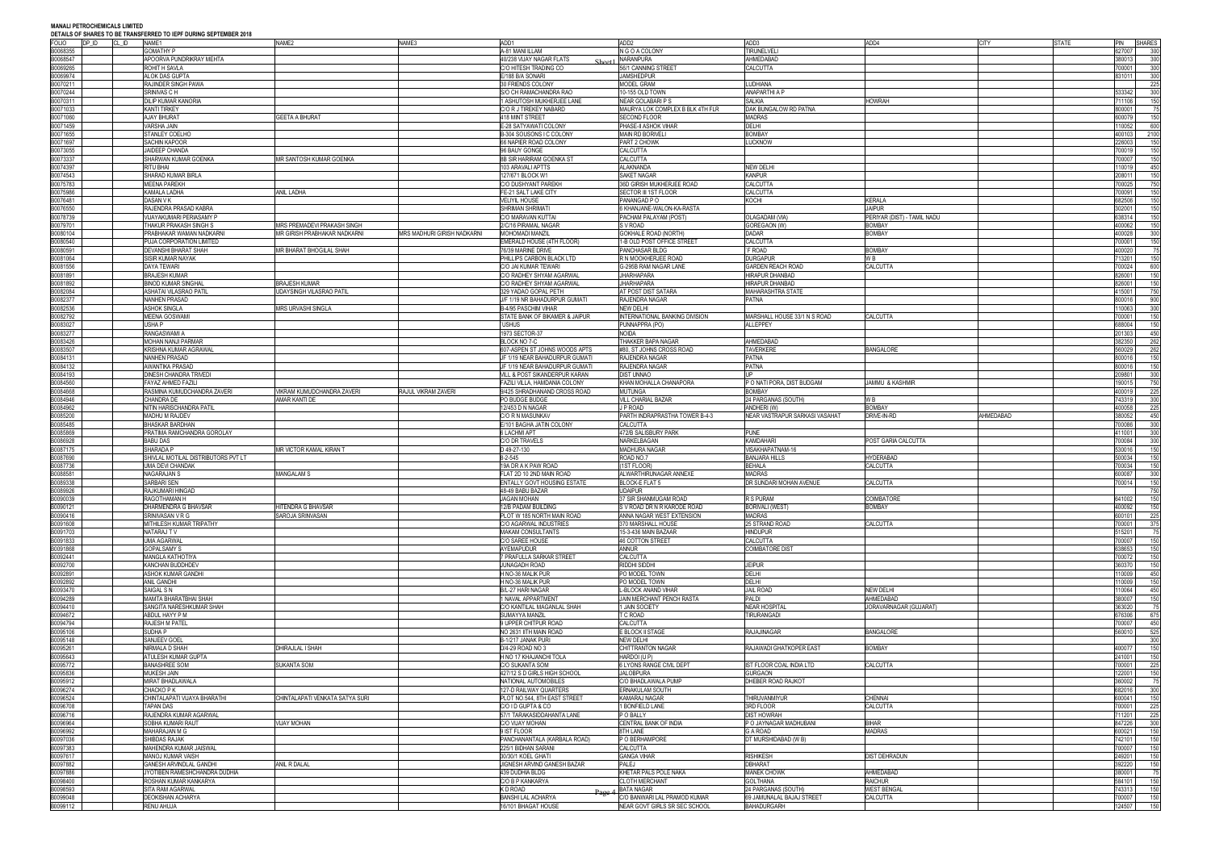**MANALI PETROCHEMICALS LIMITED**

**DETAILS OF SHARES TO BE TRANSFERRED TO IEPF DURING SEPTEMBER 2018**

| FOLIO | DP_ID | CL_ID | NAME1 | NAME2 | NAME3 | ADD1 | ADD2 | ADD3 | ADD4 | CITY | STATE | PIN | SHARES |
|---|---|---|---|---|---|---|---|---|---|---|---|---|---|
| B0068355 | | | GOMATHY P | | | A-81 MANI ILLAM | N G O A COLONY | TIRUNELVELI | | | | 627007 | 300 |
| B0068547 | | | APOORVA PUNDRIKRAY MEHTA | | | 40/238 VIJAY NAGAR FLATS | NARANPURA | AHMEDABAD | | | | 380013 | 300 |
| B0069265 | | | ROHIT H SAVLA | | | C/O HITESH TRADING CO | 56/1 CANNING STREET | CALCUTTA | | | | 700001 | 300 |
| B0069974 | | | ALOK DAS GUPTA | | | E/188 B/A SONARI | JAMSHEDPUR | | | | | 831011 | 300 |
| B0070211 | | | RAJINDER SINGH PAWA | | | 30 FRIENDS COLONY | MODEL GRAM | LUDHIANA | | | | | 225 |
| B0070244 | | | SRINIVAS C H | | | S/O CH RAMACHANDRA RAO | 10-155 OLD TOWN | ANAPARTHI A P | | | | 533342 | 300 |
| B0070311 | | | DILIP KUMAR KANORIA | | | 1 ASHUTOSH MUKHERJEE LANE | NEAR GOLABARI P S | SALKIA | HOWRAH | | | 711106 | 150 |
| B0071033 | | | KANTI TIRKEY | | | C/O R J TIREKEY NABARD | MAURYA LOK COMPLEX B BLK 4TH FLR | DAK BUNGALOW RD PATNA | | | | 800001 | 75 |
| B0071060 | | | AJAY BHURAT | GEETA A BHURAT | | 418 MINT STREET | SECOND FLOOR | MADRAS | | | | 600079 | 150 |
| B0071459 | | | VARSHA JAIN | | | E-28 SATYAWATI COLONY | PHASE-II ASHOK VIHAR | DELHI | | | | 110052 | 600 |
| B0071655 | | | STANLEY COELHO | | | B-304 SOUSONS I C COLONY | MAIN RD BORIVELI | BOMBAY | | | | 400103 | 2100 |
| B0071697 | | | SACHIN KAPOOR | | | 66 NAPIER ROAD COLONY | PART 2 CHOWK | LUCKNOW | | | | 226003 | 150 |
| B0073055 | | | JAIDEEP CHANDA | | | 66 BAIJY GONGE | CALCUTTA | | | | | 700019 | 150 |
| B0073337 | | | SHARWAN KUMAR GOENKA | MR SANTOSH KUMAR GOENKA | | 8B SIR HARIRAM GOENKA ST | CALCUTTA | | | | | 700007 | 150 |
| B0074397 | | | RITU BHAI | | | 103 ARAVALI APTTS | ALAKNANDA | NEW DELHI | | | | 110019 | 450 |
| B0074543 | | | SHARAD KUMAR BIRLA | | | 127/671 BLOCK W1 | SAKET NAGAR | KANPUR | | | | 208011 | 150 |
| B0075783 | | | MEENA PAREKH | | | C/O DUSHYANT PAREKH | 36D GIRISH MUKHERJEE ROAD | CALCUTTA | | | | 700025 | 750 |
| B0075986 | | | KAMALA LADHA | ANIL LADHA | | FE-21 SALT LAKE CITY | SECTOR III 1ST FLOOR | CALCUTTA | | | | 700091 | 150 |
| B0076481 | | | DASAN V K | | | VELIYIL HOUSE | PANANGAD P O | KOCHI | KERALA | | | 682506 | 150 |
| B0076550 | | | RAJENDRA PRASAD KABRA | | | SHRIMAN SHRIMATI | 6 KHANJANE-WALON-KA-RASTA | | JAIPUR | | | 302001 | 150 |
| B0078739 | | | VIJAYAKUMARI PERIASAMY P | | | C/O MARAVAN KUTTAI | PACHAM PALAYAM (POST) | OLAGADAM (VIA) | PERIYAR (DIST) - TAMIL NADU | | | 638314 | 150 |
| B0079701 | | | THAKUR PRAKASH SINGH S | MRS PREMADEVI PRAKASH SINGH | | 2/C/16 PIRAMAL NAGAR | S V ROAD | GOREGAON (W) | BOMBAY | | | 400062 | 150 |
| B0080104 | | | PRABHAKAR WAMAN NADKARNI | MR GIRISH PRABHAKAR NADKARNI | MRS MADHURI GIRISH NADKARNI | MOHOMADI MANZIL | GOKHALE ROAD (NORTH) | DADAR | BOMBAY | | | 400028 | 300 |
| B0080540 | | | PUJA CORPORATION LIMITED | | | EMERALD HOUSE (4TH FLOOR) | 1-B OLD POST OFFICE STREET | CALCUTTA | | | | 700001 | 150 |
| B0080591 | | | DEVANSHI BHARAT SHAH | MR BHARAT BHOGILAL SHAH | | 76/39 MARINE DRIVE | PANCHASAR BLDG | 'F' ROAD | BOMBAY | | | 400020 | 75 |
| B0081064 | | | SISIR KUMAR NAYAK | | | PHILLIPS CARBON BLACK LTD | R N MOOKHERJEE ROAD | DURGAPUR | W B | | | 713201 | 150 |
| B0081556 | | | DAYA TEWARI | | | C/O JAI KUMAR TEWARI | G-295B RAM NAGAR LANE | GARDEN REACH ROAD | CALCUTTA | | | 700024 | 600 |
| B0081891 | | | BRAJESH KUMAR | | | C/O RADHEY SHYAM AGARWAL | JHARHAPARA | HIRAPUR DHANBAD | | | | 826001 | 150 |
| B0081892 | | | BINOD KUMAR SINGHAL | BRAJESH KUMAR | | C/O RADHEY SHYAM AGARWAL | JHARHAPARA | HIRAPUR DHANBAD | | | | 826001 | 150 |
| B0082084 | | | ASHATAI VILASRAO PATIL | UDAYSINGH VILASRAO PATIL | | 329 YADAO GOPAL PETH | AT POST DIST SATARA | MAHARASHTRA STATE | | | | 415001 | 750 |
| B0082377 | | | NANHEN PRASAD | | | J/F 1/19 NR BAHADURPUR GUMATI | RAJENDRA NAGAR | PATNA | | | | 800016 | 900 |
| B0082536 | | | ASHOK SINGLA | MRS URVASHI SINGLA | | B-4/95 PASCHIM VIHAR | NEW DELHI | | | | | 110063 | 300 |
| B0082792 | | | MEENA GOSWAMI | | | STATE BANK OF BIKANER & JAIPUR | INTERNATIONAL BANKING DIVISION | MARSHALL HOUSE 33/1 N S ROAD | CALCUTTA | | | 700001 | 150 |
| B0083027 | | | USHA P | | | 'USHUS | PUNNAPPRA (PO) | ALLEPPEY | | | | 688004 | 150 |
| B0083277 | | | RANGASWAMI A | | | 1973 SECTOR-37 | NOIDA | | | | | 201303 | 450 |
| B0083426 | | | MOHAN NANJI PARMAR | | | BLOCK NO 7-C | THAKKER BAPA NAGAR | AHMEDABAD | | | | 382350 | 262 |
| B0083507 | | | KRISHNA KUMAR AGRAWAL | | | 607-ASPEN ST JOHNS WOODS APTS | #80, ST JOHNS CROSS ROAD | TAVERKERE | BANGALORE | | | 560029 | 262 |
| B0084131 | | | NANHEN PRASAD | | | JF 1/19 NEAR BAHADURPUR GUMATI | RAJENDRA NAGAR | PATNA | | | | 800016 | 150 |
| B0084132 | | | AWANTIKA PRASAD | | | JF 1/19 NEAR BAHADURPUR GUMATI | RAJENDRA NAGAR | PATNA | | | | 800016 | 150 |
| B0084193 | | | DINESH CHANDRA TRIVEDI | | | VILL & POST SIKANDERPUR KARAN | DIST UNNAO | UP | | | | 209801 | 300 |
| B0084560 | | | FAYAZ AHMED FAZILI | | | FAZILI VILLA, HAMDANIA COLONY | KHAN MOHALLA CHANAPORA | P O NATI PORA, DIST BUDGAM | JAMMU & KASHMIR | | | 190015 | 750 |
| B0084668 | | | RASMINA KUMUDCHANDRA ZAVERI | VIKRAM KUMUDCHANDRA ZAVERI | RAJUL VIKRAM ZAVERI | 9/425 SHRADHANAND CROSS ROAD | MUTUNGA | BOMBAY | | | | 400019 | 225 |
| B0084946 | | | CHANDRA DE | AMAR KANTI DE | | PO BUDGE BUDGE | VILL CHARIAL BAZAR | 24 PARGANAS (SOUTH) | W B | | | 743319 | 300 |
| B0084962 | | | NITIN HARISCHANDRA PATIL | | | 12/453 D N NAGAR | J P ROAD | ANDHERI (W) | BOMBAY | | | 400058 | 225 |
| B0085200 | | | MADHU M RAJDEV | | | C/O R M SUNKAV | PARTH INDRAPRASTHA TOWER B-4-3 | NEAR VASTRAPUR SARKASI VASAHAT | DRIVE-IN-RD | AHMEDABAD | | 380052 | 450 |
| B0085485 | | | BHASKAR BARDHAN | | | E/101 BAGHA JATIN COLONY | CALCUTTA | | | | | 700086 | 300 |
| B0085869 | | | PRATIMA RAMCHANDRA GOROLAY | | | 6 LACHMI APT | 472/B SALISBURY PARK | PUNE | | | | 411001 | 300 |
| B0086928 | | | BABU DAS | | | C/O DR TRAVELS | NARKELBAGAN | KAMDAHARI | POST GARIA CALCUTTA | | | 700084 | 300 |
| B0087175 | | | SHARADA P | MR VICTOR KAMAL KIRAN T | | D 49-27-130 | MADHURA NAGAR | VISAKHAPATNAM-16 | | | | 530016 | 150 |
| B0087690 | | | SHIVLAL MOTILAL DISTRIBUTORS PVT LT | | | 8-2-545 | ROAD NO.7 | BANJARA HILLS | HYDERABAD | | | 500034 | 150 |
| B0087736 | | | UMA DEVI CHANDAK | | | 19A DR A K PAW ROAD | (1ST FLOOR) | BEHALA | CALCUTTA | | | 700034 | 150 |
| B0088581 | | | NAGARAJAN S | MANGALAM S | | FLAT 2D 10 2ND MAIN ROAD | ALWARTHIRUNAGAR ANNEXE | MADRAS | | | | 600087 | 300 |
| B0089338 | | | SARBARI SEN | | | ENTALLY GOVT HOUSING ESTATE | BLOCK-E FLAT 5 | DR SUNDARI MOHAN AVENUE | CALCUTTA | | | 700014 | 150 |
| B0089926 | | | RAJKUMARI HINGAD | | | 48-49 BABU BAZAR | UDAIPUR | | | | | | 750 |
| B0090039 | | | RAGOTHAMAN H | | | JAGAN MOHAN | 37 SIR SHANMUGAM ROAD | R S PURAM | COIMBATORE | | | 641002 | 150 |
| B0090121 | | | DHARMENDRA G BHAVSAR | HITENDRA G BHAVSAR | | 12/B PADAM BUILDING | S V ROAD DR N R KARODE ROAD | BORIVALI (WEST) | BOMBAY | | | 400092 | 150 |
| B0090416 | | | SRINIVASAN V R G | SAROJA SRINIVASAN | | PLOT W 185 NORTH MAIN ROAD | ANNA NAGAR WEST EXTENSION | MADRAS | | | | 600101 | 225 |
| B0091608 | | | MITHILESH KUMAR TRIPATHY | | | C/O AGARWAL INDUSTRIES | 370 MARSHALL HOUSE | 25 STRAND ROAD | CALCUTTA | | | 700001 | 375 |
| B0091703 | | | NATARAJ T V | | | MAKAM CONSULTANTS | 15-3-436 MAIN BAZAAR | HINDUPUR | | | | 515201 | 75 |
| B0091833 | | | UMA AGARWAL | | | C/O SAREE HOUSE | 48 COTTON STREET | CALCUTTA | | | | 700007 | 150 |
| B0091868 | | | GOPALSAMY S | | | AYEMAPUDUR | ANNUR | COIMBATORE DIST | | | | 638653 | 150 |
| B0092441 | | | MANGLA KATHOTIYA | | | 7 PRAFULLA SARKAR STREET | CALCUTTA | | | | | 700072 | 150 |
| B0092700 | | | KANCHAN BUDDHDEV | | | JUNAGADH ROAD | RIDDHI SIDDHI | JEIPUR | | | | 360370 | 150 |
| B0092891 | | | ASHOK KUMAR GANDHI | | | H NO-36 MALIK PUR | PO MODEL TOWN | DELHI | | | | 110009 | 450 |
| B0092892 | | | ANIL GANDHI | | | H NO-36 MALIK PUR | PO MODEL TOWN | DELHI | | | | 110009 | 150 |
| B0093470 | | | SAIGAL S N | | | B/L-27 HARI NAGAR | L-BLOCK ANAND VIHAR | JAIL ROAD | NEW DELHI | | | 110064 | 450 |
| B0094289 | | | MAMTA BHARATBHAI SHAH | | | 1 NAVAL APPARTMENT | JAIN MERCHANT PENCH RASTA | PALDI | AHMEDABAD | | | 380007 | 150 |
| B0094410 | | | SANGITA NARESHKUMAR SHAH | | | C/O KANTILAL MAGANLAL SHAH | 1 JAIN SOCIETY | NEAR HOSPITAL | JORAVARNAGAR (GUJARAT) | | | 363020 | 75 |
| B0094672 | | | ABDUL HAYY P M | | | SUMAYYA MANZIL | T C ROAD | TIRURANGADI | | | | 676306 | 675 |
| B0094794 | | | RAJESH M PATEL | | | 9 UPPER CHITPUR ROAD | CALCUTTA | | | | | 700007 | 450 |
| B0095108 | | | SUDHA P | | | NO 2631 IITH MAIN ROAD | E BLOCK II STAGE | RAJAJINAGAR | BANGALORE | | | 560010 | 525 |
| B0095148 | | | SANJEEV GOEL | | | B-1/217 JANAK PURI | NEW DELHI | | | | | | 300 |
| B0095261 | | | NIRMALA D SHAH | DHIRAJLAL I SHAH | | D/4-29 ROAD NO 3 | CHITTRANTON NAGAR | RAJAWADI GHATKOPER EAST | BOMBAY | | | 400077 | 150 |
| B0095643 | | | ATULESH KUMAR GUPTA | | | H NO 17 KHAJANCHI TOLA | HARDOI (U P) | | | | | 241001 | 150 |
| B0095772 | | | BANASHREE SOM | SUKANTA SOM | | C/O SUKANTA SOM | 6 LYONS RANGE CIVIL DEPT | IST FLOOR COAL INDIA LTD | CALCUTTA | | | 700001 | 225 |
| B0095836 | | | MUKESH JAIN | | | 427/12 S D GIRLS HIGH SCHOOL | JALOBPURA | GURGAON | | | | 122001 | 150 |
| B0095912 | | | MIRAT BHADLAWALA | | | NATIONAL AUTOMOBILES | C/O BHADLAWALA PUMP | DHEBER ROAD RAJKOT | | | | 360002 | 75 |
| B0096274 | | | CHACKO P K | | | 127-D RAILWAY QUARTERS | ERNAKULAM SOUTH | | | | | 682016 | 300 |
| B0096524 | | | CHINTALAPATI VIJAYA BHARATHI | CHINTALAPATI VENKATA SATYA SURI | | PLOT NO.544, 8TH EAST STREET | KAMARAJ NAGAR | THIRUVANMIYUR | CHENNAI | | | 600041 | 150 |
| B0096708 | | | TAPAN DAS | | | C/O I D GUPTA & CO | 1 BONFIELD LANE | 3RD FLOOR | CALCUTTA | | | 700001 | 225 |
| B0096716 | | | RAJENDRA KUMAR AGARWAL | | | 57/1 TARAKASIDDAHANTA LANE | P O BALLY | DIST HOWRAH | | | | 711201 | 225 |
| B0096964 | | | SOBHA KUMARI RAUT | VIJAY MOHAN | | C/O VIJAY MOHAN | CENTRAL BANK OF INDIA | P O JAYNAGAR MADHUBANI | BIHAR | | | 847226 | 300 |
| B0096992 | | | MAHARAJAN M G | | | 8 IST FLOOR | 8TH LANE | G A ROAD | MADRAS | | | 600021 | 150 |
| B0097036 | | | SHIBDAS RAJAK | | | PANCHANANTALA (KARBALA ROAD) | P O BERHAMPORE | DT MURSHIDABAD (W B) | | | | 742101 | 150 |
| B0097383 | | | MAHENDRA KUMAR JAISWAL | | | 225/1 BIDHAN SARANI | CALCUTTA | | | | | 700007 | 150 |
| B0097617 | | | MANOJ KUMAR VAISH | | | 30/30/1 KOEL GHATI | GANGA VIHAR | RISHIKESH | DIST DEHRADUN | | | 249201 | 150 |
| B0097882 | | | GANESH ARVINDLAL GANDHI | ANIL R DALAL | | JIGNESH ARVIND GANESH BAZAR | PALEJ | DBHARAT | | | | 392220 | 150 |
| B0097886 | | | JYOTIBEN RAMESHCHANDRA DUDHIA | | | 439 DUDHIA BLDG | KHETAR PALS POLE NAKA | MANEK CHOWK | AHMEDABAD | | | 380001 | 75 |
| B0098400 | | | ROSHAN KUMAR KANKARYA | | | C/O B P KANKARYA | CLOTH MERCHANT | GOLTHANA | RAICHUR | | | 584101 | 150 |
| B0098593 | | | SITA RAM AGARWAL | | | K D ROAD | BATA NAGAR | 24 PARGANAS (SOUTH) | WEST BENGAL | | | 743313 | 150 |
| B0099048 | | | DEOKISHAN ACHARYA | | | BANSHI LAL ACHARYA | C/O BANWARI LAL PRAMOD KUMAR | 69 JAMUNALAL BAJAJ STREET | CALCUTTA | | | 700007 | 150 |
| B0099112 | | | RENU AHUJA | | | 16/101 BHAGAT HOUSE | NEAR GOVT GIRLS SR SEC SCHOOL | BAHADURGARH | | | | 124507 | 150 |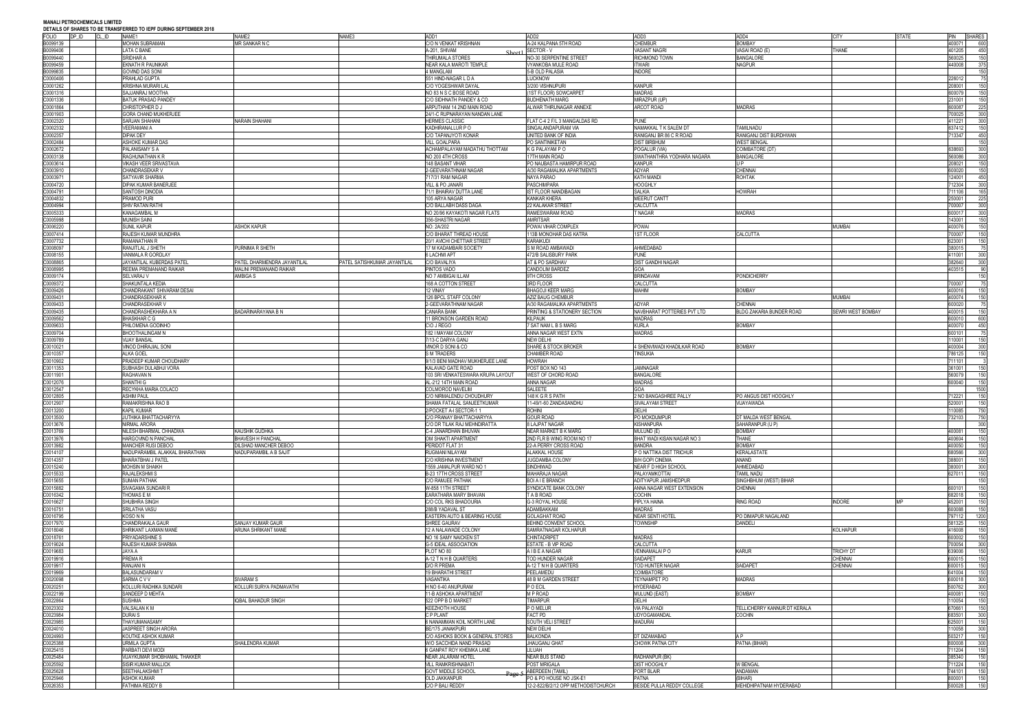**MANALI PETROCHEMICALS LIMITED**

**DETAILS OF SHARES TO BE TRANSFERRED TO IEPF DURING SEPTEMBER 2018**

| FOLIO | DP_ID | CL_ID | NAME1 | NAME2 | NAME3 | ADD1 | ADD2 | ADD3 | ADD4 | CITY | STATE | PIN | SHARES |
|---|---|---|---|---|---|---|---|---|---|---|---|---|---|
| B0099139 | | | MOHAN SUBRAMAN | MR SANKAR N C | | C/O N VENKAT KRISHNAN | A-24 KALPANA 5TH ROAD | CHEMBUR | BOMBAY | | | 400071 | 600 |
| B0099406 | | | LATA C BANE | | | A-201, SHIVAM | SECTOR - V | VASANT NAGRI | VASAI ROAD (E) | THANE | | 401205 | 450 |
| B0099440 | | | SRIDHAR A | | | THIRUMALA STORES | NO-30 SERPENTINE STREET | RICHMOND TOWN | BANGALORE | | | 560025 | 150 |
| B0099459 | | | EKNATH R PAUNIKAR | | | NEAR KALA MAROTI TEMPLE | VYANKOBA MULE ROAD | ITWARI | NAGPUR | | | 440008 | 375 |
| B0099835 | | | GOVIND DAS SONI | | | 4 MANGLAM | 5-B OLD PALASIA | INDORE | | | | | 150 |
| C0000406 | | | PRAHLAD GUPTA | | | 551 HIND-NAGAR L D A | LUCKNOW | | | | | 226012 | 75 |
| C0001262 | | | KRISHNA MURARI LAL | | | C/O YOGESHWAR DAYAL | 3/200 VISHNUPURI | KANPUR | | | | 208001 | 150 |
| C0001316 | | | SAJJANRAJ MOOTHA | | | NO 83 N S C BOSE ROAD | (1ST FLOOR) SOWCARPET | MADRAS | | | | 600079 | 150 |
| C0001336 | | | BATUK PRASAD PANDEY | | | C/O SIDHNATH PANDEY & CO | BUDHENATH MARG | MIRAZPUR (UP) | | | | 231001 | 150 |
| C0001864 | | | CHRISTOPHER D J | | | ARPUTHAM 14 2ND MAIN ROAD | ALWAR THIRUNAGAR ANNEXE | ARCOT ROAD | MADRAS | | | 600087 | 225 |
| C0001903 | | | GORA CHAND MUKHERJEE | | | 24/1-C RUPNARAYAN NANDAN LANE | | | | | | 700025 | 300 |
| C0002320 | | | SARJAN SHAHANI | NARAIN SHAHANI | | HERMES CLASSIC | FLAT C-4 2 F/L 3 MANGALDAS RD | PUNE | | | | 411221 | 300 |
| C0002332 | | | VEERAMANI A | | | KADHIRANALLUR P O | SINGALANDAPURAM VIA | NAMAKKAL T K SALEM DT | TAMILNADU | | | 637412 | 150 |
| C0002357 | | | DIPAK DEY | | | C/O TAPANJYOTI KONAR | UNITED BANK OF INDIA | RANIGANJ BR 86 C R ROAD | RANIGANJ DIST BURDHWAN | | | 713347 | 450 |
| C0002484 | | | ASHOKE KUMAR DAS | | | VILL GOALPARA | PO SANTINIKETAN | DIST BIRBHUM | WEST BENGAL | | | | 150 |
| C0002672 | | | PALANISAMY S A | | | ACHAMPALAYAM MADATHU THOTTAM | K G PALAYAM P O | POGALUR (VIA) | COIMBATORE (DT) | | | 638693 | 300 |
| C0003138 | | | RAGHUNATHAN K R | | | NO 200 4TH CROSS | 17TH MAIN ROAD | SWATHANTHRA YODHARA NAGARA | BANGALORE | | | 560086 | 300 |
| C0003614 | | | VIKASH VEER SRIVASTAVA | | | 148 BASANT VIHAR | PO NAUBASTA HAMIRPUR ROAD | KANPUR | U P | | | 208021 | 150 |
| C0003910 | | | CHANDRASEKAR V | | | 2-GEEVARATHNAM NAGAR | A/30 RAGAMALIKA APARTMENTS | ADYAR | CHENNAI | | | 600020 | 150 |
| C0003971 | | | SATYAVIR SHARMA | | | 717/31 RAM NAGAR | NAYA PARAO | KATH MANDI | ROHTAK | | | 124001 | 450 |
| C0004720 | | | DIPAK KUMAR BANERJEE | | | VILL & PO JANARI | PASCHIMPARA | HOOGHLY | | | | 712304 | 300 |
| C0004791 | | | SANTOSH DINODIA | | | 71/1 BHAIRAV DUTTA LANE | IST FLOOR NANDIBAGAN | SALKIA | HOWRAH | | | 711106 | 165 |
| C0004832 | | | PRAMOD PURI | | | 105 ARYA NAGAR | KANKAR KHERA | MEERUT CANTT | | | | 250001 | 225 |
| C0004994 | | | SHIV RATAN RATHI | | | C/O BALLABH DASS DAGA | 22 KALAKAR STREET | CALCUTTA | | | | 700007 | 300 |
| C0005333 | | | KANAGAMBAL M | | | NO 20/96 KAYAKOTI NAGAR FLATS | RAMESWARAM ROAD | T NAGAR | MADRAS | | | 600017 | 300 |
| C0005998 | | | MUNISH SAINI | | | 356-SHASTRI NAGAR | AMRITSAR | | | | | 143001 | 150 |
| C0006220 | | | SUNIL KAPUR | ASHOK KAPUR | | NO: 2A/202 | POWAI VIHAR COMPLEX | POWAI | | MUMBAI | | 400076 | 150 |
| C0007414 | | | RAJESH KUMAR MUNDHRA | | | C/O BHARAT THREAD HOUSE | 113B MONOHAR DAS KATRA | 1ST FLOOR | CALCUTTA | | | 700007 | 150 |
| C0007732 | | | RAMANATHAN R | | | 20/1 AVICHI CHETTIAR STREET | KARAIKUDI | | | | | 623001 | 150 |
| C0008097 | | | RANJITLAL J SHETH | PURNIMA R SHETH | | 17 M KADAMBARI SOCIETY | S M ROAD AMBAWADI | AHMEDABAD | | | | 380015 | 75 |
| C0008155 | | | VANMALA R GORDLAY | | | 6 LACHMI APT | 472/B SALISBURY PARK | PUNE | | | | 411001 | 300 |
| C0008865 | | | JAYANTILAL KUBERDAS PATEL | PATEL DHARMENDRA JAYANTILAL | PATEL SATISHKUMAR JAYANTILAL | C/O BAVALIYA | AT & PO SARDHAV | DIST GANDHI NAGAR | | | | 382640 | 300 |
| C0008995 | | | REEMA PREMANAND RAIKAR | MALINI PREMANAND RAIKAR | | PINTOS VADO | CANDOLIM BARDEZ | GOA | | | | 403515 | 90 |
| C0009174 | | | SELVARAJ V | AMBIGA S | | NO 7 AMBIGAI ILLAM | 9TH CROSS | BRINDAVAM | PONDICHERRY | | | | 150 |
| C0009372 | | | SHAKUNTALA KEDIA | | | 168 A COTTON STREET | 3RD FLOOR | CALCUTTA | | | | 700007 | 75 |
| C0009426 | | | CHANDRAKANT SHIVARAM DESAI | | | 12 VINAY | BHAGOJI KEER MARG | MAHIM | BOMBAY | | | 400016 | 150 |
| C0009431 | | | CHANDRASEKHAR K | | | 126 BPCL STAFF COLONY | AZIZ BAUG CHEMBUR | | | MUMBAI | | 400074 | 150 |
| C0009433 | | | CHANDRASEKHAR V | | | 2-GEEVARATHNAM NAGAR | A/30 RAGAMALIKA APARTMENTS | ADYAR | CHENNAI | | | 600020 | 75 |
| C0009435 | | | CHANDRASHEKHARA A N | BADARINARAYANA B N | | CANARA BANK | PRINTING & STATIONERY SECTION | NAVBHARAT POTTERIES PVT LTD | BLDG ZAKARIA BUNDER ROAD | SEWRI WEST BOMBAY | | 400015 | 150 |
| C0009562 | | | BHASKHAR C G | | | 11 BRONSON GARDEN ROAD | KILPAUK | MADRAS | | | | 600010 | 600 |
| C0009633 | | | PHILOMENA GODINHO | | | C/O J REGO | 7 SAT NAM L B S MARG | KURLA | BOMBAY | | | 400070 | 450 |
| C0009704 | | | BHOOTHALINGAM N | | | 182 I MAYAM COLONY | ANNA NAGAR WEST EXTN | MADRAS | | | | 600101 | 75 |
| C0009789 | | | VIJAY BANSAL | | | 7/13-C DARYA GANJ | NEW DELHI | | | | | 110001 | 150 |
| C0010021 | | | VINOD DHIRAJLAL SONI | | | VINOR D SONI & CO | SHARE & STOCK BROKER | 4 SHENVIWADI KHADILKAR ROAD | BOMBAY | | | 400004 | 300 |
| C0010357 | | | ALKA GOEL | | | S M TRADERS | CHAMBER ROAD | TINSUKIA | | | | 786125 | 150 |
| C0010902 | | | PRADEEP KUMAR CHOUDHARY | | | 9/1/3 BENI MADHAV MUKHERJEE LANE | HOWRAH | | | | | 711101 | 3 |
| C0011353 | | | SUBHASH DULABHJI VORA | | | KALAVAD GATE ROAD | POST BOX NO 143 | JAMNAGAR | | | | 361001 | 150 |
| C0011901 | | | RAGHAVAN N | | | 103 SRI VENKATESWARA KRUPA LAYOUT | WEST OF CHORD ROAD | BANGALORE | | | | 560079 | 150 |
| C0012076 | | | SHANTHI G | | | AL-212 14TH MAIN ROAD | ANNA NAGAR | MADRAS | | | | 600040 | 150 |
| C0012547 | | | RECYKHA MARIA COLACO | | | COLMOROD NAVELIM | SALEETE | GOA | | | | | 1500 |
| C0012805 | | | ASHIM PAUL | | | C/O NIRMALENDU CHOUDHURY | 148 K G R S PATH | 2 NO BANGASHREE PALLY | PO ANGUS DIST HOOGHLY | | | 712221 | 150 |
| C0012907 | | | RAMAKRISHNA RAO B | | | SHAMA FATALAL SANJEETKUMAR | 11-49/1-60 ZANDASANDHU | SIVALAYAM STREET | VIJAYAWADA | | | 520001 | 150 |
| C0013200 | | | KAPIL KUMAR | | | 2/POCKET A-I SECTOR-1 1 | ROHINI | DELHI | | | | 110085 | 750 |
| C0013500 | | | JUTHIKA BHATTACHARYYA | | | C/O PRANAY BHATTACHARYYA | GOUR ROAD | PO MOKDUMPUR | DT MALDA WEST BENGAL | | | 732103 | 750 |
| C0013676 | | | NIRMAL ARORA | | | C/O DR TILAK RAJ MEHNDIRATTA | 8 LAJPAT NAGAR | KISHANPURA | SAHARANPUR (U P) | | | | 300 |
| C0013769 | | | NILESH BHARMAL CHHADWA | KAUSHIK GUDHKA | | C-4 JANARDHAN BHUVAN | NEAR MARKET B K MARG | MULUND (E) | BOMBAY | | | 400081 | 150 |
| C0013976 | | | HARGOVIND N PANCHAL | BHAVESH H PANCHAL | | OM SHAKTI APARTMENT | 2ND FLR B WING ROOM NO 17 | BHAT WADI KISAN NAGAR NO 3 | THANE | | | 400604 | 150 |
| C0013982 | | | MANCHER RUSI DEBOO | DILSHAD MANCHER DEBOO | | PERIDOT FLAT 31 | 22-A PERRY CROSS ROAD | BANDRA | BOMBAY | | | 400050 | 150 |
| C0014107 | | | NADUPARAMBIL ALAKKAL BHARATHAN | NADUPARAMBIL A B SAJIT | | RUGMANI NILAYAM | ALAKKAL HOUSE | P O NATTIKA DIST TRICHUR | KERALASTATE | | | 680566 | 300 |
| C0014357 | | | BHARATBHAI J PATEL | | | C/O KRISHNA INVESTMENT | JUGDAMBA COLONY | B/H GOPI CINEMA | ANAND | | | 388001 | 150 |
| C0015240 | | | MOHSIN M SHAIKH | | | 1559 JAMALPUR WARD NO 1 | SINDHIWAD | NEAR F D HIGH SCHOOL | AHMEDABAD | | | 380001 | 300 |
| C0015533 | | | RAJALEKSHMI S | | | B-23 17TH CROSS STREET | MAHARAJA NAGAR | PALAYAMKOTTAI | TAMIL NADU | | | 627011 | 150 |
| C0015655 | | | SUMAN PATHAK | | | C/O RAMJEE PATHAK | BOI A I E BRANCH | ADITYAPUR JAMSHEDPUR | SINGHBHUM (WEST) BIHAR | | | | 150 |
| C0015882 | | | SIVAGAMA SUNDARI R | | | W-858 11TH STREET | SYNDICATE BANK COLONY | ANNA NAGAR WEST EXTENSION | CHENNAI | | | 600101 | 150 |
| C0016342 | | | THOMAS E M | | | EARATHARA MARY BHAVAN | T A B ROAD | COCHIN | | | | 682018 | 150 |
| C0016627 | | | SHUBHRA SINGH | | | C/O COL RKS BHADOURIA | G-3 ROYAL HOUSE | PIPLYA HAINA | RING ROAD | INDORE | MP | 452001 | 150 |
| C0016751 | | | SRILATHA VASU | | | 288/B YADAVAL ST | ADAMBAKKAM | MADRAS | | | | 600088 | 150 |
| C0016795 | | | KOSO N N | | | EASTERN AUTO & BEARING HOUSE | GOLAGHAT ROAD | NEAR SENTI HOTEL | PO DIMAPUR NAGALAND | | | 797112 | 1200 |
| C0017970 | | | CHANDRAKALA GAUR | SANJAY KUMAR GAUR | | SHREE GAURAV | BEHIND CONVENT SCHOOL | TOWNSHIP | DANDELI | | | 581325 | 150 |
| C0018046 | | | SHRIKANT LAXMAN MANE | ARUNA SHRIKANT MANE | | 12 A NALAWADE COLONY | SAMRATNAGAR KOLHAPUR | | | KOLHAPUR | | 416008 | 150 |
| C0018761 | | | PRIYADARSHINE S | | | NO 16 SAMY NAICKEN ST | CHINTADRIPET | MADRAS | | | | 600002 | 150 |
| C0019024 | | | RAJESH KUMAR SHARMA | | | G-5 IDEAL ASSOCIATION | ESTATE - B VIP ROAD | CALCUTTA | | | | 700054 | 300 |
| C0019683 | | | JAYA A | | | PLOT NO 80 | A I B E A NAGAR | VENNAMALAI P O | KARUR | TRICHY DT | | 639006 | 150 |
| C0019916 | | | PREMA R | | | A-12 T N H B QUARTERS | TOD HUNDER NAGAR | SAIDAPET | | CHENNAI | | 600015 | 150 |
| C0019917 | | | RANJANI N | | | D/O R PREMA | A-12 T N H B QUARTERS | TOD HUNTER NAGAR | SAIDAPET | CHENNAI | | 600015 | 150 |
| C0019969 | | | BALASUNDARAM V | | | 19 BHARATHI STREET | PEELAMEDU | COIMBATORE | | | | 641004 | 150 |
| C0020098 | | | SARMA C V V | SIVARAM S | | VASANTIKA | 48 B M GARDEN STREET | TEYNAMPET PO | MADRAS | | | 600018 | 300 |
| C0020251 | | | KOLLURI RADHIKA SUNDARI | KOLLURI SURYA PADMAVATHI | | H NO 6-40 ANUPURAM | P O ECIL | HYDERABAD | | | | 500762 | 300 |
| C0022199 | | | SANDEEP D MEHTA | | | 11-B ASHOKA APARTMENT | M P ROAD | MULUND (EAST) | BOMBAY | | | 400081 | 150 |
| C0022864 | | | SUSHMA | IQBAL BAHADUR SINGH | | 522 OPP B D MARKET | TIMARPUR | DELHI | | | | 110054 | 150 |
| C0023302 | | | VALSALAN K M | | | KEEZHOTH HOUSE | P O MELUR | VIA PALAYADI | TELLICHERRY KANNUR DT KERALA | | | 670661 | 150 |
| C0023984 | | | DURAI S | | | C P PLANT | FACT PD | UDYOGAMANDAL | COCHIN | | | 683501 | 300 |
| C0023985 | | | THAYUMANASAMY | | | 6 NANAMMAN KOIL NORTH LANE | SOUTH VELI STREET | MADURAI | | | | 625001 | 150 |
| C0024010 | | | JASPREET SINGH ARORA | | | BE/175 JANAKPURI | NEW DELHI | | | | | 110058 | 300 |
| C0024993 | | | KOUTIKE ASHOK KUMAR | | | C/O ASHOKS BOOK & GENERAL STORES | BALKONDA | DT DIZAMABAD | A P | | | 503217 | 150 |
| C0025388 | | | URMILA GUPTA | SHAILENDRA KUMAR | | W/O SACCHIDA NAND PRASAD | JHAUGANJ GHAT | CHOWK PATNA CITY | PATNA (BIHAR) | | | 800008 | 300 |
| C0025415 | | | PARBATI DEVI MODI | | | 6 GANPAT ROY KHEMKA LANE | LILUAH | | | | | 711204 | 150 |
| C0025484 | | | VIJAYKUMAR SHOBHAMAL THAKKER | | | NEAR JALARAM HOTEL | NEAR BUS STAND | RADHANPUR (BK) | | | | 385340 | 150 |
| C0025592 | | | SISIR KUMAR MALLICK | | | VILL RAMKRISHNABATI | POST MRIGALA | DIST HOOGHLY | W BENGAL | | | 711224 | 150 |
| C0025628 | | | SEETHALAKSHMI T | | | GOVT MIDDLE SCHOOL | ABERDEEN (TAMIL) | PORT BLAIR | ANDAMAN | | | 744101 | 150 |
| C0025946 | | | ASHOK KUMAR | | | OLD JAKKANPUR | PO & PO HOUSE NO JSK-E1 | PATNA | (BIHAR) | | | 800001 | 150 |
| C0026353 | | | FATHIMA REDDY B | | | C/O P BALI REDDY | 12-2-822/B/2/12 OPP METHODISTCHURCH | BESIDE PULLA REDDY COLLEGE | MEHIDHIPATNAM HYDERABAD | | | 500028 | 150 |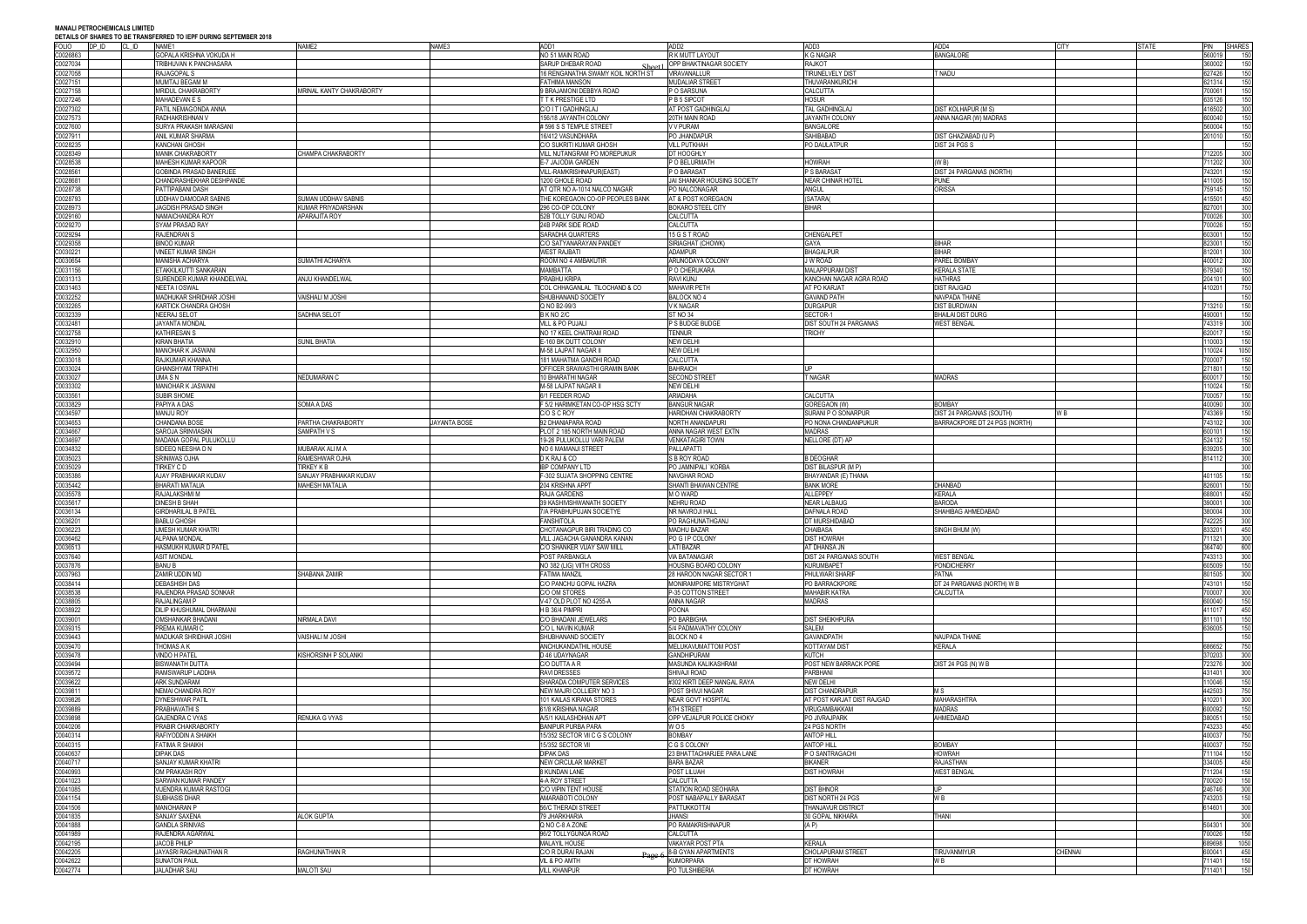**MANALI PETROCHEMICALS LIMITED**

**DETAILS OF SHARES TO BE TRANSFERRED TO IEPF DURING SEPTEMBER 2018**

| FOLIO | DP_ID | CL_ID | NAME1 | NAME2 | NAME3 | ADD1 | ADD2 | ADD3 | ADD4 | CITY | STATE | PIN | SHARES |
|---|---|---|---|---|---|---|---|---|---|---|---|---|---|
| C0026863 | | | GOPALA KRISHNA VOKUDA H | | | NO 51 MAIN ROAD | R K MUTT LAYOUT | K G NAGAR | BANGALORE | | | 560019 | 150 |
| C0027034 | | | TRIBHUVAN K PANCHASARA | | | SARUP DHEBAR ROAD | OPP BHAKTINAGAR SOCIETY | RAJKOT | | | | 360002 | 150 |
| C0027058 | | | RAJAGOPAL S | | | 16 RENGANATHA SWAMY KOIL NORTH ST | VIRAVANALLUR | TIRUNELVELY DIST | T NADU | | | 627426 | 150 |
| C0027151 | | | MUMTAJ BEGAM M | | | FATHIMA MANSON | MUDALIAR STREET | THUVARANKURICHI | | | | 621314 | 150 |
| C0027158 | | | MRIDUL CHAKRABORTY | MRINAL KANTY CHAKRABORTY | | 9 BRAJAMONI DEBBYA ROAD | P O SARSUNA | CALCUTTA | | | | 700061 | 150 |
| C0027246 | | | MAHADEVAN E S | | | T T K PRESTIGE LTD | P B 5 SIPCOT | HOSUR | | | | 635126 | 150 |
| C0027302 | | | PATIL NEMAGONDA ANNA | | | C/O I T I GADHINGLAJ | AT POST GADHINGLAJ | TAL GADHINGLAJ | DIST KOLHAPUR (M S) | | | 416502 | 300 |
| C0027573 | | | RADHAKRISHNAN V | | | 156/18 JAYANTH COLONY | 20TH MAIN ROAD | JAYANTH COLONY | ANNA NAGAR (W) MADRAS | | | 600040 | 150 |
| C0027600 | | | SURYA PRAKASH MARASANI | | | # 596 S S TEMPLE STREET | V V PURAM | BANGALORE | | | | 560004 | 150 |
| C0027911 | | | ANIL KUMAR SHARMA | | | 18/412 VASUNDHARA | PO JHANDAPUR | SAHIBABAD | DIST GHAZIABAD (U P) | | | 201010 | 150 |
| C0028235 | | | KANCHAN GHOSH | | | C/O SUKRITI KUMAR GHOSH | VILL PUTKHAH | PO DAULATPUR | DIST 24 PGS S | | | | 150 |
| C0028349 | | | MANIK CHAKRABORTY | CHAMPA CHAKRABORTY | | VILL NUTANGRAM PO MOREPUKUR | DT HOOGHLY | | | | | 712205 | 300 |
| C0028538 | | | MAHESH KUMAR KAPOOR | | | E-7 JAJODIA GARDEN | P O BELURMATH | HOWRAH | (W B) | | | 711202 | 300 |
| C0028561 | | | GOBINDA PRASAD BANERJEE | | | VILL-RAMKRISHNAPUR(EAST) | P O BARASAT | P S BARASAT | DIST 24 PARGANAS (NORTH) | | | 743201 | 150 |
| C0028681 | | | CHANDRASHEKHAR DESHPANDE | | | 1200 GHOLE ROAD | JAI SHANKAR HOUSING SOCIETY | NEAR CHINAR HOTEL | PUNE | | | 411005 | 150 |
| C0028738 | | | PATTIPABANI DASH | | | AT QTR NO A-1014 NALCO NAGAR | PO NALCONAGAR | ANGUL | ORISSA | | | 759145 | 150 |
| C0028793 | | | UDDHAV DAMODAR SABNIS | SUMAN UDDHAV SABNIS | | THE KOREGAON CO-OP PEOPLES BANK | AT & POST KOREGAON | (SATARA( | | | | 415501 | 450 |
| C0028973 | | | JAGDISH PRASAD SINGH | KUMAR PRIYADARSHAN | | 296 CO-OP COLONY | BOKARO STEEL CITY | BIHAR | | | | 827001 | 300 |
| C0029160 | | | NAMAICHANDRA ROY | APARAJITA ROY | | 52B TOLLY GUNJ ROAD | CALCUTTA | | | | | 700026 | 300 |
| C0029270 | | | SYAM PRASAD RAY | | | 24B PARK SIDE ROAD | CALCUTTA | | | | | 700026 | 150 |
| C0029294 | | | RAJENDRAN S | | | SARADHA QUARTERS | 15 G S T ROAD | CHENGALPET | | | | 603001 | 150 |
| C0029358 | | | BINOD KUMAR | | | C/O SATYANARAYAN PANDEY | SIRIAGHAT (CHOWK) | GAYA | BIHAR | | | 823001 | 150 |
| C0030221 | | | VINEET KUMAR SINGH | | | WEST RAJBATI | ADAMPUR | BHAGALPUR | BIHAR | | | 812001 | 300 |
| C0030654 | | | MANISHA ACHARYA | SUMATHI ACHARYA | | ROOM NO 4 AMBAKUTIR | ARUNODAYA COLONY | J W ROAD | PAREL BOMBAY | | | 400012 | 300 |
| C0031156 | | | ETAKKILKUTTI SANKARAN | | | MAMBATTA | P O CHERUKARA | MALAPPURAM DIST | KERALA STATE | | | 679340 | 150 |
| C0031313 | | | SURENDER KUMAR KHANDELWAL | ANJU KHANDELWAL | | PRABHU KRIPA | RAVI KUNJ | KANCHAN NAGAR AGRA ROAD | HATHRAS | | | 204101 | 900 |
| C0031463 | | | NEETA I OSWAL | | | COL CHHAGANLAL TILOCHAND & CO | MAHAVIR PETH | AT PO KARJAT | DIST RAJGAD | | | 410201 | 750 |
| C0032252 | | | MADHUKAR SHRIDHAR JOSHI | VAISHALI M JOSHI | | SHUBHANAND SOCIETY | BALOCK NO 4 | GAVAND PATH | NAVPADA THANE | | | | 150 |
| C0032265 | | | KARTICK CHANDRA GHOSH | | | Q NO B2-99/3 | V K NAGAR | DURGAPUR | DIST BURDWAN | | | 713210 | 150 |
| C0032339 | | | NEERAJ SELOT | SADHNA SELOT | | B K NO 2/C | ST NO 34 | SECTOR-1 | BHAILAI DIST DURG | | | 490001 | 150 |
| C0032481 | | | JAYANTA MONDAL | | | VILL & PO PUJALI | P S BUDGE BUDGE | DIST SOUTH 24 PARGANAS | WEST BENGAL | | | 743319 | 300 |
| C0032758 | | | KATHIRESAN S | | | NO 17 KEEL CHATRAM ROAD | TENNUR | TRICHY | | | | 620017 | 150 |
| C0032910 | | | KIRAN BHATIA | SUNIL BHATIA | | E-160 BK DUTT COLONY | NEW DELHI | | | | | 110003 | 150 |
| C0032950 | | | MANOHAR K JASWANI | | | M-58 LAJPAT NAGAR II | NEW DELHI | | | | | 110024 | 1050 |
| C0033018 | | | RAJKUMAR KHANNA | | | 181 MAHATMA GANDHI ROAD | CALCUTTA | | | | | 700007 | 150 |
| C0033024 | | | GHANSHYAM TRIPATHI | | | OFFICER SRAWASTHI GRAMIN BANK | BAHRAICH | UP | | | | 271801 | 150 |
| C0033027 | | | UMA S N | NEDUMARAN C | | 10 BHARATHI NAGAR | SECOND STREET | T NAGAR | MADRAS | | | 600017 | 150 |
| C0033302 | | | MANOHAR K JASWANI | | | M-58 LAJPAT NAGAR II | NEW DELHI | | | | | 110024 | 150 |
| C0033561 | | | SUBIR SHOME | | | 6/1 FEEDER ROAD | ARIADAHA | CALCUTTA | | | | 700057 | 150 |
| C0033829 | | | PAPIYA A DAS | SOMA A DAS | | F 5/2 HARIMKETAN CO-OP HSG SCTY | BANGUR NAGAR | GOREGAON (W) | BOMBAY | | | 400090 | 300 |
| C0034597 | | | MANJU ROY | | | C/O S C ROY | HARIDHAN CHAKRABORTY | SURANI P O SONARPUR | DIST 24 PARGANAS (SOUTH) | W B | | 743369 | 150 |
| C0034653 | | | CHANDANA BOSE | PARTHA CHAKRABORTY | JAYANTA BOSE | 62 DHANIAPARA ROAD | NORTH ANANDAPURI | PO NONA CHANDANPUKUR | BARRACKPORE DT 24 PGS (NORTH) | | | 743102 | 300 |
| C0034667 | | | SAROJA SRINIVASAN | SAMPATH V S | | PLOT 2 185 NORTH MAIN ROAD | ANNA NAGAR WEST EXTN | MADRAS | | | | 600101 | 150 |
| C0034697 | | | MADANA GOPAL PULUKOLLU | | | 19-26 PULUKOLLU VARI PALEM | VENKATAGIRI TOWN | NELLORE (DT) AP | | | | 524132 | 150 |
| C0034832 | | | SIDEEQ NEESHA D N | MUBARAK ALI M A | | NO 6 MAMANJI STREET | PALLAPATTI | | | | | 639205 | 300 |
| C0035023 | | | SRINIWAS OJHA | RAMESHWAR OJHA | | D K RAJ & CO | S B ROY ROAD | B DEOGHAR | | | | 814112 | 300 |
| C0035029 | | | TIRKEY C D | TIRKEY K B | | IBP COMPANY LTD | PO JAMNIPALI KORBA | DIST BILASPUR (M P) | | | | | 300 |
| C0035386 | | | AJAY PRABHAKAR KUDAV | SANJAY PRABHAKAR KUDAV | | F-302 SUJATA SHOPPING CENTRE | NAVGHAR ROAD | BHAYANDAR (E) THANA | | | | 401105 | 150 |
| C0035442 | | | BHARATI MATALIA | MAHESH MATALIA | | 204 KRISHNA APPT | SHANTI BHAWAN CENTRE | BANK MORE | DHANBAD | | | 826001 | 150 |
| C0035578 | | | RAJALAKSHMI M | | | RAJA GARDENS | M O WARD | ALLEPPEY | KERALA | | | 688001 | 450 |
| C0035617 | | | DINESH B SHAH | | | 39 KASHIVISHWANATH SOCIETY | NEHRU ROAD | NEAR LALBAUG | BARODA | | | 390001 | 300 |
| C0036134 | | | GIRDHARILAL B PATEL | | | 7/A PRABHUPUJAN SOCIETYE | NR NAVROJI HALL | DAFNALA ROAD | SHAHIBAG AHMEDABAD | | | 380004 | 300 |
| C0036201 | | | BABLU GHOSH | | | FANSHITOLA | PO RAGHUNATHGANJ | DT MURSHIDABAD | | | | 742225 | 300 |
| C0036223 | | | UMESH KUMAR KHATRI | | | CHOTANAGPUR BIRI TRADING CO | MADHU BAZAR | CHAIBASA | SINGH BHUM (W) | | | 833201 | 450 |
| C0036462 | | | ALPANA MONDAL | | | VILL JAGACHA GANANDRA KANAN | PO G I P COLONY | DIST HOWRAH | | | | 711321 | 300 |
| C0036513 | | | HASMUKH KUMAR D PATEL | | | C/O SHANKER VIJAY SAW MILL | LATI BAZAR | AT DHANSA JN | | | | 364740 | 600 |
| C0037640 | | | ASIT MONDAL | | | POST PARBANGLA | VIA BATANAGAR | DIST 24 PARGANAS SOUTH | WEST BENGAL | | | 743313 | 300 |
| C0037876 | | | BANU B | | | NO 382 (LIG) VIITH CROSS | HOUSING BOARD COLONY | KURUMBAPET | PONDICHERRY | | | 605009 | 150 |
| C0037963 | | | ZAMIR UDDIN MD | SHABANA ZAMIR | | FATIMA MANZIL | 28 HAROON NAGAR SECTOR 1 | PHULWARI SHARIF | PATNA | | | 801505 | 300 |
| C0038414 | | | DEBASHISH DAS | | | C/O PANCHU GOPAL HAZRA | MONIRAMPORE MISTRYGHAT | PO BARRACKPORE | DT 24 PARGANAS (NORTH) W B | | | 743101 | 150 |
| C0038538 | | | RAJENDRA PRASAD SONKAR | | | C/O OM STORES | P-35 COTTON STREET | MAHABIR KATRA | CALCUTTA | | | 700007 | 300 |
| C0038805 | | | RAJALINGAM P | | | V-47 OLD PLOT NO 4255-A | ANNA NAGAR | MADRAS | | | | 600040 | 150 |
| C0038922 | | | DILIP KHUSHUMAL DHARMANI | | | H B 36/4 PIMPRI | POONA | | | | | 411017 | 450 |
| C0039001 | | | OMSHANKAR BHADANI | NIRMALA DAVI | | C/O BHADANI JEWELARS | PO BARBIGHA | DIST SHEIKHPURA | | | | 811101 | 150 |
| C0039315 | | | PREMA KUMARI C | | | C/O L NAVIN KUMAR | 5/4 PADMAVATHY COLONY | SALEM | | | | 636005 | 150 |
| C0039443 | | | MADUKAR SHRIDHAR JOSHI | VAISHALI M JOSHI | | SHUBHANAND SOCIETY | BLOCK NO 4 | GAVANDPATH | NAUPADA THANE | | | | 150 |
| C0039470 | | | THOMAS A K | | | ANCHUKANDATHIL HOUSE | MELUKAVUMATTOM POST | KOTTAYAM DIST | KERALA | | | 686652 | 750 |
| C0039478 | | | VINDO H PATEL | KISHORSINH P SOLANKI | | D 48 UDAYNAGAR | GANDHIPURAM | KUTCH | | | | 370203 | 300 |
| C0039494 | | | BISWANATH DUTTA | | | C/O DUTTA A R | MASUNDA KALIKASHRAM | POST NEW BARRACK PORE | DIST 24 PGS (N) W B | | | 723276 | 300 |
| C0039572 | | | RAMSWARUP LADDHA | | | RAVI DRESSES | SHIVAJI ROAD | PARBHANI | | | | 431401 | 300 |
| C0039622 | | | ARK SUNDARAM | | | SHARADA COMPUTER SERVICES | #302 KIRTI DEEP NANGAL RAYA | NEW DELHI | | | | 110046 | 150 |
| C0039811 | | | NEMAI CHANDRA ROY | | | NEW MAJRI COLLIERY NO 3 | POST SHIVJI NAGAR | DIST CHANDRAPUR | M S | | | 442503 | 750 |
| C0039826 | | | DYNESHWAR PATIL | | | 101 KAILAS KIRANA STORES | NEAR GOVT HOSPITAL | AT POST KARJAT DIST RAJGAD | MAHARASHTRA | | | 410201 | 300 |
| C0039889 | | | PRABHAVATHI S | | | 61/8 KRISHNA NAGAR | 6TH STREET | VIRUGAMBAKKAM | MADRAS | | | 600092 | 150 |
| C0039898 | | | GAJENDRA C VYAS | RENUKA G VYAS | | A/5/1 KAILASHDHAN APT | OPP VEJALPUR POLICE CHOKY | PO JIVRAJPARK | AHMEDABAD | | | 380051 | 150 |
| C0040206 | | | PRABIR CHAKRABORTY | | | BANIPUR PURBA PARA | W O 5 | 24 PGS NORTH | | | | 743233 | 450 |
| C0040314 | | | RAFIYODDIN A SHAIKH | | | 15/352 SECTOR VII C G S COLONY | BOMBAY | ANTOP HILL | | | | 400037 | 750 |
| C0040315 | | | FATIMA R SHAIKH | | | 15/352 SECTOR VII | C G S COLONY | ANTOP HILL | BOMBAY | | | 400037 | 750 |
| C0040637 | | | DIPAK DAS | | | DIPAK DAS | 23 BHATTACHARJEE PARA LANE | P O SANTRAGACHI | HOWRAH | | | 711104 | 150 |
| C0040717 | | | SANJAY KUMAR KHATRI | | | NEW CIRCULAR MARKET | BARA BAZAR | BIKANER | RAJASTHAN | | | 334005 | 450 |
| C0040993 | | | OM PRAKASH ROY | | | 8 KUNDAN LANE | POST LILUAH | DIST HOWRAH | WEST BENGAL | | | 711204 | 150 |
| C0041023 | | | SARWAN KUMAR PANDEY | | | 4-A ROY STREET | CALCUTTA | | | | | 700020 | 150 |
| C0041085 | | | VIJENDRA KUMAR RASTOGI | | | C/O VIPIN TENT HOUSE | STATION ROAD SEOHARA | DIST BHNOR | UP | | | 246746 | 300 |
| C0041154 | | | SUBHASIS DHAR | | | AMARABOTI COLONY | POST NABAPALLY BARASAT | DIST NORTH 24 PGS | W B | | | 743203 | 150 |
| C0041506 | | | MANOHARAN P | | | 56/C THERADI STREET | PATTUKKOTTAI | THANJAVUR DISTRICT | | | | 614601 | 300 |
| C0041835 | | | SANJAY SAXENA | ALOK GUPTA | | 79 JHARKHARIA | JHANSI | 30 GOPAL NIKHARA | THANI | | | | 300 |
| C0041888 | | | GANDLA SRINIVAS | | | Q NO C-8 A ZONE | PO RAMAKRISHNAPUR | (A P) | | | | 504301 | 300 |
| C0041989 | | | RAJENDRA AGARWAL | | | 95/2 TOLLYGUNGA ROAD | CALCUTTA | | | | | 700026 | 150 |
| C0042195 | | | JACOB PHILIP | | | MALAYIL HOUSE | VAKAYAR POST PTA | KERALA | | | | 689698 | 1050 |
| C0042205 | | | JAYASRI RAGHUNATHAN R | RAGHUNATHAN R | | C/O R DURAI RAJAN | 5-B GYAN APARTMENTS | CHOLAPURAM STREET | TIRUVANMIYUR | CHENNAI | | 600041 | 450 |
| C0042622 | | | SUNATON PAUL | | | VIL & PO AMTH | KUMORPARA | DT HOWRAH | W B | | | 711401 | 150 |
| C0042774 | | | JALADHAR SAU | MALOTI SAU | | VILL KHANPUR | PO TULSHIBERIA | DT HOWRAH | | | | 711401 | 150 |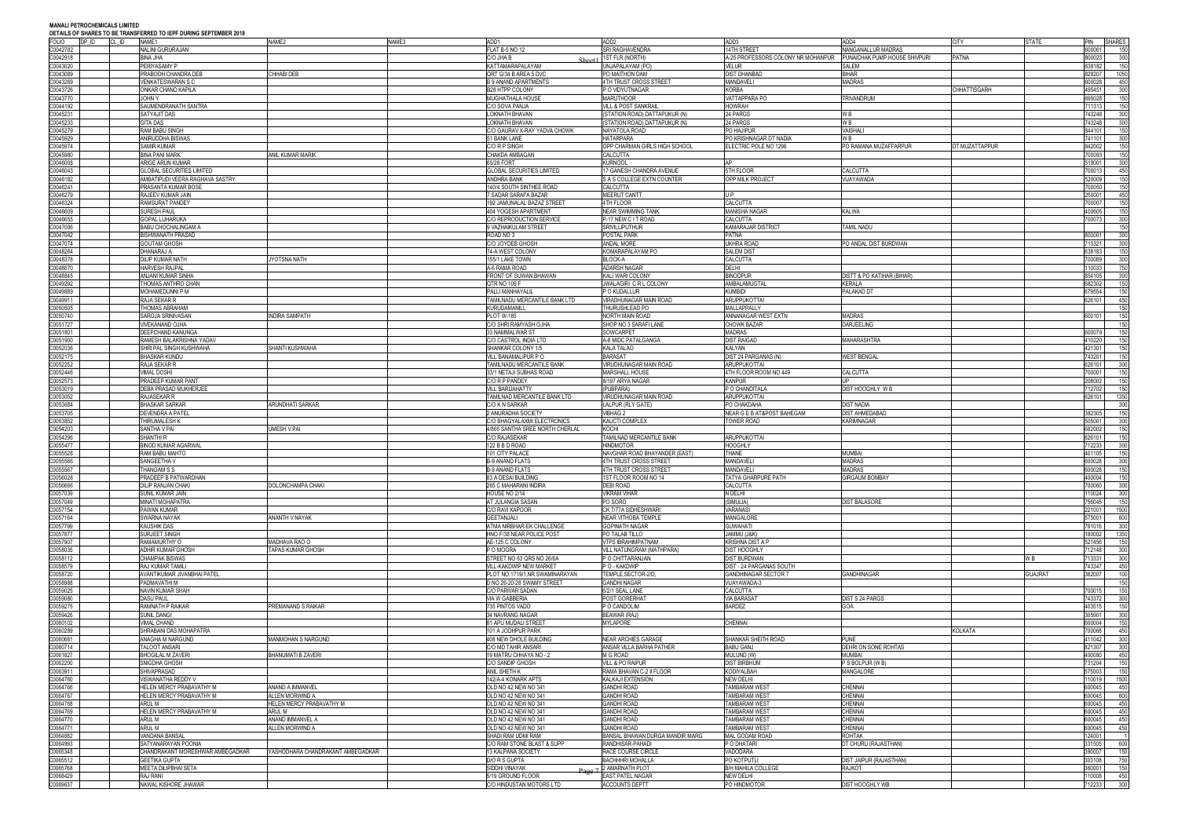**MANALI PETROCHEMICALS LIMITED**

**DETAILS OF SHARES TO BE TRANSFERRED TO IEPF DURING SEPTEMBER 2018**

| FOLIO | DP_ID | CL_ID | NAME1 | NAME2 | NAME3 | ADD1 | ADD2 | ADD3 | ADD4 | CITY | STATE | PIN | SHARES |
|---|---|---|---|---|---|---|---|---|---|---|---|---|---|
| C0042782 | | | NALINI GURURAJAN | | | FLAT B-5 NO 12 | SRI RAGHAVENDRA | 14TH STREET | NANGANALLUR MADRAS | | | 600061 | 150 |
| C0042918 | | | BINA JHA | | | C/O JHA B | 1ST FLR (NORTH) | A-25 PROFESSORS COLONY NR MOHANPUR | PUNAICHAK PUMP HOUSE SHIVPURI | PATNA | | 800023 | 300 |
| C0043020 | | | PERIYASAMY P | | | KATTAMARAPALAYAM | UNJAPALAYAM (PO) | VELUR | SALEM | | | 638182 | 150 |
| C0043089 | | | PRABODH CHANDRA DEB | CHHABI DEB | | QRT G/34 B AREA 5 DVC | PO MAITHON DAM | DIST DHANBAD | BIHAR | | | 828207 | 1050 |
| C0043269 | | | VENKATESWARAN S C | | | B 9 ANAND APARTMENTS | 4TH TRUST CROSS STREET | MANDAVELI | MADRAS | | | 600028 | 450 |
| C0043726 | | | ONKAR CHAND KAPILA | | | B28 HTPP COLONY | P O VIDYUTNAGAR | KORBA | | CHHATTISGARH | | 495451 | 300 |
| C0043770 | | | JOHN Y | | | MUGHATHALA HOUSE | MARUTHOOR | VATTAPPARA PO | TRIVANDRUM | | | 695028 | 150 |
| C0044192 | | | SAUMENDRANATH SANTRA | | | C/O SOVA PANJA | VILL & POST SANKRAIL | HOWRAH | | | | 711313 | 150 |
| C0045231 | | | SATYAJIT DAS | | | LOKNATH BHAVAN | (STATION ROAD) DATTAPUKUR (N) | 24 PARGS | W B | | | 743248 | 300 |
| C0045233 | | | GITA DAS | | | LOKNATH BHAVAN | (STATION ROAD) DATTAPUKUR (N) | 24 PARGS | W B | | | 743248 | 300 |
| C0045279 | | | RAM BABU SINGH | | | C/O GAURAV X-RAY YADVA CHOWK | NAYATOLA ROAD | PO HAJIPUR | VAISHALI | | | 844101 | 150 |
| C0045929 | | | ANIRUDDHA BISWAS | | | 51 BANK LANE | HATARPARA | PO KRISHNAGAR DT NADIA | W B | | | 741101 | 300 |
| C0045974 | | | SAMIR KUMAR | | | C/O R P SINGH | OPP CHAIRMAN GIRLS HIGH SCHOOL | ELECTRIC POLE NO 1296 | PO RAMANA MUZAFFARPUR | DT MUZATTAPPUR | | 842002 | 150 |
| C0045980 | | | BINA PANI MARIK | ANIL KUMAR MARIK | | CHAKDA AMBAGAN | CALCUTTA | | | | | 700093 | 150 |
| C0046008 | | | ARIGE ARUN KUMAR | | | 65/28 FORT | KURNOOL | AP | | | | 518001 | 300 |
| C0046043 | | | GLOBAL SECURITIES LIMITED | | | GLOBAL SECURITIES LIMITED | 17 GANESH CHANDRA AVENUE | 5TH FLOOR | CALCUTTA | | | 700013 | 450 |
| C0046182 | | | AMBATIPUDI VEERA RAGHAVA SASTRY | | | ANDHRA BANK | S A S COLLEGE EXTN COUNTER | OPP MILK PROJECT | VIJAYAWADA | | | 520009 | 150 |
| C0046241 | | | PRASANTA KUMAR BOSE | | | 140/4 SOUTH SINTHEE ROAD | CALCUTTA | | | | | 700050 | 150 |
| C0046279 | | | RAJEEV KUMAR JAIN | | | 7 SADAR SARAFA BAZAR | MEERUT CANTT | U P | | | | 250001 | 450 |
| C0046324 | | | RAMSURAT PANDEY | | | 192 JAMUNALAL BAZAZ STREET | 4TH FLOOR | CALCUTTA | | | | 700007 | 150 |
| C0046609 | | | SURESH PAUL | | | 404 YOGESH APARTMENT | NEAR SWIMMING TANK | MANISHA NAGAR | KALWA | | | 400605 | 150 |
| C0046655 | | | GOPAL LUHARUKA | | | C/O REPRODUCTION SERVICE | P-17 NEW C I T ROAD | CALCUTTA | | | | 700073 | 300 |
| C0047006 | | | BABU CHOCHALINGAM A | | | 9 VAZHAIKULAM STREET | SRIVILLIPUTHUR | KAMARAJAR DISTRICT | TAMIL NADU | | | | 150 |
| C0047042 | | | BISHWANATH PRASAD | | | ROAD NO 3 | POSTAL PARK | PATNA | | | | 800001 | 300 |
| C0047074 | | | GOUTAM GHOSH | | | C/O JOYDEB GHOSH | ANDAL MORE | UKHRA ROAD | PO ANDAL DIST BURDWAN | | | 713321 | 300 |
| C0048264 | | | DHANARAJ A | | | 74-A WEST COLONY | KOMARAPALAYAM PO | SALEM DIST | | | | 638183 | 150 |
| C0048378 | | | DILIP KUMAR NATH | JYOTSNA NATH | | 155/1 LAKE TOWN | BLOCK-A | CALCUTTA | | | | 700089 | 300 |
| C0048670 | | | HARVESH RAJPAL | | | A-6 RAMA ROAD | ADARSH NAGAR | DELHI | | | | 110033 | 750 |
| C0048845 | | | ANJANI KUMAR SINHA | | | FRONT OF SUWAN BHAWAN | KALI WARI COLONY | BINODPUR | DISTT & PO KATIHAR (BIHAR) | | | 854105 | 300 |
| C0049292 | | | THOMAS ANTHRO CHAN | | | QTR NO 109 F | JWALAGIRI C R L COLONY | AMBALAMUGTAL | KERALA | | | 682302 | 150 |
| C0049889 | | | MOHAMEDUNNI P M | | | PALLI MANHAYALIL | P O KUDALLUR | KUMBIDI | PALAKAD DT | | | 679554 | 150 |
| C0049911 | | | RAJA SEKAR R | | | TAMILNADU MERCANTILE BANK LTD | VIRADHUNAGAR MAIN ROAD | ARUPPUKOTTAI | | | | 626101 | 450 |
| C0050505 | | | THOMAS ABRAHAM | | | KURUDAMANILL | THURUSHLEAD PO | MALLAPPALLY | | | | | 150 |
| C0050740 | | | SAROJA SRINIVASAN | INDIRA SAMPATH | | PLOT W-185 | NORTH MAIN ROAD | ANNANAGAR WEST EXTN | MADRAS | | | 600101 | 150 |
| C0051727 | | | VIVEKANAND OJHA | | | C/O SHRI RAMYASH OJHA | SHOP NO 3 SARAFI LANE | CHOWK BAZAR | DARJEELING | | | | 150 |
| C0051801 | | | DEEPCHAND KANUNGA | | | 33 NAMMALWAR ST | SOWCARPET | MADRAS | | | | 600079 | 150 |
| C0051900 | | | RAMESH BALAKRISHNA YADAV | | | C/O CASTROL INDIA LTD | A-8 MIDC PATALGANGA | DIST RAIGAD | MAHARASHTRA | | | 410220 | 150 |
| C0052036 | | | SHRI PAL SINGH KUSHWAHA | SHANTI KUSHWAHA | | SHANKAR COLONY 1/5 | KALA TALAO | KALYAN | | | | 421301 | 150 |
| C0052175 | | | BHASKAR KUNDU | | | VILL BANAMALIPUR P O | BARASAT | DIST 24 PARGANAS (N) | WEST BENGAL | | | 743201 | 150 |
| C0052252 | | | RAJA SEKAR R | | | TAMILNADU MERCANTILE BANK | VIRUDHUNAGAR MAIN ROAD | ARUPPUKOTTAI | | | | 626101 | 300 |
| C0052446 | | | VIMAL DOSHI | | | 33/1 NETAJI SUBHAS ROAD | MARSHALL HOUSE | 4TH FLOOR ROOM NO 449 | CALCUTTA | | | 700001 | 150 |
| C0052573 | | | PRADEEP KUMAR PANT | | | C/O R P PANDEY | 8/197 ARYA NAGAR | KANPUR | UP | | | 208002 | 150 |
| C0053019 | | | DEBA PRASAD MUKHERJEE | | | VILL BARUAHATTY | (PUBPARA) | P O CHANDITALA | DIST HOOGHLY W B | | | 712702 | 150 |
| C0053052 | | | RAJASEKAR R | | | TAMILNAD MERCANTILE BANK LTD | VIRUDHUNAGAR MAIN ROAD | ARUPPUKOTTAI | | | | 626101 | 1350 |
| C0053684 | | | BHASKAR SARKAR | ARUNDHATI SARKAR | | C/O K N SARKAR | LALPUR (RLY GATE) | PO CHAKDAHA | DIST NADIA | | | | 300 |
| C0053705 | | | DEVENDRA A PATEL | | | 2 ANURADHA SOCIETY | VIBHAG 2 | NEAR G E B AT&POST BAHEGAM | DIST AHMEDABAD | | | 382305 | 150 |
| C0053852 | | | THIRUMALESH K | | | C/O BHAGYALAXMI ELECTRONICS | KAUCTI COMPLEX | TOWER ROAD | KARIMNAGAR | | | 505001 | 300 |
| C0054203 | | | SANTHA V PAI | UMESH V PAI | | 4/865 SANTHA SREE NORTH CHERLAL | KOCHI | | | | | 682002 | 150 |
| C0054296 | | | SHANTHI R | | | C/O RAJASEKAR | TAMILNAD MERCANTILE BANK | ARUPPUKOTTAI | | | | 626101 | 150 |
| C0055477 | | | BINOD KUMAR AGARWAL | | | 122 B B D ROAD | HINDMOTOR | HOOGHLY | | | | 712233 | 300 |
| C0055528 | | | RAM BABU MAHTO | | | 101 CITY PALACE | NAVGHAR ROAD BHAYANDER (EAST) | THANE | MUMBAI | | | 401105 | 150 |
| C0055566 | | | SANGEETHA V | | | B-9 ANAND FLATS | 4TH TRUST CROSS STREET | MANDAVELI | MADRAS | | | 600028 | 300 |
| C0055567 | | | THANGAM S S | | | B-9 ANAND FLATS | 4TH TRUST CROSS STREET | MANDAVELI | MADRAS | | | 600028 | 150 |
| C0056028 | | | PRADEEP B PATWARDHAN | | | 83 A DESAI BUILDING | 1ST FLOOR ROOM NO 14 | TATYA GHARPURE PATH | GIRGAUM BOMBAY | | | 400004 | 150 |
| C0056666 | | | DILIP RANJAN CHAKI | DOLONCHAMPA CHAKI | | 265 C MAHARANI INDIRA | DEBI ROAD | CALCUTTA | | | | 700080 | 300 |
| C0057039 | | | SUNIL KUMAR JAIN | | | HOUSE NO 2/14 | VIKRAM VIHAR | N DELHI | | | | 110024 | 300 |
| C0057049 | | | MINATI MOHAPATRA | | | AT JULANGIA SASAN | PO SORO | (SIMULIA) | DIST BALASORE | | | 756045 | 150 |
| C0057154 | | | PAWAN KUMAR | | | C/O RAVI KAPOOR | CK 7/77A SIDHESHWARI | VARANASI | | | | 221001 | 1500 |
| C0057164 | | | SWARNA NAYAK | ANANTH V NAYAK | | GEETANJALI | NEAR VITHOBA TEMPLE | MANGALORE | | | | 575001 | 600 |
| C0057799 | | | KAUSHIK DAS | | | ATMA NIRBHAR-EK CHALLENGE | GOPINATH NAGAR | GUWAHATI | | | | 781016 | 300 |
| C0057877 | | | SURJEET SINGH | | | HNO F/38 NEAR POLICE POST | PO TALAB TILLO | JAMMU (J&K) | | | | 180002 | 1350 |
| C0057907 | | | RAMAMURTHY O | MADHAVA RAO O | | AE-125 C COLONY | VTPS IBRAHIMPATNAM | KRISHNA DIST A P | | | | 521456 | 150 |
| C0058035 | | | ADHIR KUMAR GHOSH | TAPAS KUMAR GHOSH | | P O MOGRA | VILL NATUNGRAM (MATHPARA) | DIST HOOGHLY | | | | 712148 | 300 |
| C0058112 | | | CHAMPAK BISWAS | | | STREET NO 63 QRS NO 26/6A | P O CHITTARANJAN | DIST BURDWAN | | | W B | 713331 | 300 |
| C0058579 | | | RAJ KUMAR TAMILI | | | VILL-KAKDWIP NEW MARKET | P O - KAKDWIP | DIST - 24 PARGANAS SOUTH | | | | 743347 | 450 |
| C0058720 | | | AVANTIKUMAR JIVANBHAI PATEL | | | PLOT NO.1719/1,NR.SWAMINARAYAN | TEMPLE,SECTOR-2/D, | GANDHINAGAR SECTOR 7 | GANDHINAGAR | | GUJARAT | 382007 | 100 |
| C0058988 | | | PADMAVATHI M | | | D NO 26-20-28 SWAMY STREET | GANDHI NAGAR | VIJAYAWADA-3 | | | | | 150 |
| C0059025 | | | NAVIN KUMAR SHAH | | | C/O PARIVAR SADAN | 6/2/1 SEAL LANE | CALCUTTA | | | | 700015 | 150 |
| C0059080 | | | DASU PAUL | | | VIA W GABBERIA | POST GORERHAT | VIA BARASAT | DIST S 24 PARGS | | | 743372 | 300 |
| C0059275 | | | RAMNATH P RAIKAR | PREMANAND S RAIKAR | | 735 PINTOS VADO | P O CANDOLIM | BARDEZ | GOA | | | 403515 | 150 |
| C0059426 | | | SUNIL DANGI | | | 34 NAVRANG NAGAR | BEAWAR (RAJ) | | | | | 305901 | 300 |
| C0060102 | | | VIMAL CHAND | | | 81 APU MUDALI STREET | MYLAPORE | CHENNAI | | | | 600004 | 150 |
| C0060289 | | | SHRABANI DAS MOHAPATRA | | | 101 A JODHPUR PARK | | | | KOLKATA | | 700068 | 450 |
| C0060681 | | | ANAGHA M NARGUND | MANMOHAN S NARGUND | | 408 NEW DHOLE BUILDING | NEAR ARCHIES GARAGE | SHANKAR SHEITH ROAD | PUNE | | | 411042 | 300 |
| C0060714 | | | TALOOT ANSARI | | | C/O MD TAHIR ANSARI | ANSAR VILLA BARHA PATHER | BABU GANJ | DEHRI ON SONE ROHTAS | | | 821307 | 300 |
| C0061827 | | | BHOGILAL M ZAVERI | BHANUMATI B ZAVERI | | 19 MATRU CHHAYA NO - 2 | M G ROAD | MULUND (W) | MUMBAI | | | 400080 | 450 |
| C0062200 | | | SNIGDHA GHOSH | | | C/O SANDIP GHOSH | VILL & PO RAIPUR | DIST BIRBHUM | P S BOLPUR (W B) | | | 731204 | 150 |
| C0063911 | | | SHIVAPRASAD | | | ANIL SHETH K | RAMA BHAVAN C-2 II FLOOR | KODIYALBAH | MANGALORE | | | 575003 | 150 |
| C0064760 | | | VISWANATHA REDDY V | | | 142/A-4 KONARK APTS | KALKAJI EXTENSION | NEW DELHI | | | | 110019 | 1500 |
| C0064766 | | | HELEN MERCY PRABAVATHY M | ANAND A IMMANVEL | | OLD NO 42 NEW NO 341 | GANDHI ROAD | TAMBARAM WEST | CHENNAI | | | 600045 | 450 |
| C0064767 | | | HELEN MERCY PRABAVATHY M | ALLEN MORWIND A | | OLD NO 42 NEW NO 341 | GANDHI ROAD | TAMBARAM WEST | CHENNAI | | | 600045 | 600 |
| C0064768 | | | ARUL M | HELEN MERCY PRABAVATHY M | | OLD NO 42 NEW NO 341 | GANDHI ROAD | TAMBARAM WEST | CHENNAI | | | 600045 | 450 |
| C0064769 | | | HELEN MERCY PRABAVATHY M | ARUL M | | OLD NO 42 NEW NO 341 | GANDHI ROAD | TAMBARAM WEST | CHENNAI | | | 600045 | 450 |
| C0064770 | | | ARUL M | ANAND IMMANVEL A | | OLD NO 42 NEW NO 341 | GANDHI ROAD | TAMBARAM WEST | CHENNAI | | | 600045 | 450 |
| C0064771 | | | ARUL M | ALLEN MORWIND A | | OLD NO 42 NEW NO 341 | GANDHI ROAD | TAMBARAM WEST | CHENNAI | | | 600045 | 450 |
| C0064882 | | | VANDANA BANSAL | | | SHADI RAM UDMI RAM | BANSAL BHAWAN DURGA MANDIR MARG | MAL GODAM ROAD | ROHTAK | | | 124001 | 1 |
| C0064993 | | | SATYANARAYAN POONIA | | | C/O RAM STONE BLAST & SUPP | RANDHISAR-PAHADI | P O DHATARI | DT CHURU (RAJASTHAN) | | | 331505 | 600 |
| C0065348 | | | CHANDRAKANT MORESHWAR AMBEGADKAR | YASHODHARA CHANDRAKANT AMBEGADKAR | | 13 KALPANA SOCIETY | RACE COURSE CIRCLE | VADODARA | | | | 390007 | 150 |
| C0065512 | | | GEETIKA GUPTA | | | D/O R S GUPTA | BACHHHRI MOHALLA | PO KOTPUTLI | DIST JAIPUR (RAJASTHAN) | | | 303108 | 750 |
| C0065768 | | | MEETA DILIPBHAI SETA | | | SIDDHI VINAYAK | 2 AMARNATH PLOT | B/H MAHILA COLLEGE | RAJKOT | | | 360001 | 150 |
| C0068429 | | | RAJ RANI | | | 5/19 GROUND FLOOR | EAST PATEL NAGAR | NEW DELHI | | | | 110008 | 450 |
| C0069637 | | | NAWAL KISHORE JHAWAR | | | C/O HINDUSTAN MOTORS LTD | ACCOUNTS DEPTT | PO HINDMOTOR | DIST HOOGHLY WB | | | 712233 | 300 |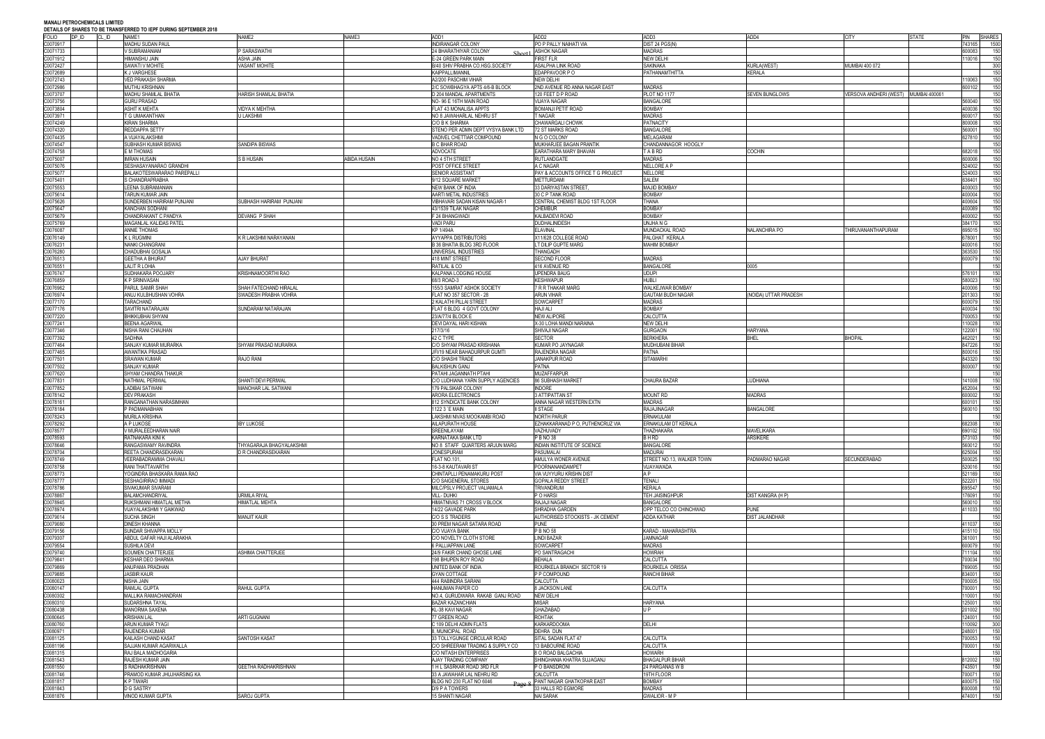**MANALI PETROCHEMICALS LIMITED**

**DETAILS OF SHARES TO BE TRANSFERRED TO IEPF DURING SEPTEMBER 2018**

| FOLIO | DP_ID | CL_ID | NAME1 | NAME2 | NAME3 | ADD1 | ADD2 | ADD3 | ADD4 | CITY | STATE | PIN | SHARES |
|---|---|---|---|---|---|---|---|---|---|---|---|---|---|
| C0070617 | | | MADHU SUDAN PAUL | | | INDIRANGAR COLONY | PO P PALLY NAIHATI VIA | DIST 24 PGS(N) | | | | 743165 | 1500 |
| C0071733 | | | V SUBRAMANIAM | P SARASWATHI | | 24 BHARATHIYAR COLONY | ASHOK NAGAR | MADRAS | | | | 600083 | 150 |
| C0071912 | | | HIMANSHU JAIN | ASHA JAIN | | E-24 GREEN PARK MAIN | FIRST FLR | NEW DELHI | | | | 110016 | 150 |
| C0072427 | | | SAWATI V MOHITE | VASANT MOHITE | | B/40 SHIV PRABHA CO.HSG.SOCIETY | ASALPHA LINK ROAD | SAKINAKA | KURLA(WEST) | MUMBAI 400 072 | | | 300 |
| C0072689 | | | K J VARGHESE | | | KAIPPALLIMANNIL | EDAPPAVOOR P O | PATHANAMTHITTA | KERALA | | | | 150 |
| C0072743 | | | VED PRAKASH SHARMA | | | A2/200 PASCHIM VIHAR | NEW DELHI | | | | | 110063 | 150 |
| C0072986 | | | MUTHU KRISHNAN | | | C/O SOWBHAGYA APTS 4/6-B BLOCK | 2ND AVENUE RD ANNA NAGAR EAST | MADRAS | | | | 600102 | 150 |
| C0073707 | | | MADHU SHAMLAL BHATIA | HARISH SHAMLAL BHATIA | | D 204 MANDAL APARTMENTS | 120 FEET D P ROAD | PLOT NO 1177 | SEVEN BUNGLOWS | VERSOVA ANDHERI (WEST) | MUMBAI 400061 | | 150 |
| C0073756 | | | GURU PRASAD | | | NO- 96 E 16TH MAIN ROAD | VIJAYA NAGAR | BANGALORE | | | | 560040 | 150 |
| C0073804 | | | ASHIT K MEHTA | VIDYA K MEHTHA | | FLAT 43 MONALISA APPTS | BOMANJI PETIT ROAD | BOMBAY | | | | 400036 | 150 |
| C0073971 | | | T G UMAKANTHAN | U LAKSHMI | | NO 8 JAWAHARLAL NEHRU ST | T NAGAR | MADRAS | | | | 600017 | 150 |
| C0074249 | | | KIRAN SHARMA | | | C/O B K SHARMA | CHAWARGALI CHOWK | PATNACITY | | | | 800008 | 150 |
| C0074320 | | | REDDAPPA SETTY | | | STENO PER ADMIN DEPT VYSYA BANK LTD | 72 ST MARKS ROAD | BANGALORE | | | | 560001 | 150 |
| C0074435 | | | A VIJAYALAKSHMI | | | VADIVEL CHETTIAR COMPOUND | N G O COLONY | MELAGARAM | | | | 627810 | 150 |
| C0074547 | | | SUBHASH KUMAR BISWAS | SANDIPA BISWAS | | B C BHAR ROAD | MUKHARJEE BAGAN PRANTIK | CHANDANNAGOR HOOGLY | | | | | 150 |
| C0074758 | | | E M THOMAS | | | ADVOCATE | EARATHARA MARY BHAVAN | T A B RD | COCHIN | | | 682018 | 150 |
| C0075007 | | | IMRAN HUSAIN | S B HUSAIN | ABIDA HUSAIN | NO 4 5TH STREET | RUTLANDGATE | MADRAS | | | | 600006 | 150 |
| C0075076 | | | SESHASAYANARAO GHANDHI | | | POST OFFICE STREET | A C NAGAR | NELLORE A P | | | | 524002 | 150 |
| C0075077 | | | BALAKOTESWARARAO PAREPALLI | | | SENIOR ASSISTANT | PAY & ACCOUNTS OFFICE T G PROJECT | NELLORE | | | | 524003 | 150 |
| C0075401 | | | S CHANDRAPRABHA | | | 9/12 SQUARE MARKET | METTURDAMI | SALEM | | | | 636401 | 150 |
| C0075553 | | | LEENA SUBRAMANIAN | | | NEW BANK OF INDIA | 33 DARIYASTAN STREET, | MAJID BOMBAY | | | | 400003 | 150 |
| C0075614 | | | TARUN KUMAR JAIN | | | AARTI METAL INDUSTRIES | 30 C P TANK ROAD | BOMBAY | | | | 400004 | 150 |
| C0075626 | | | SUNDERBEN HARIRAM PUNJANI | SUBHASH HARIRAM PUNJANI | | VIBHAVARI SADAN KISAN NAGAR-1 | CENTRAL CHEMIST BLDG 1ST FLOOR | THANA | | | | 400604 | 150 |
| C0075647 | | | KANCHAN SODHANI | | | 43/1539 TILAK NAGAR | CHEMBUR | BOMBAY | | | | 400089 | 150 |
| C0075679 | | | CHANDRAKANT C PANDYA | DEVANG P SHAH | | F 24 BHANGWADI | KALBADEVI ROAD | BOMBAY | | | | 400002 | 150 |
| C0075769 | | | MAGANLAL KALIDAS PATEL | | | VADI PARU | DUDHALINDESH | UNJHA N G | | | | 384170 | 150 |
| C0076087 | | | ANNIE THOMAS | | | KP 1/494A | ELAVINAL | MUNDACKAL ROAD | NALANCHIRA PO | THIRUVANANTHAPURAM | | 695015 | 150 |
| C0076149 | | | K L RUGMINI | K R LAKSHMI NARAYANAN | | AYYAPPA DISTRIBUTORS | X11/628 COLLEGE ROAD | PALGHAT KERALA | | | | 678001 | 150 |
| C0076231 | | | NANKI CHANGRANI | | | B 36 BHATIA BLDG 3RD FLOOR | LT DILIP GUPTE MARG | MAHIM BOMBAY | | | | 400016 | 150 |
| C0076280 | | | CHADUBHAI GOSALIA | | | UNIVERSAL INDUSTRIES | THANGADH | | | | | 363530 | 150 |
| C0076513 | | | GEETHA A BHURAT | AJAY BHURAT | | 418 MINT STREET | SECOND FLOOR | MADRAS | | | | 600079 | 150 |
| C0076551 | | | LALIT R LOHIA | | | RATILAL & CO | 416 AVENUE RD | BANGALORE | 0005 | | | | 150 |
| C0076747 | | | SUDHAKARA POOJARY | KRISHNAMOORTHI RAO | | KALPANA LODGING HOUSE | UPENDRA BAUG | UDUPI | | | | 576101 | 150 |
| C0076859 | | | K P SRINIVASAN | | | 68/3 ROAD-3 | KESHWAPUR | HUBLI | | | | 580023 | 150 |
| C0076962 | | | PARUL SAMIR SHAH | SHAH FATECHAND HIRALAL | | 155/3 SAMRAT ASHOK SOCIETY | 7 R R THAKAR MARG | WALKEJWAR BOMBAY | | | | 400006 | 150 |
| C0076974 | | | ANUJ KULBHUSHAN VOHRA | SWADESH PRABHA VOHRA | | FLAT NO 357 SECTOR - 28 | ARUN VIHAR | GAUTAM BUDH NAGAR | (NOIDA) UTTAR PRADESH | | | 201303 | 150 |
| C0077170 | | | TARACHAND | | | 2 KALATHI PILLAI STREET | SOWCARPET | MADRAS | | | | 600079 | 150 |
| C0077176 | | | SAVITRI NATARAJAN | SUNDARAM NATARAJAN | | FLAT 6 BLDG 4 GOVT COLONY | HAJI ALI | BOMBAY | | | | 400034 | 150 |
| C0077220 | | | BHIKKUBHAI SHYANI | | | 23/A/77/4 BLOCK E | NEW ALIPORE | CALCUTTA | | | | 700053 | 150 |
| C0077241 | | | BEENA AGARWAL | | | DEVI DAYAL HARI KISHAN | X-30 LOHA MANDI NARAINA | NEW DELHI | | | | 110028 | 150 |
| C0077346 | | | NISHA RANI CHAUHAN | | | 217/3/18 | SHIVAJI NAGAR | GURGAON | HARYANA | | | 122001 | 150 |
| C0077392 | | | SADHNA | | | 42 C TYPE | SECTOR | BERKHERA | BHEL | BHOPAL | | 462021 | 150 |
| C0077464 | | | SANJAY KUMAR MURARKA | SHYAM PRASAD MURARKA | | C/O SHYAM PRASAD KRISHANA | KUMAR PO JAYNAGAR | MUDHUBANI BIHAR | | | | 847226 | 150 |
| C0077465 | | | AWANTIKA PRASAD | | | JFI/19 NEAR BAHADURPUR GUMTI | RAJENDRA NAGAR | PATNA | | | | 800016 | 150 |
| C0077501 | | | SRAWAN KUMAR | RAJO RANI | | C/O SHASHI TRADE | JANAKPUR ROAD | SITAMARHI | | | | 843320 | 150 |
| C0077502 | | | SANJAY KUMAR | | | BALKISHUN GANJ | PATNA | | | | | 800007 | 150 |
| C0077620 | | | SHYAM CHANDRA THAKUR | | | PATAHI JAGANNATH PTAHI | MUZAFFARPUR | | | | | | 150 |
| C0077831 | | | NATHMAL PERIWAL | SHANTI DEVI PERIWAL | | C/O LUDHIANA YARN SUPPLY AGENCIES | 98 SUBHASH MARKET | CHAURA BAZAR | LUDHIANA | | | 141008 | 150 |
| C0077852 | | | LADIBAI SATWANI | MANOHAR LAL SATWANI | | 179 PALSIKAR COLONY | INDORE | | | | | 452004 | 150 |
| C0078142 | | | DEV PRAKASH | | | ARORA ELECTRONICS | 3 ATTIPATTAN ST | MOUNT RD | MADRAS | | | 600002 | 150 |
| C0078161 | | | RANGANATHAN NARASIMHAN | | | 812 SYNDICATE BANK COLONY | ANNA NAGAR WESTERN EXTN | MADRAS | | | | 600101 | 150 |
| C0078184 | | | P PADMANABHAN | | | 1122 3 `E MAIN | II STAGE | RAJAJINAGAR | BANGALORE | | | 560010 | 150 |
| C0078243 | | | MURILA KRISHNA | | | LAKSHMI NIVAS MOOKAMBI ROAD | NORTH PARUR | ERNAKULAM | | | | | 150 |
| C0078292 | | | A P LUKOSE | IBY LUKOSE | | AILAPURATH HOUSE | EZHAKKARANAD P O. PUTHENCRUZ VIA | ERNAKULAM DT KERALA | | | | 682308 | 150 |
| C0078577 | | | V MURALEEDHARAN NAIR | | | SREENILAYAM | VAZHUVADY | THAZHAKARA | MAVELIKARA | | | 690102 | 150 |
| C0078593 | | | RATNAKARA KINI K | | | KARNATAKA BANK LTD | P B NO 38 | B H RD | ARSIKERE | | | 573103 | 150 |
| C0078646 | | | RANGASWAMY RAVINDRA | THYAGARAJA BHAGYALAKSHMI | | NO 8 STAFF QUARTERS ARJUN MARG | INDIAN INSTITUTE OF SCIENCE | BANGALORE | | | | 560012 | 150 |
| C0078704 | | | REETA CHANDRASEKARAN | D R CHANDRASEKARAN | | JONESPURAM | PASUMALAI | MADURAI | | | | 625004 | 150 |
| C0078749 | | | VEERABADRAMMA CHAVALI | | | FLAT NO.101, | AMULYA WONER AVENUE | STREET NO.13, WALKER TOWN | PADMARAO NAGAR | SECUNDERABAD | | 500025 | 150 |
| C0078758 | | | RANI THATTAVARTHI | | | 16-3-8 KAUTAVARI ST | POORNANANDAMPET | VIJAYAWADA | | | | 520016 | 150 |
| C0078773 | | | YOGINDRA BHASKARA RAMA RAO | | | CHINTAPLLI PENAMAKURU POST | VIA VUYYURU KRISHN DIST | A P | | | | 521169 | 150 |
| C0078777 | | | SESHAGIRIRAO IMMADI | | | C/O SAKGENERAL STORES | GOPALA REDDY STREET | TENALI | | | | 522201 | 150 |
| C0078786 | | | SIVAKUMAR SIVARAM | | | MILC/PSLV PROJECT VALIAMALA | TRIVANDRUM | KERALA | | | | 695547 | 150 |
| C0078867 | | | BALAMCHANDRIYAL | URMILA RIYAL | | VILL- DUHKI | P O HARSI | TEH JAISINGHPUR | DIST KANGRA (H P) | | | 176091 | 150 |
| C0078945 | | | RUKSHMANI HIMATLAL METHA | HIMATLAL MEHTA | | HIMATNIVAS 71 CROSS V BLOCK | RAJAJI NAGAR | BANGALORE | | | | 560010 | 150 |
| C0078974 | | | VIJAYALAKSHMI Y GAIKWAD | | | 14/22 GAVADE PARK | SHRADHA GARDEN | OPP TELCO CO CHINCHWAD | PUNE | | | 411033 | 150 |
| C0079014 | | | SUCHA SINGH | MANJIT KAUR | | C/O S S TRADERS | AUTHORISED STOCKISTS - JK CEMENT | ADDA KATHAR | DIST JALANDHAR | | | | 150 |
| C0079080 | | | DINESH KHANNA | | | 30 PREM NAGAR SATARA ROAD | PUNE | | | | | 411037 | 150 |
| C0079156 | | | SUNDAR SHIVAPPA MOLLY | | | C/O VIJAYA BANK | P B NO 58 | KARAD - MAHARASHTRA | | | | 415110 | 150 |
| C0079307 | | | ABDUL GAFAR HAJI ALARAKHA | | | C/O NOVELTY CLOTH STORE | LINDI BAZAR | JAMNAGAR | | | | 361001 | 150 |
| C0079554 | | | SUSHILA DEVI | | | 6 PALLIAPPAN LANE | SOWCARPET | MADRAS | | | | 600079 | 150 |
| C0079740 | | | SOUMEN CHATTERJEE | ASHIMA CHATTERJEE | | 24/9 FAKIR CHAND GHOSE LANE | PO SANTRAGACHI | HOWRAH | | | | 711104 | 150 |
| C0079841 | | | KESHAR DEO SHARMA | | | 198 BHUPEN ROY ROAD | BEHALA | CALCUTTA | | | | 700034 | 150 |
| C0079869 | | | ANUPAMA PRADHAN | | | UNITED BANK OF INDIA | ROURKELA BRANCH SECTOR 19 | ROURKELA ORISSA | | | | 769005 | 150 |
| C0079885 | | | JASBIR KAUR | | | GYAN COTTAGE | P P COMPOUND | RANCHI BIHAR | | | | 834001 | 150 |
| C0080023 | | | NISHA JAIN | | | 444 RABINDRA SARANI | CALCUTTA | | | | | 700005 | 150 |
| C0080147 | | | RAMLAL GUPTA | RAHUL GUPTA | | HANUMAN PAPER CO | 6 JACKSON LANE | CALCUTTA | | | | 700001 | 150 |
| C0080302 | | | MALLIKA RAMACHANDRAN | | | NO.4, GURUDWARA RAKAB GANJ ROAD | NEW DELHI | | | | | 110001 | 150 |
| C0080310 | | | SUDARSHNA TAYAL | | | BAZAR KAZANCHIAN | MISAR | HARYANA | | | | 125001 | 150 |
| C0080438 | | | MANORMA SAXENA | | | KL-38 KAVI NAGAR | GHAZIABAD | U P | | | | 201002 | 150 |
| C0080645 | | | KRISHAN LAL | ARTI GUGNANI | | 77 GREEN ROAD | ROHTAK | | | | | 124001 | 150 |
| C0080760 | | | ARUN KUMAR TYAGI | | | C 109 DELHI ADMN FLATS | KARKARDOOMA | DELHI | | | | 110092 | 300 |
| C0080971 | | | RAJENDRA KUMAR | | | 8, MUNICIPAL ROAD | DEHRA DUN | | | | | 248001 | 150 |
| C0081125 | | | KAILASH CHAND KASAT | SANTOSH KASAT | | 33 TOLLYGUNGE CIRCULAR ROAD | SITAL SADAN FLAT 47 | CALCUTTA | | | | 700053 | 150 |
| C0081196 | | | SAJJAN KUMAR AGARWALLA | | | C/O SHREERAM TRADING & SUPPLY CO | 13 BABOURNE ROAD | CALCUTTA | | | | 700001 | 150 |
| C0081315 | | | RAJ BALA MADHOGARIA | | | C/O NITASH ENTERPRISES | 8 O ROAD BALGACHIA | HOWARH | | | | | 150 |
| C0081543 | | | RAJESH KUMAR JAIN | | | AJAY TRADING COMPANY | SHINGHANIA KHATRA SUJAGANJ | BHAGALPUR BIHAR | | | | 812002 | 150 |
| C0081550 | | | S RADHAKRISHNAN | GEETHA RADHAKRISHNAN | | 1 H L SASRKAR ROAD 3RD FLR | P O BANSDRONI | 24 PARGANAS W B | | | | 743501 | 150 |
| C0081746 | | | PRAMOD KUMAR JHUJHARSING KA | | | 33 A JAWAHAR LAL NEHRU RD | CALCUTTA | 19TH FLOOR | | | | 700071 | 150 |
| C0081817 | | | K P TIWARI | | | BLDG NO. 230 FLAT NO 6046 | PANT NAGAR GHATKOPAR EAST | BOMBAY | | | | 400075 | 150 |
| C0081843 | | | D G SASTRY | | | D/9 P A TOWERS | 33 HALLS RD EGMORE | MADRAS | | | | 600008 | 150 |
| C0081876 | | | VINOD KUMAR GUPTA | SAROJ GUPTA | | 15 SHANTI NAGAR | NAI SARAK | GWALIOR - M P | | | | 474001 | 150 |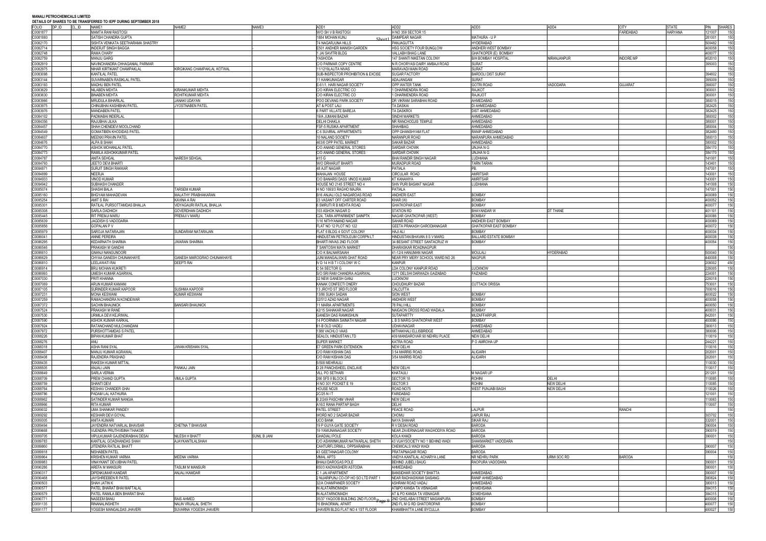**MANALI PETROCHEMICALS LIMITED**

**DETAILS OF SHARES TO BE TRANSFERRED TO IEPF DURING SEPTEMBER 2018**

| FOLIO | DP_ID | CL_ID | NAME1 | NAME2 | NAME3 | ADD1 | ADD2 | ADD3 | ADD4 | CITY | STATE | PIN | SHARES |
|---|---|---|---|---|---|---|---|---|---|---|---|---|---|
| C0081877 | | | MAMTA RANI RASTOGI | | | W/O SH V B RASTOGI | H NO 359 SECTOR 15 | | | FARIDABAD | HARYANA | 121007 | 150 |
| C0081880 | | | SATISH CHANDRA GUPTA | | | 1884 MOHAN KUNJ | DAMPEAR NAGAR | MATHURA - U P | | | | 281001 | 150 |
| C0082170 | | | SISHTA VENKATA SEETHARAMA SHASTRY | | | 74 NAGARJUNA HILLS | PANJAGUTTA | HYDERABAD | | | | 500482 | 150 |
| C0082714 | | | INDERJIT SINGH BAGGA | | | E501 ANDHER MANISH GARDEN | HSG SOCIETY FOUR BUNGLOW | ANDHERI WEST BOMBAY | | | | 400058 | 150 |
| C0082748 | | | RAMA CHARY | | | 1 JAI SAVITRI BLDG | VALLABH BHAG LANE | GHATKOPER (E) BOMBAY | | | | 400077 | 150 |
| C0082759 | | | MANJU GARG | | | YASHODA | 147 SHANTI NIKETAN COLONY | B/H BOMBAY HOSPITAL | NIRANJANPUR | INDORE MP | | 452010 | 150 |
| C0082919 | | | NAVINCHANDRA CHHAGANLAL PARMAR | | | C/O PARMAR COPY CENTRE | N R CHORYASI DAIRY AMBAJI ROAD | SURAT | | | | 395003 | 150 |
| C0082975 | | | NIHAR KIRTIKANT CHAMPAKLAL | KIRGKANG CHAMPAKLAL KOTWAL | | 11/1219LALITA NIVAS | MARAVADI MAIN ROAD | SURAT | | | | | 150 |
| C0083098 | | | KANTILAL PATEL | | | SUB-INSPECTOR PROHIBITION & EXCISE | SUGAR FACTORY | BARDOLI DIST SURAT | | | | 394602 | 150 |
| C0083144 | | | SUVARNABEN RASIKLAL PATEL | | | 11 KANKUNAGAR | ADAJANGAM | SURAT | | | | 395009 | 150 |
| C0083193 | | | MADHU BEN PATEL | | | E-61/1, HARI NAGAR SOCIETY | OPP WATER TANK | GOTRI ROAD | VADODARA | GUJARAT | | 390007 | 150 |
| C0083629 | | | NILABEN MEHTA | KIRANKUMAR MEHTA | | C/O KIRAN ELECTRIC CO | 1 DHARMENDRA ROAD | RAJKOT | | | | 360001 | 150 |
| C0083630 | | | BINABEN MEHTA | ROHITKUMAR MEHTA | | C/O KIRAN ELECTRIC CO | 1 DHARMENDRA ROAD | RAJKOT | | | | 360001 | 150 |
| C0083966 | | | MRUDULA BIHARILAL | JANAKI UDAYAN | | POO DEVANG PARK SOCIETY | DR VIKRAM SARABHAI ROAD | AHMEDABAD | | | | 380015 | 150 |
| C0083975 | | | CHINUBHAI KASHIBHAI PATEL | JYOSTNABEN PATEL | | AT & POST LALI | TA DASKAI | DI AHMEDABAD | | | | 382425 | 150 |
| C0083976 | | | MANDABEN PATEL | | | 6 PART VILLATE BAREJA | TA DASKROI | DIST AHMEDABAD | | | | 382425 | 150 |
| C0084102 | | | PADMABAI INDERLAL | | | 19/A JUMANI BAZAR | SINDHI MARKETS | AHMEDABAD | | | | 380002 | 150 |
| C0084356 | | | RAJUBHAI JILKA | | | DELHI CHAKLA | NR RANCHODJIS TEMPLE | AHMEDABAD | | | | 380001 | 150 |
| C0084457 | | | SHAH CHENDEVI MOOLCHAND | | | FSF-5 RUSIKA APARTMENT | SHAHIBAG | AHMEDABAD | | | | 380004 | 150 |
| C0084549 | | | GOMATIBEN KHODIDAS PATEL | | | C 6 SUVIRAL APPARTMENTS | OPP GHANSHYAM FLAT | RANIP AHMEDABAD | | | | 382480 | 150 |
| C0084607 | | | MEENXI PRAVIN PATEL | | | 10 NALAND SOCIETY | NARANPUR ROAD | NARANPURA AHMEDABAD | | | | 380013 | 150 |
| C0084676 | | | ALPA B SHAH | | | 463/8 OPP PATEL MARKET | SAKAR BAZAR | AHMEDABAD | | | | 380002 | 150 |
| C0084770 | | | ASHOK MOHANLAL PATEL | | | C/O ANAND GENERAL STORES | SARDAR CHOWK | UNJHA N G | | | | 384170 | 150 |
| C0084773 | | | RAMILA ASHOKKUMAR PATEL | | | C/O ANAND GENERAL STORES | SARDAR CHOWK | UNJHA N G | | | | 384170 | 150 |
| C0084787 | | | ANITA SEHGAL | NARESH SEHGAL | | 415 G | BHAI RANDIR SINGH NAGAR | LUDHIANA | | | | 141001 | 150 |
| C0084793 | | | JEETO DEVI BHARTI | | | W/O DRHARJIT BHARTI | MURADPUR ROAD | TARN TARAN | | | | 143401 | 150 |
| C0084871 | | | SURJIT SINGH RAKKAR | | | 48 AJIT NAGAR | PATIALA | PB. | | | | 147001 | 150 |
| C0084899 | | | NEERJA | | | MAHAJAN HOUSE | CIRCULAR ROAD | AMRITSAR | | | | 143001 | 150 |
| C0084933 | | | VINOD KUMAR | | | C/O BANARSI DASS VINOD KUMAR | KT KANAHIYA | AMRITSAR | | | | 143001 | 150 |
| C0084942 | | | SUBHASH CHANDER | | | HOUSE NO 2145 STREET NO 4 | SHIV PURI BASANT NAGAR | LUDHIANA | | | | 141008 | 150 |
| C0085074 | | | SHASHI BALA | TARSEM KUMAR | | H NO 1893/3 RAGHO MAJRA | PATIALA | | | | | 147001 | 150 |
| C0085160 | | | BHGYAM MAHADEVAN | MALATHY PRABHAKARAN | | B16 ANJALI OLD NAGAROAS ROAD | ANDHERI EAST | BOMBAY | | | | 400069 | 150 |
| C0085254 | | | AMIT S RAI | KAVINA A RAI | | 23 VASANT OFF CARTER ROAD | KHAR (W) | BOMBAY | | | | 400052 | 150 |
| C0085301 | | | RATILAL PURSOTTAMDAS BHALJA | VIDYAGAURI RATILAL BHALJA | | 6 SMRUTI R B MEHTA ROAD | GHATKOPAR EAST | BOMBAY | | | | 400077 | 150 |
| C0085308 | | | SARLA DADHICH | GOVERDHAN DADHICH | | 103 ASHOK NAGAR D | STATION RD | BHAYANDAR W | DT THANE | | | 401101 | 150 |
| C0085445 | | | RIT PREMJI MARU | PREMJI V MARU | | C24, TARA APPARIMENT SAINPTK | NAGAR GHATKOPAR (WEST) | BOMBAY | | | | 400086 | 150 |
| C0085639 | | | JAGDISH S VADODARIA | | | 1/16 NITHYANAND NAGAR | SAHAR ROAD | ANDHERI EAST BOMBAY | | | | 400069 | 150 |
| C0085856 | | | GOPALAN P V | | | FLAT NO 12 PLOT NO 122 | GEETA PRAKASH GARODIANAGAR | GHATKOPAR EAST BOMBAY | | | | 400072 | 150 |
| C0085979 | | | SAROJA NATARAJAN | SUNDARAM NATARAJAN | | FLAT 6 BLDG 4 GOVT COLONY | HAJI ALI | BOMBAY | | | | 400034 | 150 |
| C0086041 | | | ANNIE PEREIRA | | | HINDUSTAN PETROLEUM CORPN LT | HINDUSTAN BHAVAN 8 S V MARG | BALLARD ESTATE BOMBAY | | | | 400038 | 150 |
| C0086295 | | | KEDARNATH SHARMA | JWARAN SHARMA | | BHARTI NIVAS 2ND FLOOR | 34 BESANT STREET SANTACRUZ W | BOMBAY | | | | 400054 | 150 |
| C0086546 | | | PRAKASH M GANDHI | | | 7 SANTOSHI MATA MARKET | DHARASKAR ROADNAGPUR | | | | | | 150 |
| C0086610 | | | GNANJI NANGUNOORI | | | C/O K BALNARSAIAH | 41-12/4 HANUMAN NAGAR | MOULALI | HYDERABAD | | | 500040 | 150 |
| C0086629 | | | CHYAA GANESH CHUNAKHAYE | GANESH MAROGRAO CHUNAKHAYE | | JUNI MANGALWARI GHAT ROAD | NEAR PRY MERY SCHOOL WARD NO 26 | NAGPUR | | | | 440008 | 150 |
| C0086810 | | | LEELAWATI RAI | DEEPTI RAI | | IV D 14 H B T I COLONY W C | KANPUR | | | | | 208002 | 450 |
| C0086914 | | | BRIJ MOHAN KUKRETI | | | C 54 SECTOR G | LDA COLONY KANPUR ROAD | LUCKNOW | | | | 226005 | 150 |
| C0086993 | | | UMESH KUMAR AGARWAL | | | S/O SRI RAM CHANDRA AGARWAL | 1271 DELSHI DARWAZA GAZABAD | FAIZABAD | | | | 224001 | 150 |
| C0087030 | | | PRITI KHANNA | | | 32 NEW GANESH GANJ | LUCKNOW | | | | | 226018 | 150 |
| C0087069 | | | ARUN KUMAR KAMANI | | | KANAK CONFECTI ONERY | CHOUDHURY BAZAR | CUTTACK ORISSA | | | | 753001 | 150 |
| C0087105 | | | SURINDER KUMAR KAPOOR | SUSHMA KAPOOR | | 13 JROYD ST 3RD FLOOR | CALCUTTA | | | | | 700016 | 150 |
| C0087231 | | | MONA KESWANI | KUMAR KESWANI | | 13/86 SUKH SADAN | SION WEST | BOMBAY | | | | 400022 | 150 |
| C0087259 | | | RAMACHANDRA N KONDEWAR | | | 32/612 AZAD NAGAR | ANDHERI WEST | BOMBAY | | | | 400058 | 150 |
| C0087372 | | | SACHIN BHAUNICK | BANSARI BHAUNICK | | 11 MARIA APARTMENTS | 78 PALI HILL | BOMBAY | | | | 400050 | 150 |
| C0087524 | | | PRAKASH M RANE | | | 42/15 SAHAKAR NAGAR | NAIGAON CROSS ROAD WADALA | BOMBAY | | | | 400031 | 150 |
| C0087530 | | | URMILA DEVI KEJRIWAL | | | GANESH DAS RAMKISHUN | SUTAPARTTY | MUZAFFARPUR | | | | 842001 | 150 |
| C0087590 | | | ASHOK KUMAR KARKAL | | | 14 POORNIMA SAINATH NAGAR | L B S MARG GHATKOPAR WEST | BOMBAY | | | | 400086 | 150 |
| C0087924 | | | RATANCHAND MULCHANDANI | | | 61-B OLD VADEJ | UDHAVNAGAR | AHMEDABAD | | | | 380013 | 150 |
| C0087972 | | | PURSHOTTAMDAS S PATEL | | | 1388 VACHLO VAAS | MITHAKHALI ELLISBRIDGE | AHMEDABAD | | | | 380006 | 150 |
| C0088226 | | | BIPAN KUMAR BHAT | | | SEALOL HINDUSTAN LTD | 409 MANSAROVAR 90 NEHRU PLACE | NEW DELHI | | | | 110019 | 150 |
| C0088276 | | | ANU | | | SUPER MARKET | KATRA ROAD | P O AMROHA UP | | | | 244221 | 150 |
| C0088318 | | | ASHA RANI SYAL | JIWAN KRISHAN SYAL | | E7 GREEN PARK EXTENSION | NEW DELHI | | | | | 110016 | 150 |
| C0088407 | | | MANJU KUMAR AGRAWAL | | | C/O RAM KISHAN DAS | 3 54 MARRIS ROAD | ALIGARH | | | | 202001 | 150 |
| C0088408 | | | RAJENDRA PRASHAD | | | C/O RAM KISHAN DAS | 3/54 MARRIS ROAD | ALIGARH | | | | 202001 | 150 |
| C0088435 | | | RAKESH KUMAR MITTAL | | | 5/508 MEHRAULI | | | | | | 110030 | 150 |
| C0088505 | | | ANJALI JAIN | PANKAJ JAIN | | D 28 PANCHSHEEL ENCLAVE | NEW DELHI | | | | | 110017 | 150 |
| C0088649 | | | SARLA VERMA | | | VILL PO SETHARI | KHATAULI | M NAGAR UP | | | | 251201 | 150 |
| C0088709 | | | PREM CHAND GUPTA | VIMLA GUPTA | | 266 SFS II BLOCK E | SECTOR 18 | ROHINI | DELHI | | | 110085 | 150 |
| C0088759 | | | SHANTI DEVI | | | H NO 301 POCKET E 19 | SECTOR 3 | ROHINI | NEW DELHI | | | 110085 | 150 |
| C0088764 | | | KESHAV CHANDER GHAI | | | HOUSE NO28 | ROAD NO75 | WEST PUNJABI BAGH | NEW DELHI | | | 110026 | 150 |
| C0088786 | | | PADAM LAL KATHURIA | | | 2C/25 N I T | FARIDABAD | | | | | 121001 | 150 |
| C0088962 | | | SATINDER KUMAR NANGIA | | | B 2/249 PASCHIM VIHAR | NEW DELHI | | | | | 110063 | 150 |
| C0088966 | | | RITA KUMAR | | | A16/2 RANA PARTAP BAGH | DELHI | | | | | 110007 | 150 |
| C0089032 | | | UMA SHANKAR PANDEY | | | PATEL STREET | PEACE ROAD | LALPUR | | RANCHI | | | 150 |
| C0089292 | | | KESHARI DEVI GOYAL | | | WORD NO 2 SADAR BAZAR | CHOMU | JAIPUR RAJ | | | | 303702 | 150 |
| C0089305 | | | ANITA KUMARI | | | UCO BANK | NAYA SHAHAR | SIKAR RAJ | | | | 332001 | 150 |
| C0089494 | | | JAYENDRA NATVARLAL BHAVSAR | CHETNA T BHAVSAR | | 19 P GUYA GATE SOCIETY | R V DESAI ROAD | BARODA | | | | 390004 | 150 |
| C0089668 | | | VIJENDRA PRUTHVISINH THAKOR | | | 19 YAMUNANAGAR SOCIETY | NEAR ZAVERNAGAR WAGHODIYA ROAD | BARODA | | | | 390019 | 150 |
| C0089705 | | | VIPULKUMAR GAJENDRABHAI DESAI | NILESH H BHATT | SUNIL B JANI | GHADIALI POLE | KOLA KHADI | BARODA | | | | 390001 | 150 |
| C0089783 | | | KANTILAL GOADHANDAS SHAH | AJAYKANTILALSHAH | | C/O ASHWINKUMAR NATWARLAL SHETH | 43 VIJAYSOCIETY NO 1 BEHIND WADI | SHAKMARKET VADODARA | | | | | 150 |
| C0089860 | | | JITENDRA RATILAL BHATT | | | CAHTURFLORMILL OPPSARABHAI | CHEMICALS WADI WADI | BARODA | | | | 390007 | 150 |
| C0089918 | | | NISHABEN PATEL | | | 43 GEETANAGAR COLONY | PRATAPNAGAR ROAD | BARODA | | | | 390004 | 150 |
| C0089964 | | | KRISHEN KUMAR VARMA | MEENA VARMA | | VIMAL APTS | VAIDYA KANTILAL ACHARYA LANE | NR NEHRU PARK | URMI SOC RD | BARODA | | | 150 |
| C0089983 | | | VINAYKANT DEVJIBHAI PATEL | | | BHAIJI DAROGAS POLE | BEHIND JUBELI BAUG | RAOPURA VADODARA | | | | 390001 | 150 |
| C0090286 | | | AREFA M MANSURI | TASLIM M MANSURI | | 650/3 KADWASHERI ASTODIA | AHMEDABAD | | | | | 380001 | 150 |
| C0090317 | | | DIPENKUMAR KANDAR | ANJALI KAMDAR | | C 1 JAI APARTMENT | BANSIDHAR SOCIETY BHATTA | AHMEDABAD | | | | 380007 | 150 |
| C0090468 | | | JAYSHREEBEN R PATEL | | | 2 NIJARIPUNJ CO-OP HO SO LTD PART 1 | NEAR RADHASWAMI SAISANG | RANIP AHMEDABAD | | | | 380824 | 150 |
| C0090503 | | | SHAH JATIN K | | | 32/A CHAMPANER SOCIETY | ASHRAM ROAD VADAJ | AHMEDABAD | | | | 380013 | 150 |
| C0090577 | | | PATEL BHARAT BHAI MAFTALAL | | | N ALATARNOMADH | AT&PO KANSA TA VISNAGAR | DI MEHSANA | | | | 384315 | 150 |
| C0090579 | | | PATEL RAMILA BEN BHARAT BHAI | | | N ALATARNOMADH | AT & PO KANSA TA VISNAGAR | DI MEHSANA | | | | 384315 | 150 |
| C0090771 | | | NASEEM BANU | RAIS AHMED | | 35/37 YAQOOB BUILDING 2ND FLOOR | 2ND GHELABAI STREET MASANPURA | BOMBAY | | | | 400008 | 150 |
| C0091135 | | | RINANALINSHETH | NALIN VRIJALAL SHETH | | 16 BHAORMAL APART | 2ND FL M G RD GHATOROPAR | BOMBAY | | | | 400077 | 150 |
| C0091177 | | | YOGESH MANGALDAS JHAVERI | SUVARNA YOGESH JHAVERI | | JHAVERI BLDG FLAT NO 4 1ST FLOOR | KHAMBHATTA LANE BYCULLA | BOMBAY | | | | 400027 | 150 |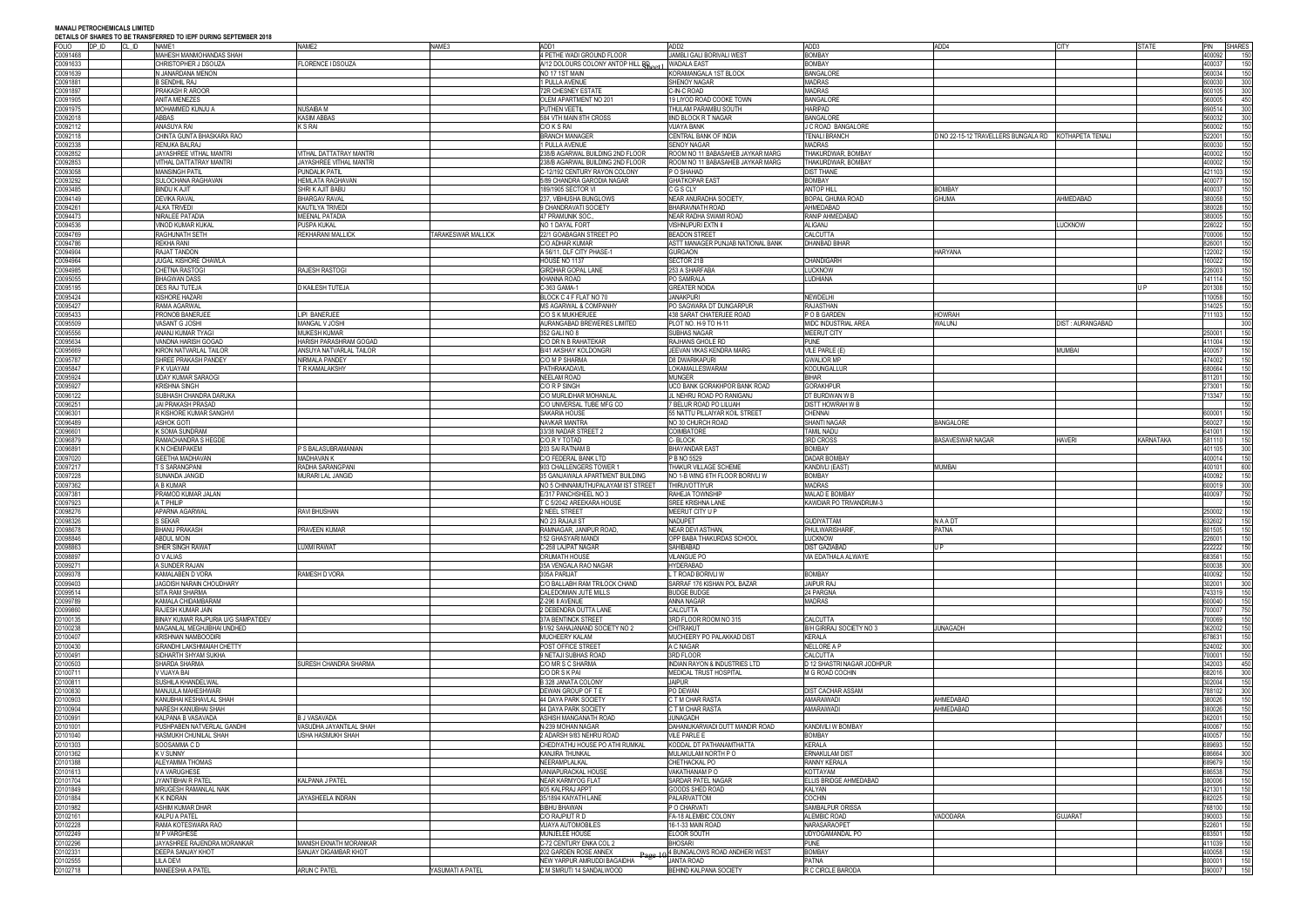**MANALI PETROCHEMICALS LIMITED**

**DETAILS OF SHARES TO BE TRANSFERRED TO IEPF DURING SEPTEMBER 2018**

| FOLIO | DP_ID | CL_ID | NAME1 | NAME2 | NAME3 | ADD1 | ADD2 | ADD3 | ADD4 | CITY | STATE | PIN | SHARES |
|---|---|---|---|---|---|---|---|---|---|---|---|---|---|
| C0091468 | | | MAHESH MANMOHANDAS SHAH | | | 4 PETHE WADI GROUND FLOOR | JAMBLI GALI BORIWALI WEST | BOMBAY | | | | 400092 | 150 |
| C0091633 | | | CHRISTOPHER J DSOUZA | FLORENCE I DSOUZA | | A/12 DOLOURS COLONY ANTOP HILL RD | WADALA EAST | BOMBAY | | | | 400037 | 150 |
| C0091639 | | | N JANARDANA MENON | | | NO 17 1ST MAIN | KORAMANGALA 1ST BLOCK | BANGALORE | | | | 560034 | 150 |
| C0091881 | | | B SENDHIL RAJ | | | 1 PULLA AVENUE | SHENOY NAGAR | MADRAS | | | | 600030 | 300 |
| C0091897 | | | PRAKASH R AROOR | | | 72R CHESNEY ESTATE | C-IN-C ROAD | MADRAS | | | | 600105 | 300 |
| C0091905 | | | ANITA MENEZES | | | OLEM APARTMENT NO 201 | 19 LYOD ROAD COOKE TOWN | BANGALORE | | | | 560005 | 450 |
| C0091975 | | | MOHAMMED KUNJU A | NUSAIBA M | | PUTHEN VEETIL | THULAM PARAMBU SOUTH | HARIPAD | | | | 690514 | 300 |
| C0092018 | | | ABBAS | KASIM ABBAS | | 584 VTH MAIN 8TH CROSS | IIND BLOCK R T NAGAR | BANGALORE | | | | 560032 | 300 |
| C0092112 | | | ANASUYA RAI | K S RAI | | C/O K S RAI | VIJAYA BANK | J C ROAD BANGALORE | | | | 560002 | 150 |
| C0092118 | | | CHINTA GUNTA BHASKARA RAO | | | BRANCH MANAGER | CENTRAL BANK OF INDIA | TENALI BRANCH | D NO 22-15-12 TRAVELLERS BUNGALA RD | KOTHAPETA TENALI | | 522001 | 150 |
| C0092338 | | | RENUKA BALRAJ | | | 1 PULLA AVENUE | SENOY NAGAR | MADRAS | | | | 600030 | 150 |
| C0092852 | | | JAYASHREE VITHAL MANTRI | VITHAL DATTATRAY MANTRI | | 238/B AGARWAL BUILDING 2ND FLOOR | ROOM NO 11 BABASAHEB JAYKAR MARG | THAKURDWAR, BOMBAY | | | | 400002 | 150 |
| C0092853 | | | VITHAL DATTATRAY MANTRI | JAYASHREE VITHAL MANTRI | | 238/B AGARWAL BUILDING 2ND FLOOR | ROOM NO 11 BABASAHEB JAYKAR MARG | THAKURDWAR, BOMBAY | | | | 400002 | 150 |
| C0093058 | | | MANSINGH PATIL | PUNDALIK PATIL | | C-12/192 CENTURY RAYON COLONY | P O SHAHAD | DIST THANE | | | | 421103 | 150 |
| C0093292 | | | SULOCHANA RAGHAVAN | HEMLATA RAGHAVAN | | 5/89 CHANDRA GARODIA NAGAR | GHATKOPAR EAST | BOMBAY | | | | 400077 | 150 |
| C0093485 | | | BINDU K AJIT | SHRI K AJIT BABU | | 189/1905 SECTOR VI | C G S CLY | ANTOP HILL | BOMBAY | | | 400037 | 150 |
| C0094149 | | | DEVIKA RAVAL | BHARGAV RAVAL | | 237, VIBHUSHA BUNGLOWS | NEAR ANURADHA SOCIETY, | BOPAL GHUMA ROAD | GHUMA | AHMEDABAD | | 380058 | 150 |
| C0094261 | | | ALKA TRIVEDI | KAUTILYA TRIVEDI | | 9 CHANDRAVATI SOCIETY | BHAIRAVNATH ROAD | AHMEDABAD | | | | 380028 | 150 |
| C0094473 | | | NIRALEE PATADIA | MEENAL PATADIA | | 47 PRAMUNIK SOC., | NEAR RADHA SWAMI ROAD | RANIP AHMEDABAD | | | | 380005 | 150 |
| C0094536 | | | VINOD KUMAR KUKAL | PUSPA KUKAL | | NO 1 DAYAL FORT | VISHNUPURI EXTN II | ALIGANJ | | LUCKNOW | | 226022 | 150 |
| C0094769 | | | RAGHUNATH SETH | REKHARANI MALLICK | TARAKESWAR MALLICK | 22/1 GOABAGAN STREET PO | BEADON STREET | CALCUTTA | | | | 700006 | 150 |
| C0094786 | | | REKHA RANI | | | C/O ADHAR KUMAR | ASTT MANAGER PUNJAB NATIONAL BANK | DHANBAD BIHAR | | | | 826001 | 150 |
| C0094904 | | | RAJAT TANDON | | | A 56/11, DLF CITY PHASE-1 | GURGAON | | HARYANA | | | 122002 | 150 |
| C0094964 | | | JUGAL KISHORE CHAWLA | | | HOUSE NO 1137 | SECTOR 21B | CHANDIGARH | | | | 160022 | 150 |
| C0094985 | | | CHETNA RASTOGI | RAJESH RASTOGI | | GIRDHAR GOPAL LANE | 253 A SHARFABA | LUCKNOW | | | | 226003 | 150 |
| C0095055 | | | BHAGWAN DASS | | | KHANNA ROAD | PO SAMRALA | LUDHIANA | | | | 141114 | 150 |
| C0095195 | | | DES RAJ TUTEJA | D KAILESH TUTEJA | | C-363 GAMA-1 | GREATER NOIDA | | | | U P | 201308 | 150 |
| C0095424 | | | KISHORE HAZARI | | | BLOCK C 4 F FLAT NO 70 | JANAKPURI | NEWDELHI | | | | 110058 | 150 |
| C0095427 | | | RAMA AGARWAL | | | M/S AGARWAL & COMPANHY | PO SAGWARA DT DUNGARPUR | RAJASTHAN | | | | 314025 | 150 |
| C0095433 | | | PRONOB BANERJEE | LIPI BANERJEE | | C/O S K MUKHERJEE | 438 SARAT CHATERJEE ROAD | P O B GARDEN | HOWRAH | | | 711103 | 150 |
| C0095509 | | | VASANT G JOSHI | MANGAL V JOSHI | | AURANGABAD BREWERIES LIMITED | PLOT NO. H-9 TO H-11 | MIDC INDUSTRIAL AREA | WALUNJ | DIST : AURANGABAD | | | 300 |
| C0095556 | | | ANANJ KUMAR TYAGI | MUKESH KUMAR | | 352 GALI NO 8 | SUBHAS NAGAR | MEERUT CITY | | | | 250001 | 150 |
| C0095634 | | | VANDNA HARISH GOGAD | HARISH PARASHRAM GOGAD | | C/O DR N B RAHATEKAR | RAJHANS GHOLE RD | PUNE | | | | 411004 | 150 |
| C0095669 | | | KIRON NATVARLAL TAILOR | ANSUYA NATVARLAL TAILOR | | B/41 AKSHAY KOLDONGRI | JEEVAN VIKAS KENDRA MARG | VILE PARLE (E) | | MUMBAI | | 400057 | 150 |
| C0095787 | | | SHREE PRAKASH PANDEY | NIRMALA PANDEY | | C/O M P SHARMA | D8 DWARIKAPURI | GWALIOR MP | | | | 474002 | 150 |
| C0095847 | | | P K VIJAYAM | T R KAMALAKSHY | | PATHRAKADAVIL | LOKAMALLESWARAM | KODUNGALLUR | | | | 680664 | 150 |
| C0095924 | | | UDAY KUMAR SARAOGI | | | NEELAM ROAD | MUNGER | BIHAR | | | | 811201 | 150 |
| C0095927 | | | KRISHNA SINGH | | | C/O R P SINGH | UCO BANK GORAKHPOR BANK ROAD | GORAKHPUR | | | | 273001 | 150 |
| C0096122 | | | SUBHASH CHANDRA DARUKA | | | C/O MURLIDHAR MOHANLAL | JL NEHRU ROAD PO RANIGANJ | DT BURDWAN W B | | | | 713347 | 150 |
| C0096251 | | | JAI PRAKASH PRASAD | | | C/O UNIVERSAL TUBE MFG CO | 7 BELUR ROAD PO LILUAH | DISTT HOWRAH W B | | | | | 150 |
| C0096301 | | | R KISHORE KUMAR SANGHVI | | | SAKARIA HOUSE | 56 NATTU PILLAIYAR KOIL STREET | CHENNAI | | | | 600001 | 150 |
| C0096489 | | | ASHOK GOTI | | | NAVKAR MANTRA | NO 30 CHURCH ROAD | SHANTI NAGAR | BANGALORE | | | 560027 | 150 |
| C0096601 | | | K SOMA SUNDRAM | | | 33/38 NADAR STREET 2 | COIMBATORE | TAMIL NADU | | | | 641001 | 150 |
| C0096879 | | | RAMACHANDRA S HEGDE | | | C/O.R Y TOTAD | C- BLOCK | 3RD CROSS | BASAVESWAR NAGAR | HAVERI | KARNATAKA | 581110 | 150 |
| C0096891 | | | K N CHEMPAKEM | P S BALASUBRAMANIAN | | 203 SAI RATNAM B | BHAYANDAR EAST | BOMBAY | | | | 401105 | 300 |
| C0097020 | | | GEETHA MADHAVAN | MADHAVAN K | | C/O FEDERAL BANK LTD | P B NO 5529 | DADAR BOMBAY | | | | 400014 | 150 |
| C0097217 | | | T S SARANGPANI | RADHA SARANGPANI | | 903 CHALLENGERS TOWER 1 | THAKUR VILLAGE SCHEME | KANDIVLI (EAST) | MUMBAI | | | 400101 | 600 |
| C0097228 | | | SUNANDA JANGID | MURARI LAL JANGID | | 35 GANJAWALA APARTMENT BUILDING | NO 1-B WING 6TH FLOOR BORIVLI W | BOMBAY | | | | 400092 | 150 |
| C0097362 | | | A B KUMAR | | | NO 5 CHINNAMUTHUPALAYAM IST STREET | THIRUVOTTIYUR | MADRAS | | | | 600019 | 300 |
| C0097381 | | | PRAMOD KUMAR JALAN | | | E/317 PANCHSHEEL NO 3 | RAHEJA TOWNSHIP | MALAD E BOMBAY | | | | 400097 | 750 |
| C0097923 | | | A T PHILIP | | | T C 5/2042 AREEKARA HOUSE | SREE KRISHNA LANE | KAWDIAR PO TRIVANDRUM-3 | | | | | 150 |
| C0098276 | | | APARNA AGARWAL | RAVI BHUSHAN | | 2 NEEL STREET | MEERUT CITY U P | | | | | 250002 | 150 |
| C0098326 | | | S SEKAR | | | NO 23 RAJAJI ST | NADUPET | GUDIYATTAM | N A A DT | | | 632602 | 150 |
| C0098678 | | | BHANU PRAKASH | PRAVEEN KUMAR | | RAMNAGAR, JANIPUR ROAD, | NEAR DEVI ASTHAN, | PHULWARISHARIF, | PATNA | | | 801505 | 150 |
| C0098846 | | | ABDUL MOIN | | | 152 GHASYARI MANDI | OPP BABA THAKURDAS SCHOOL | LUCKNOW | | | | 226001 | 150 |
| C0098863 | | | SHER SINGH RAWAT | LUXMI RAWAT | | C-258 LAJPAT NAGAR | SAHIBABAD | DIST GAZIABAD | U P | | | 222222 | 150 |
| C0098897 | | | O V ALIAS | | | ORUMATH HOUSE | VILANGUE PO | VIA EDATHALA ALWAYE | | | | 683561 | 150 |
| C0099271 | | | A SUNDER RAJAN | | | 35A VENGALA RAO NAGAR | HYDERABAD | | | | | 500038 | 300 |
| C0099378 | | | KAMALABEN D VORA | RAMESH D VORA | | 305A PARIJAT | L T ROAD BORIVLI W | BOMBAY | | | | 400092 | 150 |
| C0099400 | | | JAGDISH NARAIN CHOUDHARY | | | C/O BALLABH RAM TRILOCK CHAND | SARRAF 176 KISHAN POL BAZAR | JAIPUR RAJ | | | | 302001 | 300 |
| C0099514 | | | SITA RAM SHARMA | | | CALEDOMIAN JUTE MILLS | BUDGE BUDGE | 24 PARGNA | | | | 743319 | 150 |
| C0099789 | | | KAMALA CHIDAMBARAM | | | Z-296 II AVENUE | ANNA NAGAR | MADRAS | | | | 600040 | 150 |
| C0099860 | | | RAJESH KUMAR JAIN | | | 2 DEBENDRA DUTTA LANE | CALCUTTA | | | | | 700007 | 750 |
| C0100135 | | | BINAY KUMAR RAJPURIA U/G SAMPATIDEV | | | 37A BENTINCK STREET | 3RD FLOOR ROOM NO 315 | CALCUTTA | | | | 700069 | 150 |
| C0100238 | | | MAGANLAL MEGHJIBHAI UNDHED | | | 91/92 SAHAJANAND SOCIETY NO 2 | CHITRAKUT | B/H GIRIRAJ SOCIETY NO 3 | JUNAGADH | | | 362002 | 150 |
| C0100407 | | | KRISHNAN NAMBOODIRI | | | MUCHEERY KALAM | MUCHEERY PO PALAKKAD DIST | KERALA | | | | 678631 | 150 |
| C0100430 | | | GRANDHI LAKSHMAIAH CHETTY | | | POST OFFICE STREET | A C NAGAR | NELLORE A P | | | | 524002 | 300 |
| C0100491 | | | SIDHARTH SHYAM SUKHA | | | 8 NETAJI SUBHAS ROAD | 3RD FLOOR | CALCUTTA | | | | 700001 | 150 |
| C0100503 | | | SHARDA SHARMA | SURESH CHANDRA SHARMA | | C/O MR S C SHARMA | INDIAN RAYON & INDUSTRIES LTD | D 12 SHASTRI NAGAR JODHPUR | | | | 342003 | 450 |
| C0100711 | | | V VIJAYA BAI | | | C/O DR S K PAI | MEDICAL TRUST HOSPITAL | M G ROAD COCHIN | | | | 682016 | 300 |
| C0100811 | | | SUSHILA KHANDELWAL | | | B 328 JANATA COLONY | JAIPUR | | | | | 302004 | 150 |
| C0100830 | | | MANJULA MAHESHWARI | | | DEWAN GROUP OF T E | PO DEWAN | DIST CACHAR ASSAM | | | | 788102 | 300 |
| C0100903 | | | KANUBHAI KESHAVLAL SHAH | | | 44 DAYA PARK SOCIETY | C T M CHAR RASTA | AMARAIWADI | AHMEDABAD | | | 380026 | 150 |
| C0100904 | | | NARESH KANUBHAI SHAH | | | 44 DAYA PARK SOCIETY | C T M CHAR RASTA | AMARAIWADI | AHMEDABAD | | | 380026 | 150 |
| C0100991 | | | KALPANA B VASAVADA | B J VASAVADA | | ASHISH MANGANATH ROAD | JUNAGADH | | | | | 362001 | 150 |
| C0101001 | | | PUSHPABEN NATVERLAL GANDHI | VASUDHA JAYANTILAL SHAH | | N-239 MOHAN NAGAR | DAHANUKARWADI DUTT MANDIR ROAD | KANDIVLI W BOMBAY | | | | 400067 | 150 |
| C0101040 | | | HASMUKH CHUNILAL SHAH | USHA HASMUKH SHAH | | 2 ADARSH 9/83 NEHRU ROAD | VILE PARLE E | BOMBAY | | | | 400057 | 150 |
| C0101303 | | | SOOSAMMA C D | | | CHEDIYATHU HOUSE PO ATHI RUMKAL | KODDAL DT PATHANAMTHATTA | KERALA | | | | 689693 | 150 |
| C0101362 | | | K V SUNNY | | | KANJIRA THUNKAL | MULAKULAM NORTH P O | ERNAKULAM DIST | | | | 686664 | 300 |
| C0101388 | | | ALEYAMMA THOMAS | | | NEERAMPLALKAL | CHETHACKAL PO | RANNY KERALA | | | | 689679 | 150 |
| C0101613 | | | V A VARUGHESE | | | VANIAPURACKAL HOUSE | VAKATHANAM P O | KOTTAYAM | | | | 686538 | 750 |
| C0101704 | | | JYANTIBHAI R PATEL | KALPANA J PATEL | | NEAR KARMYOG FLAT | SARDAR PATEL NAGAR | ELLIS BRIDGE AHMEDABAD | | | | 380006 | 150 |
| C0101849 | | | MRUGESH RAMANLAL NAIK | | | 405 KALPRAJ APPT | GOODS SHED ROAD | KALYAN | | | | 421301 | 150 |
| C0101884 | | | K K INDRAN | JAYASHEELA INDRAN | | 35/1894 KAIYATH LANE | PALARIVATTOM | COCHIN | | | | 682025 | 150 |
| C0101982 | | | ASHIM KUMAR DHAR | | | BIBHU BHAWAN | P O CHARVATI | SAMBALPUR ORISSA | | | | 768100 | 150 |
| C0102161 | | | KALPU A PATEL | | | C/O RAJPUT R D | FA-18 ALEMBIC COLONY | ALEMBIC ROAD | VADODARA | GUJARAT | | 390003 | 150 |
| C0102228 | | | RAMA KOTESWARA RAO | | | VIJAYA AUTOMOBILES | 16-1-33 MAIN ROAD | NARASARAOPET | | | | 522601 | 150 |
| C0102249 | | | M P VARGHESE | | | MUNJELEE HOUSE | ELOOR SOUTH | UDYOGAMANDAL PO | | | | 683501 | 150 |
| C0102296 | | | JAYASHREE RAJENDRA MORANKAR | MANISH EKNATH MORANKAR | | C-72 CENTURY ENKA COL 2 | BHOSARI | PUNE | | | | 411039 | 150 |
| C0102331 | | | DEEPA SANJAY KHOT | SANJAY DIGAMBAR KHOT | | 202 GARDEN ROSE ANNEX | 4 BUNGALOWS ROAD ANDHERI WEST | BOMBAY | | | | 400058 | 150 |
| C0102555 | | | LILA DEVI | | | NEW YARPUR AMRUDDI BAGAIDHA | JANTA ROAD | PATNA | | | | 800001 | 150 |
| C0102718 | | | MANEESHA A PATEL | ARUN C PATEL | YASUMATI A PATEL | C M SMRUTI 14 SANDALWOOD | BEHIND KALPANA SOCIETY | R C CIRCLE BARODA | | | | 390007 | 150 |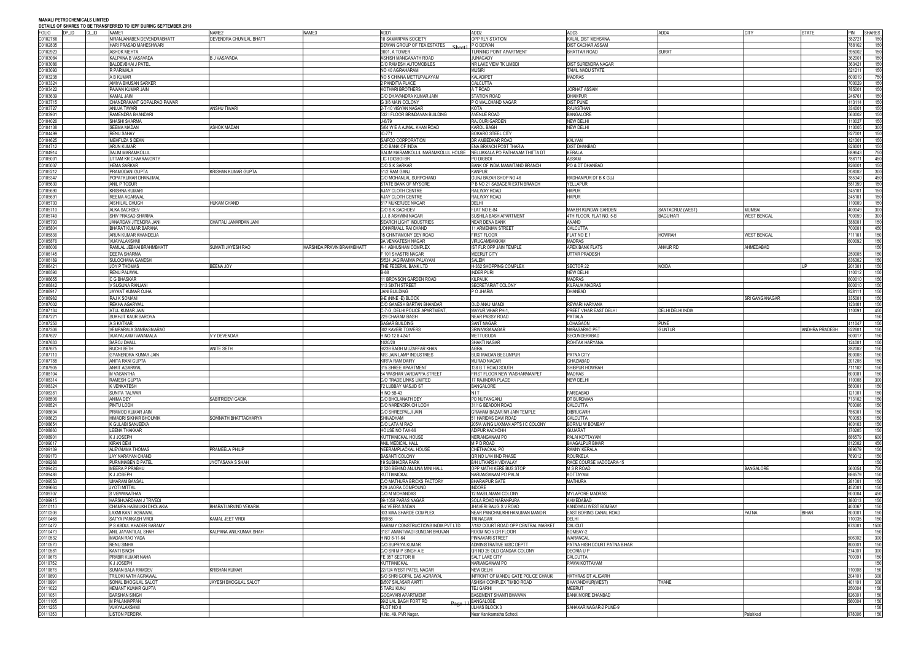**MANALI PETROCHEMICALS LIMITED**

**DETAILS OF SHARES TO BE TRANSFERRED TO IEPF DURING SEPTEMBER 2018**

| FOLIO | DP_ID | CL_ID | NAME1 | NAME2 | NAME3 | ADD1 | ADD2 | ADD3 | ADD4 | CITY | STATE | PIN | SHARES |
|---|---|---|---|---|---|---|---|---|---|---|---|---|---|
| C0102766 | | | NIRANJANABEN DEVENDRABHATT | DEVENDRA CHUNILAL BHATT | | 18 SAMARPAN SOCIETY | OPP RLY STATION | KALAL DIST MEHSANA | | | | 382721 | 150 |
| C0102835 | | | HARI PRASAD MAHESHWARI | | | DEWAN GROUP OF TEA ESTATES | P O DEWAN | DIST CACHAR ASSAM | | | | 788102 | 150 |
| C0102923 | | | ASHOK MEHTA | | | 3001, A TOWER | TURNING POINT APARTMENT | BHATTAR ROAD | SURAT | | | 395002 | 150 |
| C0103084 | | | KALPANA B VASAVADA | B J VASAVADA | | ASHISH MANGANATH ROAD | JUNAGADY | | | | | 362001 | 150 |
| C0103086 | | | BALDEVBHAI J PATEL | | | C/O RAMESH AUTOMOBILES | NR LAKE VIEW TK LIMBDI | DIST SURENDRA NAGAR | | | | 363421 | 150 |
| C0103093 | | | R PARIMALA | | | NO 40 AGRAHARAM | MUSIRI | TAMIL NADU STATE | | | | 621211 | 150 |
| C0103238 | | | A B KUMAR | | | NO 5 CHINNA METTUPALAYAM | KALADIPET | MADRAS | | | | 600019 | 750 |
| C0103324 | | | AMIYA BHUSAN SARKER | | | 2 PANDITIA PLACE | CALCUTTA | | | | | 700029 | 150 |
| C0103422 | | | PAWAN KUMAR JAIN | | | KOTHARI BROTHERS | A T ROAD | JORHAT ASSAM | | | | 785001 | 150 |
| C0103639 | | | KAMAL JAIN | | | C/O DHAVANDRA KUMAR JAIN | STATION ROAD | DHAMPUR | | | | 246761 | 150 |
| C0103715 | | | CHANDRAKANT GOPALRAO PAWAR | | | G 3/6 MAIN COLONY | P O WALCHAND NAGAR | DIST PUNE | | | | 413114 | 150 |
| C0103727 | | | ANUJA TIWARI | ANSHU TIWARI | | 2-T-10 VIGYAN NAGAR | KOTA | RAJASTHAN | | | | 334001 | 150 |
| C0103901 | | | RAMENDRA BHANDARI | | | 532 I FLOOR BRINDAVAN BUILDING | AVENUE ROAD | BANGALORE | | | | 560002 | 150 |
| C0104026 | | | SHASHI SHARMA | | | J-6/79 | RAJOURI GARDEN | NEW DELHI | | | | 110027 | 150 |
| C0104108 | | | SEEMA MADAN | ASHOK MADAN | | 5/64 W E A AJMAL KHAN ROAD | KAROL BAGH | NEW DELHI | | | | 110005 | 300 |
| C0104499 | | | RENU SAHAY | | | C-771 | BOKARO STEEL CITY | | | | | 827001 | 150 |
| C0104625 | | | MEHFUZA S DEAN | | | SAIFCO CORPORATION | DR AMBEDKAR ROAD | KALYAN | | | | 421301 | 150 |
| C0104712 | | | ARUN KUMAR | | | C/O BANK OF INDIA | ENA BRANCH POST THARIA | DIST DHANBAD | | | | 826001 | 150 |
| C0104914 | | | SALIM MARAMKOLLIL | | | SALIM MARAMKOLLIL MARAMKOLLIL HOUSE | NELLIKKALA PO PATHANAM THITTA DT | KERALA | | | | 689643 | 750 |
| C0105001 | | | UTTAM KR CHAKRAVORTY | | | LIC I DIGBOI BR | PO DIGBOI | ASSAM | | | | 786171 | 450 |
| C0105037 | | | HEMA SARKAR | | | C/O S K SARKAR | BANK OF INDIA MANAITAND BRANCH | PO & DT DHANBAD | | | | 826001 | 150 |
| C0105212 | | | PRAMODANI GUPTA | KRISHAN KUMAR GUPTA | | 51/2 RAM GANJ | KANPUR | | | | | 208002 | 300 |
| C0105347 | | | POPATKUMAR DHANJIMAL | | | C/O MOHANLAL SURPCHAND | GUNJ BAZAR SHOP NO 46 | RADHANPUR DT B K GUJ | | | | 385340 | 450 |
| C0105630 | | | ANIL P TODUR | | | STATE BANK OF MYSORE | P B NO 21 SABAGERI EXTN BRANCH | YELLAPUR | | | | 581359 | 150 |
| C0105690 | | | KRISHNA KUMARI | | | AJAY CLOTH CENTRE | RAILWAY ROAD | HAPUR | | | | 245101 | 150 |
| C0105691 | | | REEMA AGARWAL | | | AJAY CLOTH CENTRE | RAILWAY ROAD | HAPUR | | | | 245101 | 150 |
| C0105703 | | | AISHI LAL CHUGH | HUKAM CHAND | | 617 MUKERJEE NAGAR | DELHI | | | | | 110009 | 150 |
| C0105710 | | | ALKA SACHDEV | | | C/O S K SACHDEV | FLAT NO E-84 | MAKER KUNDAN GARDEN | SANTACRUZ (WEST) | MUMBAI | | 400049 | 300 |
| C0105749 | | | SHIV PRASAD SHARMA | | | J.J. 8 ASHWINI NAGAR | SUSHILA BASH APARTMENT | 4TH FLOOR, FLAT NO. 5-B | BAGUIHATI | WEST BENGAL | | 700059 | 300 |
| C0105793 | | | JANARDAN JITENDRA JANI | CHAITALI JANARDAN JANI | | SEARCH LIGHT INDUSTRIES | NEAR DENA BANK | ANAND | | | | 388001 | 150 |
| C0105804 | | | BHARAT KUMAR BARANA | | | JOHARMALL RAI CHAND | 11 ARMENIAN STREET | CALCUTTA | | | | 700001 | 450 |
| C0105836 | | | ARUN KUMAR KHANDELIA | | | 15 CHINTAMONY DEY ROAD | FIRST FLOOR | FLAT NO E 1 | HOWRAH | WEST BENGAL | | 711101 | 150 |
| C0105876 | | | VIJAYALAKSHMI | | | 9A VENKATESH NAGAR | VIRUGAMBAKKAM | MADRAS | | | | 600092 | 150 |
| C0106006 | | | RAMLAL JEBHAI BRAHMBHATT | SUMATI JAYESH RAO | HARSHIDA PRAVIN BRAHMBHATT | A-1 ABHUSHAN COMPLEX | IST FLR OPP JAIN TEMPLE | APEX BANK FLATS | ANKUR RD | AHMEDABAD | | | 150 |
| C0106145 | | | DEEPA SHARMA | | | F 101 SHASTRI NAGAR | MEERUT CITY | UTTAR PRADESH | | | | 250005 | 150 |
| C0106189 | | | SULOCHANA GANESH | | | 5/524 JAGIRAMMA PALAYAM | SALEM | | | | | 636302 | 150 |
| C0106421 | | | JOY P THOMAS | BEENA JOY | | THE FEDERAL BANK LTD | H-362 SHOPPING COMPLEX | SECTOR 22 | NOIDA | | UP | 201301 | 150 |
| C0106590 | | | RENU PALIWAL | | | B-68 | INDER PURI | NEW DELHI | | | | 110012 | 150 |
| C0106655 | | | C G BHASKAR | | | 11 BRONSON GARDEN ROAD | KILPAUK | MADRAS | | | | 600010 | 150 |
| C0106842 | | | V SUGUNA RANJANI | | | 113 SIXTH STREET | SECRETARIAT COLONY | KILPAUK MADRAS | | | | 600010 | 150 |
| C0106917 | | | JAYANT KUMAR OJHA | | | JANI BUILDING | P O JHARIA | DHANBAD | | | | 828111 | 150 |
| C0106982 | | | RAJ K SOMANI | | | 9-E (NINE -E) BLOCK | | | | SRI GANGANAGAR | | 335001 | 150 |
| C0107002 | | | REKHA AGARWAL | | | C/O GANESH BARTAN BHANDAR | OLD ANAJ MANDI | REWARI HARYANA | | | | 123401 | 150 |
| C0107134 | | | ATUL KUMAR JAIN | | | C-7-G, DELHI POLICE APARTMENT, | MAYUR VIHAR PH-1, | PREET VIHAR EAST DELHI | DELHI DELHI INDIA | | | 110091 | 450 |
| C0107221 | | | SUKHJIT KAUR SAROYA | | | 229 CHARAM BAGH | NEAR PASSY ROAD | PATIALA | | | | | 150 |
| C0107250 | | | A S KATKAR | | | SAGAR BUILDING | SANT NAGAR | LOHAGAON | PUNE | | | 411047 | 150 |
| C0107306 | | | VEMPARALA SAMBASIVARAO | | | 302 KAVERI TOWERS | SRINIVASANAGAR | NARASARAO PET | GUNTUR | | ANDHRA PRADESH | 522601 | 150 |
| C0107627 | | | VIJAYALAXMI VANAMALA | V Y DEVENDAR | | H NO 12 8 424/1 | METTUGUDA | SECUNDERABAD | | | | 500017 | 150 |
| C0107633 | | | SAROJ DHALL | | | 1020/20 | SHAKTI NAGAR | ROHTAK HARYANA | | | | 124001 | 150 |
| C0107675 | | | RUCHI SETH | ANITE SETH | | 8/239 BAGH MUZAFFAR KHAN | AGRA | | | | | 282002 | 150 |
| C0107710 | | | GYANENDRA KUMAR JAIN | | | M/S JAIN LAMP INDUSTRIES | BUXI MAIDAN BEGUMPUR | PATNA CITY | | | | 800008 | 150 |
| C0107788 | | | ANITA RANI GUPTA | | | KIRPA RAM DAIRY | MURAD NAGAR | GHAZIABAD | | | | 201206 | 150 |
| C0107905 | | | ANKIT AGARWAL | | | 315 SHREE APARTMENT | 138 G T ROAD SOUTH | SHIBPUR HOWRAH | | | | 711102 | 150 |
| C0108104 | | | M VASANTHA | | | 54 WASHAR VARDAPPA STREET | FIRST FLOOR NEW WASHARMANPET | MADRAS | | | | 600081 | 150 |
| C0108314 | | | RAMESH GUPTA | | | C/O TRADE LINKS LIMITED | 17 RAJINDRA PLACE | NEW DELHI | | | | 110008 | 300 |
| C0108324 | | | K VENKATESH | | | 72 LUBBAY MASJID ST | BANGALORE | | | | | 560001 | 150 |
| C0108381 | | | SUNITA TALWAR | | | H NO 5B-43 | N I T | FARIDABAD | | | | 121001 | 150 |
| C0108506 | | | ANIMA DEY | SABITRIDEVI GADIA | | C/O BHOLANATH DEY | PO NUTANGANJ | DT BURDWAN | | | | 713102 | 150 |
| C0108524 | | | PINTU LODH | | | C/O NARENDRA CH LODH | 31/1G BEADON ROAD | CALCUTTA | | | | 700006 | 150 |
| C0108604 | | | PRAMOD KUMAR JAIN | | | C/O SHREEPALJI JAIN | GRAHAM BAZAR NR JAIN TEMPLE | DIBRUGARH | | | | 786001 | 150 |
| C0108623 | | | HIMADRI SIKHAR BHOUMIK | SOMNATH BHATTACHARYA | | SHIVADHAM | 51 HARIDAS DAW ROAD | CALCUTTA | | | | 700053 | 150 |
| C0108654 | | | K GULABI SANJEEVA | | | C/O LATA M RAO | 205/A WING LAXMAN APTS I C COLONY | BORIVLI W BOMBAY | | | | 400103 | 150 |
| C0108860 | | | LEENA THAKKAR | | | HOUSE NO TAX-66 | ADIPUR KACHCHH | GUJARAT | | | | 370205 | 150 |
| C0108901 | | | K J JOSEPH | | | KUTTIANICKAL HOUSE | NERIANGANAM PO | PALAI KOTTAYAM | | | | 686579 | 600 |
| C0109017 | | | KIRAN DEVI | | | ANIL MEDICAL HALL | M P D ROAD | BHAGALPUR BIHAR | | | | 812002 | 450 |
| C0109139 | | | ALEYAMMA THOMAS | PRAMEELA PHILIP | | NEERAMPLACKAL HOUSE | CHETHACKAL PO | RANNY KERALA | | | | 689679 | 150 |
| C0109170 | | | JAY NARAYAN CHAND | | | BASANTI COLONY | QR NO L/44 IIND PHASE | ROURKELA | | | | 769012 | 150 |
| C0109288 | | | PURNIMABEN D PATEL | JYOTASANA S SHAH | | 19 SUBHADRA PARK | B/H UTKARSH VIDYALAY | RACE COURSE VADODARA-15 | | | | | 150 |
| C0109424 | | | MEERA P PRABHU | | | # 526 BEHIND ANJUNA MINI HALL | OPP MATHI KERE BUS STOP | M S R ROAD | | BANGALORE | | 560054 | 750 |
| C0109486 | | | K J JOSEPH | | | KUTTIANICKAL | NARIANGANAM PO PALAI | KOTTAYAM | | | | 686579 | 150 |
| C0109553 | | | UMARANI BANSAL | | | C/O MATHURA BRICKS FACTORY | BHARATPUR GATE | MATHURA | | | | 281001 | 150 |
| C0109664 | | | JYOTI MITTAL | | | 129 JAORA COMPOUND | INDORE | | | | | 452001 | 150 |
| C0109707 | | | S VISWANATHAN | | | C/O M MOHANDAS | 12 MASILAMANI COLONY | MYLAPORE MADRAS | | | | 600004 | 450 |
| C0109915 | | | HARSHVARDHAN J TRIVEDI | | | 89-1058 PARAS NAGAR | SOLA ROAD NARANPURA | AHMEDABAD | | | | 380013 | 150 |
| C0110110 | | | CHAMPA HASMUKH DHOLAKIA | BHARATI ARVIND VEKARIA | | B/4 VEERA SADAN | JHAVERI BAUG S V ROAD | KANDIVALI WEST BOMBAY | | | | 400067 | 150 |
| C0110306 | | | LAXMI KANT AGRAWAL | | | 303 MAA SHARDE COMPLEX | NEAR PANCHMUKHI HANUMAN MANDIR | EAST BORING CANAL ROAD | | PATNA | BIHAR | 800001 | 150 |
| C0110468 | | | SATYA PARKASH VIRDI | KAMAL JEET VIRDI | | 899/58 | TRI NAGAR | DELHI | | | | 110035 | 150 |
| C0110472 | | | P S ABDUL KHADER BARAMY | | | BARAMY CONSTRUCTIONS INDIA PVT LTD | 7/182 COURT ROAD OPP CENTRAL MARKET | CALICUT | | | | 673001 | 1500 |
| C0110473 | | | ANIL JAYANTILAL SHAH | KALPANA ANILKUMAR SHAH | | 31ST ANANTWADI SUNDAR BHUVAN | ROOM NO 5 GR FLOOR | BOMBAY-2 | | | | | 150 |
| C0110532 | | | MADAN RAO YADA | | | H NO 8-11-64 | PINNAVARI STREET | WARANGAL | | | | 506002 | 300 |
| C0110570 | | | RENU SINHA | | | C/O SUPRIYA KUMAR | ADMINISTRATIVE MISC DEPTT | PATNA HIGH COURT PATNA BIHAR | | | | 800001 | 150 |
| C0110581 | | | KANTI SINGH | | | C/O SRI M P SINGH A E | QR NO 26 OLD GANDAK COLONY | DEORIA U P | | | | 274001 | 300 |
| C0110676 | | | PRABIR KUMAR NAHA | | | FE 357 SECTOR III | SALT LAKE CITY | CALCUTTA | | | | 700091 | 150 |
| C0110752 | | | K J JOSEPH | | | KUTTIANICKAL | NARIANGANAM PO | PAWAI KOTTAYAM | | | | | 150 |
| C0110876 | | | SUMAN BALA RAMDEV | KRISHAN KUMAR | | 22/124 WEST PATEL NAGAR | NEW DELHI | | | | | 110008 | 150 |
| C0110890 | | | TRILOKI NATH AGRAWAL | | | S/O SHRI GOPAL DAS AGRAWAL | INFRONT OF MANDU GATE POLICE CHAUKI | HATHRAS DT ALIGARH | | | | 204101 | 300 |
| C0110991 | | | SONAL BHOGILAL SALOT | JAYESH BHOGILAL SALOT | | B/507 SALASAR AARTI | ASHISH COMPLEX TIMBO ROAD | BHAYANDHUR(WEST) | THANE | | | 401101 | 300 |
| C0111022 | | | HEMANT KUMAR GUPTA | | | 5 TARU KUNJ | TEJ GARHI | MEERUT | | | | 250004 | 150 |
| C0111051 | | | DARSHAN SINGH | | | GODAVARI APARTMENT | BASEMENT SHANTI BHAWAN | BANK MORE DHANBAD | | | | 826001 | 150 |
| C0111105 | | | M PALANIAPPAN | | | 99/2 LAL BAGH FORT RD | BANGALOBE | | | | | 560004 | 150 |
| C0111255 | | | VIJAYALAKSHMI | | | PLOT NO 8 | ULHAS BLOCK 3 | SAHAKAR NAGAR-2 PUNE-9 | | | | | 150 |
| C0111353 | | | LISTON PEREIRA | | | H.No. 49, PVR Nagar, | Near Kanikamatha School, | | | Palakkad | | 678006 | 150 |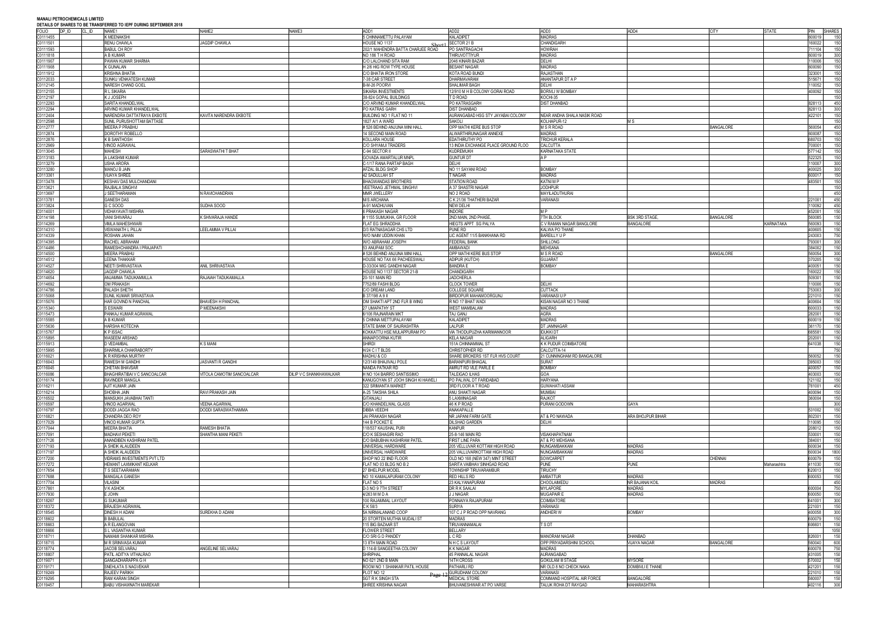**MANALI PETROCHEMICALS LIMITED**

**DETAILS OF SHARES TO BE TRANSFERRED TO IEPF DURING SEPTEMBER 2018**

| FOLIO | DP_ID | CL_ID | NAME1 | NAME2 | NAME3 | ADD1 | ADD2 | ADD3 | ADD4 | CITY | STATE | PIN | SHARES |
|---|---|---|---|---|---|---|---|---|---|---|---|---|---|
| C0111455 | | | K MEENAKSHI | | | 5 CHINNAMETTU PALAYAM | KALADIPET | MADRAS | | | | 600019 | 150 |
| C0111501 | | | RENU CHAWLA | JAGDIP CHAWLA | | HOUSE NO 1137 | SECTOR 21 B | CHANDIGARH | | | | 160022 | 150 |
| C0111593 | | | BABUL CH ROY | | | 202/1 MAHENDRA BATTA CHARJEE ROAD | PO SANTRAGACHI | HOWRAH | | | | 711104 | 150 |
| C0111818 | | | A B KUMAR | | | NO 186 T H ROAD | THIRUVOTTIYUR | MADRAS | | | | 600019 | 300 |
| C0111907 | | | PAWAN KUMAR SHARMA | | | C/O LALCHAND SITA RAM | 2046 KINARI BAZAR | DELHI | | | | 110006 | 150 |
| C0111908 | | | K GUNALAN | | | H 2/6 HIG ROW TYPE HOUSE | BESANT NAGAR | MADRAS | | | | 600090 | 150 |
| C0111912 | | | KRISHNA BHATIA | | | C/O BHATIA IRON STORE | KOTA ROAD BUNDI | RAJASTHAN | | | | 323001 | 150 |
| C0112033 | | | SUNKU VENKATESH KUMAR | | | 7-38 CAR STREET | DHARMAVARAM | ANANTAPUR DT A P | | | | 515671 | 150 |
| C0112145 | | | NARESH CHAND GOEL | | | B-M-26 POORVI | SHALIMAR BAGH | DELHI | | | | 110052 | 150 |
| C0112155 | | | R L SIKARIA | | | SIKARIA INVESTMENTS | 12/910 M H B COLONY GORAI ROAD | BORIVLI W BOMBAY | | | | 400092 | 150 |
| C0112197 | | | K J JOSEPH | | | 38-824 GOPAL BUILDINGS | T D ROAD | KOCHI-35 | | | | | 150 |
| C0112293 | | | SARITA KHANDELWAL | | | C/O ARVIND KUMAR KHANDELWAL | PO KATRASGARH | DIST DHANBAD | | | | 828113 | 450 |
| C0112294 | | | ARVIND KUMAR KHANDELWAL | | | PO KATRAS GARH | DIST DHANBAD | | | | | 828113 | 300 |
| C0112404 | | | NARENDRA DATTATRAYA EKBOTE | KAVITA NARENDRA EKBOTE | | BUILDING NO 1 FLAT NO 11 | AURANGABAD HSG STY JAYABAI COLONY | NEAR ANDHA SHALA NASIK ROAD | | | | 422101 | 150 |
| C0112598 | | | SUNIL PURUSHOTTAM BATTASE | | | 1827 A/1 A WARD | SAKOLI | KOLHAPUR-12 | M S | | | | 150 |
| C0112777 | | | MEERA P PRABHU | | | # 526 BEHIND ANJUNA MINI HALL | OPP MATHI KERE BUS STOP | M S R ROAD | | BANGALORE | | 560054 | 450 |
| C0112874 | | | DOROTHY ROBELLO | | | 14 SECOND MAIN ROAD | ALWARTHIRUNAGAR ANNEXE | MADRAS | | | | 600087 | 150 |
| C0112876 | | | K B SANTHOSH | | | KOLLARA HOUSE | EDATHIRUTHY PO | TRICHUR KERALA | | | | 680703 | 150 |
| C0112969 | | | VINOD AGRAWAL | | | C/O SHYAMJI TRADERS | 13 INDIA EXCHANGE PLACE GROUND FLOO | CALCUTTA | | | | 700001 | 150 |
| C0113045 | | | MAHESH | SARASWATHI T BHAT | | C-94 SECTOR II | KUDREMUKH | KARNATAKA STATE | | | | 577142 | 150 |
| C0113183 | | | A LAKSHMI KUMAR | | | GOVADA AMARTALUR MNPL | GUNTUR DT | A P | | | | 522325 | 150 |
| C0113279 | | | USHA ARORA | | | C-1/17 RANA PARTAP BAGH | DELHI | | | | | 110007 | 300 |
| C0113280 | | | MANOJ B JAIN | | | AFZAL BLDG SHOP | NO 11 SAYANI ROAD | BOMBAY | | | | 400025 | 300 |
| C0113361 | | | VIJAYA SHREE | | | 42 SADULLAH ST | T NAGAR | MADRAS | | | | 600017 | 150 |
| C0113478 | | | KESHAV DAS MULCHANDANI | | | BHAGWANDAS BROTHERS | STATION ROAD | KATNI M P | | | | 483501 | 150 |
| C0113621 | | | RAJBALA SINGHVI | | | VEETRAAG JETHMAL SINGHVI | A 37 SHASTRI NAGAR | JODHPUR | | | | | 150 |
| C0113697 | | | J SEETHARAMAN | N RAVICHANDRAN | | MMR JWELLERY | NO 2 ROAD | MAYILADUTHURAI | | | | | 450 |
| C0113781 | | | GANESH DAS | | | M/S ARCHANA | C K 21/36 THATHERI BAZAR | VARANASI | | | | 221001 | 450 |
| C0113824 | | | G C SOOD | SUDHA SOOD | | A-91 MADHUVAN | NEW DELHI | | | | | 110092 | 450 |
| C0114001 | | | VIDHAYAVATI MISHRA | | | 6 PRAKASH NAGAR | INDORE | M P | | | | 452001 | 150 |
| C0114198 | | | VANI SHIVARAJ | K SHIVARAJA HANDE | | # 1155 SUMUKHA, GR FLOOR | 2ND MAIN, 2ND PHASE, | 7TH BLOCK | BSK 3RD STAGE, | BANGALORE | | 560085 | 150 |
| C0114269 | | | VIMLA MAHESHWARI | | | FLAT EG SHRADDHA | HIEGTS APPT SG PALYA | C V RAMAN NAGAR BANGLORE | BANGALORE | | KARNATAKA | 560093 | 150 |
| C0114310 | | | VISWANATH L PILLAI | LEELAMMA V PILLAI | | D/3 RATNASAGAR CHS LTD | PUNE RD | KALWA PO THANE | | | | 400605 | 150 |
| C0114339 | | | ROSHAN JAHAN | | | W/O NAIM UDDIN KHAN | LIC AGENT 11/5 BANKHANA RD | BAREILLY U P | | | | 243003 | 750 |
| C0114395 | | | RACHEL ABRAHAM | | | W/O ABRAHAM JOSEPH | FEDERAL BANK | SHILLONG | | | | 793001 | 300 |
| C0114486 | | | RAMESHCHANDRA I PRAJAPATI | | | 53 ANUPAM SOC | AMBAWADI | MEHSANA | | | | 384002 | 150 |
| C0114500 | | | MEERA PRABHU | | | # 526 BEHIND ANJUNA MINI HALL | OPP MATHI KERE BUS STOP | M S R ROAD | | BANGALORE | | 560054 | 300 |
| C0114512 | | | LEENA THAKKAR | | | HOUSE NO TAX 66 PACHEESWALI | ADIPUR (KUTCH) | GUJARAT | | | | 370205 | 150 |
| C0114527 | | | NEETI SHRIVASTAVA | ANIL SHRIVASTAVA | | D-33/304 MIG GANDHI NAGAR | BANDRA E | BOMBAY | | | | 400051 | 150 |
| C0114620 | | | JAGDIP CHAWLA | | | HOUSE NO 1137 SECTOR 21-B | CHANDIGARH | | | | | 160022 | 150 |
| C0114654 | | | ANJAMMA TADUKAMMLLA | RAJAIAH TADUKAMALLA | | 20-101 MAIN RD | JADCHERLA | | | | | 509301 | 150 |
| C0114692 | | | OM PRAKASH | | | 7752/89 FASHI BLDG | CLOCK TOWER | DELHI | | | | 110006 | 150 |
| C0114786 | | | PALASH SHETH | | | C/O DREAM LAND | COLLEGE SQUARE | CUTTACK | | | | 753003 | 300 |
| C0115068 | | | SUNIL KUMAR SRIVASTAVA | | | B 37/198 A 9 II | BIRDOPUR MAHAMOORGUNJ | VARANASI U P | | | | 221010 | 150 |
| C0115076 | | | HAR GOVIND N PANCHAL | BHAVESH H PANCHAL | | OM SHAKTI APT 2ND FLR B WING | R NO 17 BHAT WADI | KISAN NAGAR NO 3 THANE | | | | 400604 | 150 |
| C0115340 | | | S ESWARI | P MEENAKSHI | | 27 UMAPATHY ST | WEST MAMBALAM | MADRAS | | | | 600033 | 150 |
| C0115473 | | | PANKAJ KUMAR AGRAWAL | | | 6/106 RAJNARAIN MKT | TAJ GANJ | AGRA | | | | 282001 | 150 |
| C0115585 | | | A B KUMAR | | | 5 CHINNA METTUPALAYAM | KALADIPET | MADRAS | | | | 600019 | 150 |
| C0115636 | | | HARSHA KOTECHA | | | STATE BANK OF SAURASHTRA | LALPUR | DT JAMNAGAR | | | | 361170 | 150 |
| C0115767 | | | K P ISSAC | | | KOKKATTU HSE MULAPPURAM PO | VIA THODUPUZHA KARIMANNOOR | IDUKKI DT | | | | 685581 | 150 |
| C0115895 | | | WASEEM ARSHAD | | | ANNAPOORNA KUTIR | KELA NAGAR | ALIGARH | | | | 202001 | 150 |
| C0115913 | | | D VEDAMBAL | K S MANI | | SHIRDI | 151A CHINNAMMAL ST | K K PUDUR COIMBATORE | | | | 641038 | 150 |
| C0115995 | | | SHARMILA CHAKRABORTY | | | H/24 C I T BLDS | CHRISTOPHER RD | CALCUTTA-14 | | | | | 750 |
| C0116021 | | | K R KRISHNA MURTHY | | | MADHU & CO | SHARE BROKERS 1ST FLR HVS COURT | 21 CUNNINGHAM RD BANGALORE | | | | 560052 | 150 |
| C0116043 | | | RAMESH M GANDHI | JASVANTI R GANDHI | | 12/3149 BHAJIVALI POLE | BARANPURI BHAGAL | SURAT | | | | 395003 | 150 |
| C0116045 | | | CHETAN BHAVSAR | | | NANDA PATKAR RD | AMRUT RD VILE PARLE E | BOMBAY | | | | 400057 | 150 |
| C0116086 | | | BHAGHIRATIBAI V C SANCOALCAR | VITOLA CAMOTIM SANCOALCAR | DILIP V C SHANKHAWALKAR | H NO 104 BAIRRO SANTISSIMO | TALEIGAO ILHAS | GOA | | | | 403003 | 150 |
| C0116174 | | | RAVINDER MANGLA | | | KANUGOYAN ST JOOH SINGH KI HAWELI | PO PALWAL DT FARIDABAD | HARYANA | | | | 121102 | 150 |
| C0116211 | | | AJIT KUMAR JAIN | | | 322 SRIMANTA MARKET | 3RD FLOOR A T ROAD | GUWAHATI ASSAM | | | | 781001 | 450 |
| C0116214 | | | SHOBHA JAIN | RAVI PRAKASH JAIN | | A-25 TAKSHA SHILA | ANU SHAKTI NAGAR | MUMBAI | | | | 400094 | 150 |
| C0116502 | | | MANSUKH JAVABHAI TANTI | | | GITANJALI | 5 LAXMINAGAR | RAJKOT | | | | 360004 | 150 |
| C0116597 | | | VINOD AGARWAL | VEENA AGARWAL | | C/O KHANDELWAL GLASS | 46 K P ROAD | PURANI GODOWN | GAYA | | | | 300 |
| C0116797 | | | DOODI JAGGA RAO | DODDI SARASWATHAMMA | | DIBBA VEEDHI | ANAKAPALLE | | | | | 531002 | 150 |
| C0116821 | | | CHANDRA DEO ROY | | | JAI PRAKASH NAGAR | NR JAPANI FARM GATE | AT & PO NAWADA | ARA BHOJPUR BIHAR | | | 802301 | 150 |
| C0117029 | | | VINOD KUMAR GUPTA | | | 144 B POCKET E | DILSHAD GARDEN | DELHI | | | | 110095 | 150 |
| C0117044 | | | MEERA BHATIA | RAMESH BHATIA | | 118/537 KAUSHAL PURI | KANPUR | | | | | 208012 | 150 |
| C0117091 | | | MADHAVI PEKETI | SHANTHA MANI PEKETI | | C/O K SESHAGIRI RAO | 25-8-148 MAIN RD | VISAKHAPATNAM | | | | 530001 | 150 |
| C0117126 | | | ANANDIBEN KASHIRAM PATEL | | | C/O BABUBHAI KASHIRAM PATEL | FIRST LINE PARA | AT & PO MEHSANA | | | | 384001 | 150 |
| C0117193 | | | A SHEIK ALAUDEEN | | | UNIVERSAL HARDWARE | 205 VELLUVAR KOTTAM HIGH ROAD | NUNGAMBAKKAM | MADRAS | | | 600034 | 150 |
| C0117197 | | | A SHEIK ALAUDEEN | | | UNIVERSAL HARDWARE | 205 VALLUVARKOTTAM HIGH ROAD | NUNGAMBAKKAM | MADRAS | | | 600034 | 1800 |
| C0117200 | | | VIDRAMS INVESTMENTS PVT LTD | | | SHOP NO 22 IIND FLOOR | OLD NO 168 (NEW 347) MINT STREET | SOWCARPET | | CHENNAI | | 600079 | 150 |
| C0117272 | | | HEMANT LAXMIKANT KELKAR | | | FLAT NO 03 BLDG NO B 2 | SARITA VAIBHAV SINHGAD ROAD | PUNE | PUNE | | Maharashtra | 411030 | 150 |
| C0117654 | | | T S SEETAARAMAN | | | 27 BHELPUR MODEL | TOWNSHIP TIRUVARAMBUR | TIRUCHY | | | | 620013 | 150 |
| C0117688 | | | MANGALA GANESH | | | NO 10 KAMALAPURAM COLONY | RED HILLS RD | AMBATTUR | MADRAS | | | 600053 | 150 |
| C0117704 | | | VILASINI | | | FLAT NO 5 | 23 KALYANAPURAM | CHOOLAIMEDU | NR BAJANAI KOIL | MADRAS | | | 450 |
| C0117861 | | | V K ASHOK | | | D-3 NO 9 7TH STREET | DR R K SAALAI | MYLAPORE | MADRAS | | | 600004 | 750 |
| C0117930 | | | E JOHN | | | 4/263 M M D A | J J NAGAR | MUGAPAIR E | MADRAS | | | 600050 | 150 |
| C0118267 | | | G SUKUMAR | | | 100 RAJAMMAL LAYOUT | PONNAIYA RAJAPURAM | COIMBATORE | | | | 641001 | 300 |
| C0118372 | | | BRAJESH AGRAWAL | | | C K 58/3 | SURIYA | VARANASI | | | | 221001 | 150 |
| C0118545 | | | DINESH H ADANI | SUREKHA D ADANI | | 5A NIRMALANAND COOP | 107 C J P ROAD OPP NAVRANG | ANDHERI W | BOMBAY | | | 400058 | 300 |
| C0118602 | | | B BABULAL | | | 20 STORTEN MUTHIA MUDALI ST | MADRAS | | | | | 600079 | 150 |
| C0118663 | | | A R ELANGOVAN | | | 115 BIG BAZAAR ST | TIRUVANNAMALAI | T S DT | | | | 606601 | 150 |
| C0118666 | | | S L VASANTHA KUMAR | | | FLOWER STREET | BELLARY | | | | | | 1050 |
| C0118711 | | | NAMAMI SHANKAR MISHRA | | | C/O SRI G D PANDEY | L C RD | MANORAM NAGAR | DHANBAD | | | 826001 | 150 |
| C0118715 | | | M R SRINIVASA KUMAR | | | 13 8TH MAIN ROAD | N H C S LAYOUT | OPP PRIYADARSHINI SCHOOL | VIJAYA NAGAR | BANGALORE | | 560040 | 600 |
| C0118774 | | | JACOB SELVARAJ | ANGELINE SELVARAJ | | D 114-B SANGEETHA COLONY | K K NAGAR | MADRAS | | | | 600078 | 750 |
| C0118807 | | | PATIL ADITYA VITHALRAO | | | SHRIPHAL | 45 PANNALAL NAGAR | AURANGABAD | | | | 431005 | 150 |
| C0119071 | | | GANGADHARAPPA G H | | | NO 621 2ND B MAIN | 14TH CROSS | GOKULAM III STAGE | MYSORE | | | 570002 | 150 |
| C0119171 | | | SNEHLATA S NAGVEKAR | | | ROOM NO 1 SHANKAR PATIL HOUSE | PATHARLI RD | NR OLD 8 NO CHECK NAKA | DOMBIVLI E THANE | | | 421201 | 150 |
| C0119249 | | | RAJEEV PARIKH | | | PLOT NO 12 | GURUDHAM COLONY | VARANASI | | | | 221010 | 150 |
| C0119295 | | | RAM KARAN SINGH | | | SGT R K SINGH STA | MEDICAL STORE | COMMAND HOSPITAL AIR FORCE | BANGALORE | | | 560007 | 150 |
| C0119457 | | | BABU VISHAWNATH MAREKAR | | | SHREE KRISHNA NAGAR | BHUVANESHWAR AT PO VARSE | TALUK ROHA DT RAYGAD | MAHARASHTRA | | | 402116 | 300 |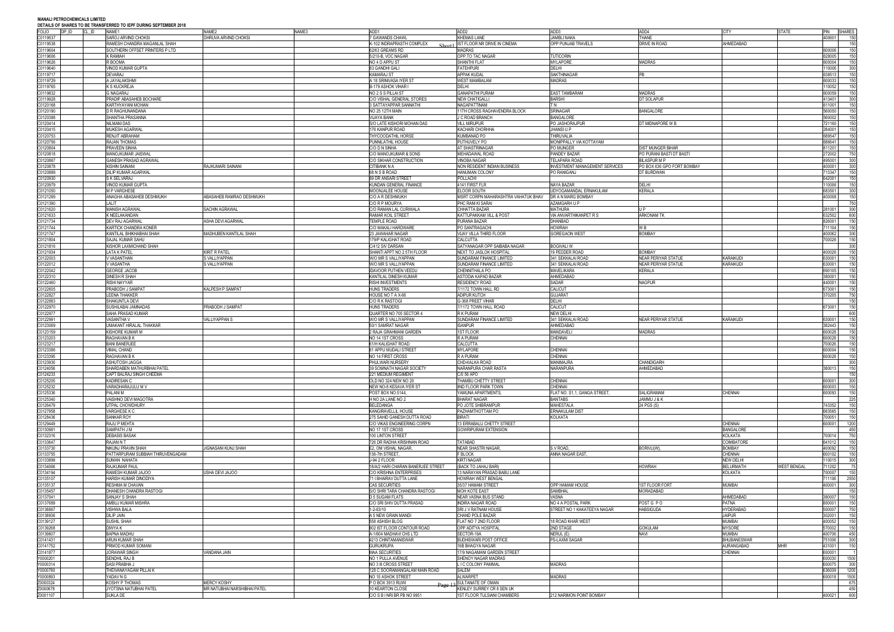**MANALI PETROCHEMICALS LIMITED**

**DETAILS OF SHARES TO BE TRANSFERRED TO IEPF DURING SEPTEMBER 2018**

| FOLIO | DP_ID | CL_ID | NAME1 | NAME2 | NAME3 | ADD1 | ADD2 | ADD3 | ADD4 | CITY | STATE | PIN | SHARES |
|---|---|---|---|---|---|---|---|---|---|---|---|---|---|
| C0119537 | | | SAROJ ARVIND CHOKSI | DHRUVA ARVIND CHOKSI | | 7 GAWANDS CHAWL | KHEMAS LANE | JAMBLI NAKA | THANE | | | 400601 | 150 |
| C0119538 | | | RAMESH CHANDRA MAGANLAL SHAH | | | K-102 INDRAPRASTH COMPLEX | IST FLOOR NR DRIVE IN CINEMA | OPP PUNJAB TRAVELS | DRIVE IN ROAD | AHMEDABAD | | | 150 |
| C0119604 | | | SOUTHERN OFFSET PRINTERS P LTD | | | 62/63 GREAMS RD | MADRAS | | | | | 600006 | 150 |
| C0119606 | | | K RAMIAH | | | 5/210-B, VOC NAGAR | OPP TO TAC NAGAR | TUTICORIN | | | | 628005 | 150 |
| C0119626 | | | R BOOMA | | | NO 4-D APPU ST | SHANTHI FLAT | MYLAPORE | MADRAS | | | 600004 | 150 |
| C0119640 | | | VINOD KUMAR GUPTA | | | 83 GANDHI GALI | FATEHPURI | DELHI | | | | 110006 | 300 |
| C0119717 | | | DEVARAJ | | | KAMARAJ ST | APPAK KUDAL | SAKTHINAGAR | PB | | | 638513 | 150 |
| C0119729 | | | A JAYALAKSHMI | | | A 18 SRINIVASA IYER ST | WEST MAMBALAM | MADRAS | | | | 600033 | 150 |
| C0119765 | | | K S KUCKREJA | | | B-179 ASHOK VIHAR I | DELHI | | | | | 110052 | 150 |
| C0119832 | | | G NAGARAJ | | | NO 2 S S PILLAI ST | GANAPATHI PURAM | EAST TAMBARAM | MADRAS | | | 600059 | 150 |
| C0119928 | | | PRADIP ABASAHEB BOCHARE | | | C/O VISHAL GENERAL STORES | NEW CHATIGALLI | BARSHI | DT SOLAPUR | | | 413401 | 300 |
| C0120168 | | | KARTHYAYANI MOHAN | | | 3 SATTAYAPPAR SANNATHI | NAGAPATTINAM | T N | | | | 611001 | 150 |
| C0120190 | | | D R RAGHUNANDANA | | | NO 25 12TH MAIN | 11TH CROSS RAGHAVENDRA BLOCK | SRINAGAR | BANGALORE | | | 560050 | 150 |
| C0120388 | | | SHANTHA PRASANNA | | | VIJAYA BANK | J C ROAD BRANCH | BANGALORE | | | | 560002 | 150 |
| C0120414 | | | NILMANI DAS | | | S/O LATE KISHORI MOHAN DAS | VILL MIRUPUR | PO JASHORAJPUR | DT MIDNAPORE W B | | | 721160 | 150 |
| C0120415 | | | MUKESH AGARWAL | | | 176 KANPUR ROAD | KACHARI CHORHHA | JHANSI U P | | | | 284001 | 150 |
| C0120753 | | | RENJIT ABRAHAM | | | THYCOODATHIL HORSE | KUMBANAD PO | THIRUVALIA | | | | 689547 | 150 |
| C0120756 | | | RAJAN THOMAS | | | PUNNILATHIL HOUSE | PUTHUVELY PO | MONIPPALLY VIA KOTTAYAM | | | | 686641 | 150 |
| C0120804 | | | PRAVEEN SINHA | | | C/O D N SINHA | AT SHASTRINAGAR | PO MUNGER | DIST MUNGER BIHAR | | | 811201 | 150 |
| C0120818 | | | MANOJKUMAR JAISWAL | | | C/O MANOJKUMAR & SONS | MEHADAWAL ROAD | PANDEY BAZAR | PO PURANI BASTI DT BASTI | | | 272002 | 750 |
| C0120887 | | | GANESH PRASAD AGRAWAL | | | C/O SIKHAR CONSTRUCTION | VINOBA NAGAR | TELAPARA ROAD | BILASPUR M P | | | 495001 | 300 |
| C0120878 | | | KISHIN SAINANI | RAJKUMARI SAINANI | | CITIBANK N A | NON RESIDENT INDIAN BUSINESS | INVESTMENT MANAGEMENT SERVICES | PO BOX 636 GPO FORT BOMBAY | | | 400001 | 300 |
| C0120889 | | | DILIP KUMAR AGARWAL | | | 68 N S B ROAD | HANUMAN COLONY | PO RANIGANJ | DT BURDWAN | | | 713347 | 150 |
| C0120930 | | | S K SELVARAJ | | | 89 DR ANSARI STREET | POLLACHI | | | | | 642001 | 150 |
| C0120979 | | | VINOD KUMAR GUPTA | | | KUNDAN GENERAL FINANCE | 4141 FIRST FLR | NAYA BAZAR | DELHI | | | 110006 | 150 |
| C0121050 | | | M P VARGHESE | | | MOONJALEE HOUSE | ELOOR SOUTH | UDYOGAMANDAL ERNAKULAM | KERALA | | | 683501 | 300 |
| C0121269 | | | ANAGHA ABASAHEB DESHMUKH | ABASAHEB RAMRAO DESHMUKH | | C/O A R DESHMUKH | MSRT CORPN MAHARASHTRA VAHATUK BHAV | DR A N MARG BOMBAY | | | | 400008 | 150 |
| C0121390 | | | LALIT | | | C/O R P MOURYA | PHC RANI KI SARAI | AZAMGARH U P | | | | | 750 |
| C0121620 | | | MANISH AGRAWAL | SACHIN AGRAWAL | | C/O RAMAN LAL CURWALA | CHHATTA BAZAR | MATHURA | U P | | | 281001 | 300 |
| C0121633 | | | K NEELAKANDAN | | | RAMAR KOIL STREET | KATTUPAKKAM VILL & POST | VIA ANVARTHIKANPET R S | ARKONAM TK | | | 632502 | 600 |
| C0121734 | | | DEV RAJ AGARWAL | ASHA DEVI AGARWAL | | TEMPLE ROAD | PURANA BAZAR | DHANBAD | | | | 826001 | 150 |
| C0121744 | | | KARTICK CHANDRA KONER | | | C/O MAKALI HARDWARE | PO SANTRAGACHI | HOWRAH | W B | | | 711104 | 150 |
| C0121747 | | | KANTILAL BHIKHABHAI SHAH | MADHUBEN KANTILAL SHAH | | 23 JAWAHAR NAGAR | VIJAY VILLA THIRD FLOOR | GOREGAON WEST | BOMBAY | | | 400062 | 300 |
| C0121804 | | | SAJAL KUMAR SAHU | | | 179/P KALIGHAT ROAD | CALCUTTA | | | | | 700026 | 150 |
| C0121816 | | | KISHOR LAXMICHAND SHAH | | | C/412 SIV DARSAN | SATYANAGAR OPP SAIBABA NAGAR | BOGIVALI W | | | | | 300 |
| C0121934 | | | LATA K PATEL | KIRIT R PATEL | | SHANTI APPT NO 2 5TH FLOOR | NEXT TO JASLOK HOSPITAL | 19 PEDDER ROAD | BOMBAY | | | 400026 | 150 |
| C0122003 | | | V VASANTHAN | S VALLIYAPPAN | | W/O MR S VALLIYAPPAN | SUNDARAM FINANCE LIMITED | 341 SEKKALAI ROAD | NEAR PERIYAR STATUE | KARAIKUDI | | 630001 | 150 |
| C0122012 | | | V VASANTHA | S VALLIYAPPAN | | W/O MR S VALLIYAPPAN | SUNDARAM FINANCE LIMITED | 341 SEKKALAI ROAD | NEAR PERIYAR STATUE | KARAIKUDI | | 630001 | 150 |
| C0122042 | | | GEORGE JACOB | | | IDAVOOR PUTHEN VEEDU | CHENNITHALA PO | MAVELIKARA | KERALA | | | 690105 | 150 |
| C0122310 | | | DINESH R SHAH | | | KANTILAL DINESH KUMAR | ASTODIA KAPAD BAZAR | AHMEDABAD | | | | 380001 | 150 |
| C0122460 | | | RISHI NAYYAR | | | RISHI INVESTMENTS | RESIDENCY ROAD | SADAR | NAGPUR | | | 440001 | 150 |
| C0122605 | | | PRABODH J SAMPAT | KALPESH P SAMPAT | | HUNS TRADERS | 7/1172 TOWN HALL RD | CALICUT | | | | 673001 | 150 |
| C0122827 | | | LEENA THAKKER | | | HOUSE NO T A X-66 | ADIPUR KUTCH | GUJARAT | | | | 370205 | 750 |
| C0122863 | | | SHAKUNTLA DEVI | | | C/O R K RASTOGI | G-368 PREET VIHAR | DELHI | | | | | 150 |
| C0122970 | | | SUSHILABAI JAMNADAS | PRABODH J SAMPAT | | HUNS TRADERS | 7/1172 TOWN HALL ROAD | CALICUT | | | | 673001 | 150 |
| C0122977 | | | SAHA PRASAD KUMAR | | | QUARTER NO 705 SECTOR 4 | R K PURAM | NEW DELHI | | | | | 600 |
| C0122991 | | | VASANTHA V | VALLIYAPPAN S | | W/O MR S VALLIYAPPAN | SUNDARAM FINANCE LIMITED | 341 SEKKALAI ROAD | NEAR PERIYAR STATUE | KARAIKUDI | | 630001 | 150 |
| C0123069 | | | UMAKANT HIRALAL THAKKAR | | | 50/1 SAMRAT NAGAR | ISANPUR | AHMEDABAD | | | | 382443 | 150 |
| C0123159 | | | KISHORE KUMAR M | | | 2 RAJA GRAHMANI GARDEN | 1ST FLOOR | MANDAVELI | MADRAS | | | 600028 | 150 |
| C0123203 | | | RAGHAVAN B K | | | NO 14 1ST CROSS | R A PURAM | CHENNAI | | | | 600028 | 150 |
| C0123217 | | | BANI BANERJEE | | | 61/H KALIGHAT ROAD | CALCUTTA | | | | | 700026 | 150 |
| C0123386 | | | VIMAL CHAND | | | 81 APPU MUDALI STREET | MYLAPORE | CHENNAI | | | | 600004 | 150 |
| C0123395 | | | RAGHAVAN B K | | | NO 14 FIRST CROSS | R A PURAM | CHENNAI | | | | 600028 | 150 |
| C0123930 | | | ASHUTOSH JAGGA | | | PHULWARI NURSERY | CHD-KALKA ROAD | MANIMAJRA | CHANDIGARH | | | | 300 |
| C0124056 | | | SHARDABEN MATHURBHAI PATEL | | | 39 SOMNATH NAGAR SOCIETY | NARANPURA CHAR RASTA | NARANPURA | AHMEDABAD | | | 380013 | 150 |
| C0124233 | | | CAPT BALRAJ SINGH CHEEMA | | | 221 MEDIUM REGIMENT | C/0 56 APO | | | | | | 150 |
| C0125205 | | | KADIRESAN C | | | OLD NO 324 NEW NO 20 | THAMBU CHETTY STREET | CHENNAI | | | | 600001 | 300 |
| C0125232 | | | VARADHARAJULU M V | | | NEW NO-8 KESAVA IYER ST | IIND FLOOR PARK TOWN | CHENNAI | | | | 600003 | 150 |
| C0125336 | | | PALANI M | | | POST BOX NO.5144, | YAMUNA APARTMENTS, | FLAT NO. S1,1, GANGA STREET, | SALIGRAMAM | CHENNAI | | 600093 | 150 |
| C0125340 | | | VAISHNO DEVI MAGOTRA | | | H NO 2A LANE NO 2 | BHARAT NAGAR | BANTABS | JAMMU J & K | | | | 225 |
| C0126479 | | | UTPAL CHOWDHURY | | | BELEDANGA | PO JOTE SHIBRAMPUR | MAHESTALA | 24 PGS (S) | | | 743352 | 150 |
| C0127958 | | | VARGHESE K C | | | KANGIRAVELLIL HOUSE | PAZHAMTHOTTAM PO | ERNAKULAM DIST | | | | 683565 | 150 |
| C0128436 | | | SANKAR ROY | | | 275 SAHID GANESH DUTTA ROAD | BIRATI | KOLKATA | | | | 700051 | 150 |
| C0129449 | | | RAJU P MEHTA | | | C/O VIKAS ENGINEERING CORPN | 13 ERRABALU CHETTY STREET | | | CHENNAI | | 600001 | 1200 |
| C0130981 | | | SAMPATH J M | | | NO 17 1ST CROSS | GOWRIPURAM EXTENSION | | | BANGALORE | | | 450 |
| C0132316 | | | DEBASIS BASAK | | | 100 LINTON STREET | | | | KOLKATA | | 700014 | 750 |
| C0133647 | | | RAJAN N T | | | 726 DR RADHA KRISHNAN ROAD | TATABAD | | | COIMBATORE | | 641012 | 150 |
| C0133730 | | | NIKUNJ PRAVIN SHAH | JIGNASANI KUNJ SHAH | | E2, OM VISHAL NAGAR, | NEAR SHASTRI NAGAR, | S.V.ROAD, | BORIVLI(W), | BOMBAY | | 400092 | 150 |
| C0133755 | | | PATTARPURAM SUBBIAH THIRUVENGADAM | | | 136-7th STREET, | F BLOCK | ANNA NAGAR EAST, | | CHENNAI | | 600102 | 150 |
| C0133899 | | | SUMAN NAHATA | | | J-94 2 FLOOR | KIRTI NAGAR | | | NEW DELHI | | 110015 | 300 |
| C0134066 | | | RAJKUMAR PAUL | | | 18/A/2 HARI CHARAN BANERJEE STREET | (BACK TO JAHAJ BARI) | | HOWRAH | BELURMATH | WEST BENGAL | 711202 | 75 |
| C0134194 | | | RAMESH KUMAR JAJOO | USHA DEVI JAJOO | | C/O KRISHNA ENTERPRISES | 13 NARAYAN PRASAD BABU LANE | | | KOLKATA | | 700007 | 150 |
| C0135107 | | | HARISH KUMAR DINODIYA | | | 71 I BHAIRAV DUTTA LANE | HOWRAH WEST BENGAL | | | | | 711106 | 2550 |
| C0135137 | | | RESHMA M CHAVAN | | | CAS SECURITIES | 35/37 HAMAM STREET | OPP HAMAM HOUSE | 1ST FLOOR FORT | MUMBAI | | 400001 | 300 |
| C0135457 | | | DHANESH CHANDRA RASTOGI | | | S/O SHRI TARA CHANDRA RASTOGI | MOH KOTE EAST | SAMBHAL | MORADABAD | | | | 150 |
| C0137041 | | | SANJAY S SHAH | | | D 5 SUGAM FLATS | NEAR VASNA BUS STAND | VASNA | | AHMEDABAD | | 380007 | 150 |
| C0137689 | | | AMBUJ KUMAR MISHRA | | | C/O SRI SHIV DUTTA PRASAD | INDIRA NAGAR ROAD | NO 4 A POSTAL PARK | POST G P O | PATNA | | 800001 | 150 |
| C0138867 | | | VISHWA BALA | | | 1-2-63/10 | SRI J V RATNAM HOUSE | STREET NO 1 KAKATEEYA NAGAR | HABSIGUDA | HYDERABAD | | 500007 | 750 |
| C0138936 | | | DILIP JAIN | | | A 5 NEW GRAIN MANDI | CHAND POLE BAZAR | | | JAIPUR | | 302001 | 150 |
| C0139127 | | | SUSHIL SHAH | | | 558 ASHISH BLDG | FLAT NO 7 2ND FLOOR | 18 ROAD KHAR WEST | | MUMBAI | | 400052 | 150 |
| C0139268 | | | DIWYA K | | | 802 IST FLOOR CONTOUR ROAD | OPP ADITYA HOSPITAL | 2ND STAGE | GOKULAM | MYSORE | | 570002 | 150 |
| C0139607 | | | BAPNA MADHU | | | A-1/604 MADHAVI CHS LTD | SECTOR-19A | NERUL (E) | NAVI | MUMBAI | | 400706 | 450 |
| C0141431 | | | ARUN KUMAR SHAH | | | 4213 CHINTAMANISWAR | BUDHISWARI POST OFFICE | PS-LAXMI SAGAR | | BHUBANESWAR | | 751006 | 300 |
| C0141752 | | | PRMOD KUMAR SOMANI | | | GURUKRUPA | 16B BHAGYA NAGAR | | | AURANGABAD | MHR | 431001 | 150 |
| C0141877 | | | JORAWAR SINGH | VANDANA JAIN | | MAA SECURITIES | 17/9 NAGAMANI GARDEN STREET | | | CHENNAI | | 600001 | 1 |
| Y0000201 | | | SENDHIL RAJ B | | | NO 1 PULLA AVENUE | SHENOY NAGAR MADRAS | | | | | 600030 | 1500 |
| Y0000314 | | | SASI PRABHA J | | | NO 3 III CROSS STREET | L I C COLONY PAMMAL | MADRAS | | | | 600075 | 300 |
| Y0000780 | | | THEIVANAYAGAM PILLAI K | | | 128 C SOORAMANGALAM MAIN ROAD | SALEM | | | | | 636009 | 1200 |
| Y0000893 | | | YADAV N G | | | NO 10 ASHOK STREET | ALWARPET | MADRAS | | | | 600018 | 1500 |
| Z0000324 | | | KOSHY P THOMAS | MERCY KOSHY | | P O BOX 3913 RUWI | SULTANATE OF OMAN | | | | | | 675 |
| Z0000678 | | | JYOTSNA NATUBHAI PATEL | MR NATUBHAI NARSHIBHAI PATEL | | 10 KEARTON CLOSE | KENLEY SURREY CR 8 SEN UK | | | | | | 450 |
| Z0001107 | | | SUKLA DE | | | C/O S B I NRI BR PB NO 9951 | 1ST FLOOR TULSIANI CHAMBERS | 212 NARIMON POINT BOMBAY | | | | 400021 | 600 |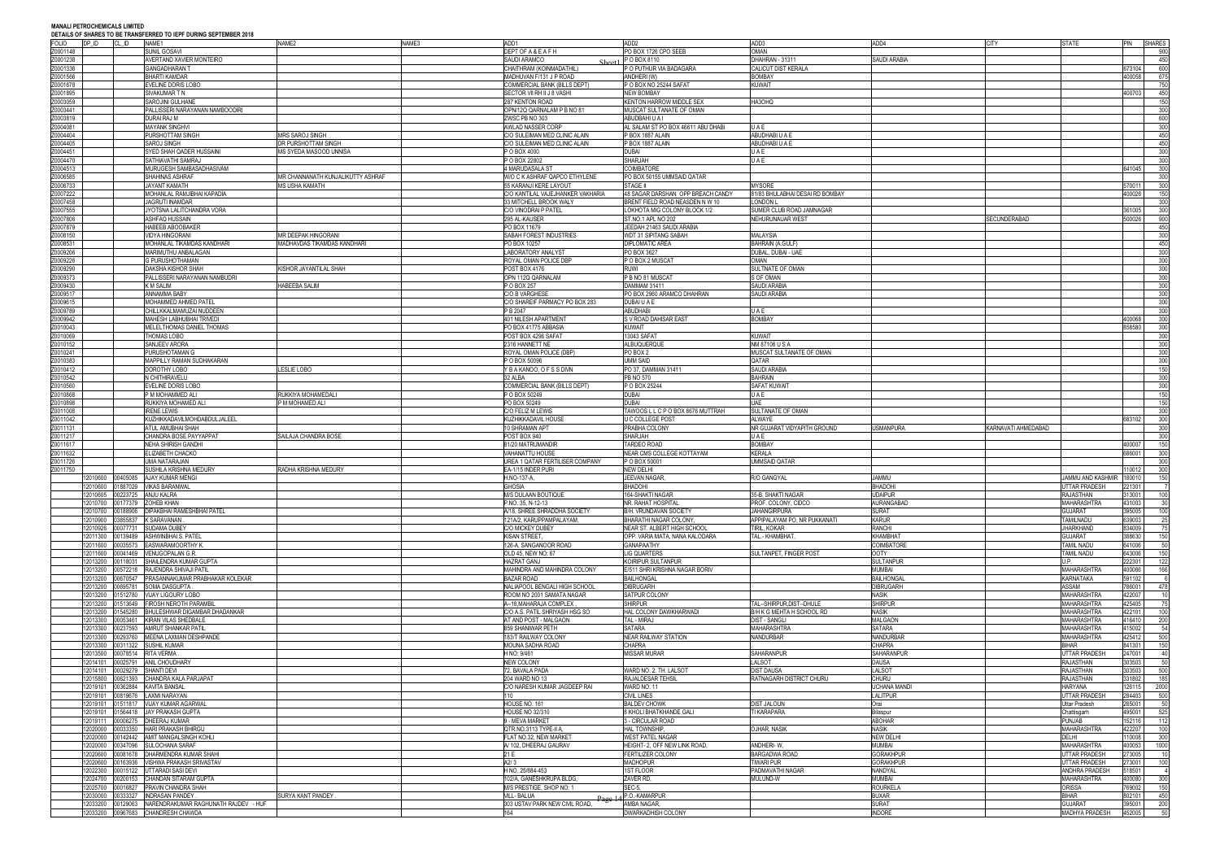**MANALI PETROCHEMICALS LIMITED**

**DETAILS OF SHARES TO BE TRANSFERRED TO IEPF DURING SEPTEMBER 2018**

| FOLIO | DP_ID | CL_ID | NAME1 | NAME2 | NAME3 | ADD1 | ADD2 | ADD3 | ADD4 | CITY | STATE | PIN | SHARES |
|---|---|---|---|---|---|---|---|---|---|---|---|---|---|
| Z0001148 | | | SUNIL GOSAVI | | | DEPT OF A & E A F H | PO BOX 1726 CPO SEEB | OMAN | | | | | 900 |
| Z0001238 | | | AVERTAND XAVIER MONTEIRO | | | SAUDI ARAMCO | P O BOX 8110 | DHAHRAN - 31311 | SAUDI ARABIA | | | | 450 |
| Z0001336 | | | GANGADHARAN T | | | CHAITHRAM (KOINMADATHIL) | P O PUTHUR VIA BADAGARA | CALICUT DIST KERALA | | | | 673104 | 600 |
| Z0001566 | | | BHARTI KAMDAR | | | MADHUVAN F/131 J P ROAD | ANDHERI (W) | BOMBAY | | | | 400058 | 675 |
| Z0001678 | | | EVELINE DORIS LOBO | | | COMMERCIAL BANK (BILLS DEPT) | P O BOX NO 25244 SAFAT | KUWAIT | | | | | 750 |
| Z0001895 | | | SIVAKUMAR T N | | | SECTOR VII RH II J 8 VASHI | NEW BOMBAY | | | | | 400703 | 450 |
| Z0003059 | | | SAROJINI GULHANE | | | 287 KENTON ROAD | KENTON HARROW MIDDLE SEX | HA3OHQ | | | | | 150 |
| Z0003441 | | | PALLISSERI NARAYANAN NAMBOODIRI | | | OPN/12Q QARNALAM P B NO 81 | MUSCAT SULTANATE OF OMAN | | | | | | 300 |
| Z0003619 | | | DURAI RAJ M | | | ZWSC PB NO 303 | ABUDBAHI U A I | | | | | | 600 |
| Z0004081 | | | MAYANK SINGHVI | | | AWLAD NASSER CORP | AL SALAM ST PO BOX 46611 ABU DHABI | U A E | | | | | 300 |
| Z0004404 | | | PURSHOTTAM SINGH | MRS SAROJ SINGH | | C/O SULEIMAN MED CLINIC ALAIN | P BOX 1887 ALAIN | ABUDHABI U A E | | | | | 450 |
| Z0004405 | | | SAROJ SINGH | DR PURSHOTTAM SINGH | | C/O SULEIMAN MED CLINIC ALAIN | P BOX 1887 ALAIN | ABUDHABI U A E | | | | | 450 |
| Z0004451 | | | SYED SHAH QADER HUSSAINI | MS SYEDA MASOOD UNNISA | | P O BOX 4000 | DUBAI | U A E | | | | | 300 |
| Z0004470 | | | SATHIAVATHI SAMRAJ | | | P O BOX 22802 | SHARJAH | U A E | | | | | 300 |
| Z0004513 | | | MURUGESH SAMBASADHASIVAM | | | 4 MARUDASALA ST | COIMBATORE | | | | | 641045 | 300 |
| Z0006585 | | | SHAHINAS ASHRAF | MR CHANNANATH KUNJALIKUTTY ASHRAF | | W/O C K ASHRAF QAPCO ETHYLENE | PO BOX 50155 UMMSAID QATAR | | | | | | 300 |
| Z0006733 | | | JAYANT KAMATH | MS USHA KAMATH | | 55 KARANJI KERE LAYOUT | STAGE II | MYSORE | | | | 570011 | 300 |
| Z0007222 | | | MOHANLAL RAMJIBHAI KAPADIA | | | C/O KANTILAL VAJEJHANKER VAKHARIA | 48 SAGAR DARSHAN OPP BREACH CANDY | 81/83 BHULABHAI DESAI RD BOMBAY | | | | 400026 | 150 |
| Z0007458 | | | JAGRUTI INAMDAR | | | 33 MITCHELL BROOK WALY | BRENT FIELD ROAD NEASDEN N W 10 | LONDON L | | | | | 300 |
| Z0007555 | | | JYOTSNA LALITCHANDRA VORA | | | C/O VINODRAI P PATEL | LOKHOTA MIG COLONY BLOCK 1/2 | SUMER CLUB ROAD JAMNAGAR | | | | 361005 | 300 |
| Z0007806 | | | ASHFAQ HUSSAIN | | | 295 AL-KAUSER | ST.NO.1 APL NO 202 | NEHURUNAUAR WEST | | SECUNDERABAD | | 500026 | 900 |
| Z0007879 | | | HABEEB ABOOBAKER | | | PO BOX 11679 | JEEDAH 21463 SAUDI ARABIA | | | | | | 450 |
| Z0008150 | | | VIDYA HINGORANI | MR DEEPAK HINGORANI | | SABAH FOREST INDUSTRIES | WDT 31 SIPITANG SABAH | MALAYSIA | | | | | 300 |
| Z0008531 | | | MOHANLAL TIKAMDAS KANDHARI | MADHAVDAS TIKAMDAS KANDHARI | | PO BOX 10257 | DIPLOMATIC AREA | BAHRAIN (A.GULF) | | | | | 450 |
| Z0009206 | | | MARIMUTHU ANBALAGAN | | | LABORATORY ANALYST | PO BOX 3627 | DUBAL, DUBAI - UAE | | | | | 300 |
| Z0009226 | | | G PURUSHOTHAMAN | | | ROYAL OMAN POLICE DBP | P O BOX 2 MUSCAT | OMAN | | | | | 300 |
| Z0009290 | | | DAKSHA KISHOR SHAH | KISHOR JAYANTILAL SHAH | | POST BOX 4176 | RUWI | SULTNATE OF OMAN | | | | | 300 |
| Z0009373 | | | PALLISSERI NARAYANAN NAMBUDRI | | | OPN 112Q QARNALAM | P B NO 81 MUSCAT | S OF OMAN | | | | | 300 |
| Z0009430 | | | K M SALIM | HABEEBA SALIM | | P O BOX 257 | DAMMAM 31411 | SAUDI ARABIA | | | | | 300 |
| Z0009517 | | | ANNAMMA BABY | | | C/O B VARGHESE | PO BOX 2960 ARAMCO DHAHRAN | SAUDI ARABIA | | | | | 300 |
| Z0009615 | | | MOHAMMED AHMED PATEL | | | C/O SHAREIF PARMACY PO BOX 283 | DUBAI U A E | | | | | | 300 |
| Z0009789 | | | CHILLKKALMAMUZAI NUDDEEN | | | P B 2047 | ABUDHABI | U A E | | | | | 300 |
| Z0009942 | | | MAHESH LABHUBHAI TRIVEDI | | | 401 NILESH APARTMENT | S V ROAD DAHISAR EAST | BOMBAY | | | | 400068 | 300 |
| Z0010043 | | | MELELTHOMAS DANIEL THOMAS | | | PO BOX 41775 ABBASIA | KUWAIT | | | | | 858580 | 300 |
| Z0010069 | | | THOMAS LOBO | | | POST BOX 4296 SAFAT | 13043 SAFAT | KUWAIT | | | | | 300 |
| Z0010152 | | | SANJEEV ARORA | | | 2316 HANNETT NE | ALBUQUERQUE | NM 87106 U S A | | | | | 300 |
| Z0010241 | | | PURUSHOTAMAN G | | | ROYAL OMAN POLICE (DBP) | PO BOX 2 | MUSCAT SULTANATE OF OMAN | | | | | 300 |
| Z0010383 | | | MAPPILLY RAMAN SUDHAKARAN | | | P O BOX 50096 | UMM SAID | QATAR | | | | | 300 |
| Z0010412 | | | DOROTHY LOBO | LESLIE LOBO | | Y B A KANOO, O F S S DIVN | PO 37, DAMMAN 31411 | SAUDI ARABIA | | | | | 150 |
| Z0010542 | | | N CHITHRAVELU | | | 32 ALBA | PB NO 570 | BAHRAIN | | | | | 300 |
| Z0010560 | | | EVELINE DORIS LOBO | | | COMMERCIAL BANK (BILLS DEPT) | P O BOX 25244 | SAFAT KUWAIT | | | | | 300 |
| Z0010868 | | | P M MOHAMMED ALI | RUKKIYA MOHAMEDALI | | P O BOX 50249 | DUBAI | U A E | | | | | 150 |
| Z0010898 | | | RUKKIYA MOHAMED ALI | P M MOHAMED ALI | | PO BOX 50249 | DUBAI | UAE | | | | | 150 |
| Z0011008 | | | IRENE LEWIS | | | C/O FELIZ M LEWIS | TAWOOS L L C P O BOX 8676 MUTTRAH | SULTANATE OF OMAN | | | | | 300 |
| Z0011042 | | | KUZHIKKADAVILMOHDABDULJALEEL | | | KUZHIKKADAVIL HOUSE | U C COLLEGE POST | ALWAYE | | | | 683102 | 300 |
| Z0011131 | | | ATUL AMUBHAI SHAH | | | 10 SHRAMAN APT | PRABHA COLONY | NR GUJARAT VIDYAPITH GROUND | USMANPURA | KARNAVATI AHMEDABAD | | | 300 |
| Z0011217 | | | CHANDRA BOSE PAYYAPPAT | SAILAJA CHANDRA BOSE | | POST BOX 940 | SHARJAH | U A E | | | | | 300 |
| Z0011617 | | | NEHA SHIRISH GANDHI | | | 61/20 MATRUMANDIR | TARDEO ROAD | BOMBAY | | | | 400007 | 150 |
| Z0011632 | | | ELIZABETH CHACKO | | | VAHANATTU HOUSE | NEAR CMS COLLEGE KOTTAYAM | KERALA | | | | 686001 | 300 |
| Z0011726 | | | UMA NATARAJAN | | | UREA 1 QATAR FERTILISER COMPANY | P O BOX 50001 | UMMSAID QATAR | | | | | 300 |
| Z0011750 | | | SUSHILA KRISHNA MEDURY | RADHA KRISHNA MEDURY | | EA-1/15 INDER PURI | NEW DELHI | | | | | 110012 | 300 |
| | 12010600 | 00405085 | AJAY KUMAR MENGI | | | H.NO-137-A, | JEEVAN NAGAR, | R/O GANGYAL | JAMMU | | JAMMU AND KASHMIR | 180010 | 150 |
| | 12010600 | 01887029 | VIKAS BARANWAL | | | GHOSIA | BHADOHI | | BHADOHI | | UTTAR PRADESH | 221301 | 7 |
| | 12010605 | 00223725 | ANJU KALRA | | | M/S DULAAN BOUTIQUE | 164-SHAKTI NAGAR | 35-B, SHAKTI NAGAR | UDAIPUR | | RAJASTHAN | 313001 | 100 |
| | 12010700 | 00177379 | ZOHEB KHAN | | | P.NO. 35, N-12-13 | NR. RAHAT HOSPITAL | PROF. COLONY, CIDCO | AURANGABAD | | MAHARASHTRA | 431003 | 30 |
| | 12010700 | 00188906 | DIPAKBHAI RAMESHBHAI PATEL | | | A/18, SHREE SHRADDHA SOCIETY | B/H. VRUNDAVAN SOCIETY | JAHANGIRPURA | SURAT | | GUJARAT | 395005 | 100 |
| | 12010900 | 03855837 | K SARAVANAN . | | | 121A/2, KARUPPAMPALAYAM, | BHARATHI NAGAR COLONY, | APPIPALAYAM PO, NR PUKKANATI | KARUR | | TAMILNADU | 639003 | 25 |
| | 12010926 | 00077731 | SUDAMA DUBEY | | | C/O MICKEY DUBEY | NEAR ST. ALBERT HIGH SCHOOL | TIRIL, KOKAR | RANCHI | | JHARKHAND | 834009 | 75 |
| | 12011300 | 00139489 | ASHWINBHAI S. PATEL | | | KISAN STREET, | OPP. VARIA MATA, NANA KALODARA | TAL - KHAMBHAT, | KHAMBHAT | | GUJARAT | 388630 | 150 |
| | 12011600 | 00035573 | EASWARAMOORTHY K. | | | 126-A, SANGANOOR ROAD | GANAPAATHY | | COIMBATORE | | TAMIL NADU | 641006 | 50 |
| | 12011600 | 00041469 | VENUGOPALAN G.R. | | | OLD 45, NEW NO: 67 | LIG QUARTERS | SULTANPET, FINGER POST | OOTY | | TAMIL NADU | 643006 | 150 |
| | 12013200 | 00118031 | SHAILENDRA KUMAR GUPTA | | | HAZRAT GANJ | KOIRIPUR SULTANPUR | | SULTANPUR | | U.P. | 222301 | 122 |
| | 12013200 | 00572218 | RAJENDRA SHIVAJI PATIL | | | MAHINDRA AND MAHINDRA COLONY | E/511 SHRI KRISHNA NAGAR BORIV | | MUMBAI | | MAHARASHTRA | 400066 | 166 |
| | 12013200 | 00670547 | PRASANNAKUMAR PRABHAKAR KOLEKAR | | | BAZAR ROAD | BAILHONGAL | | BAILHONGAL | | KARNATAKA | 591102 | 6 |
| | 12013200 | 00695781 | SOMA DASGUPTA . | | | NALIAPOOL BENGALI HIGH SCHOOL | DIBRUGARH | | DIBRUGARH | | ASSAM | 786001 | 478 |
| | 12013200 | 01512780 | VIJAY LIGOURY LOBO | | | ROOM NO 2001 SAMATA NAGAR | SATPUR COLONY | | NASIK | | MAHARASHTRA | 422007 | 10 |
| | 12013200 | 01513649 | FIROSH NEROTH PARAMBIL | | | A--18,MAHARAJA COMPLEX , | SHIRPUR | TAL--SHIRPUR,DIST--DHULE | SHIRPUR | | MAHARASHTRA | 425405 | 75 |
| | 12013200 | 01545280 | BHULESHWAR DIGAMBAR DHADANKAR | | | C/O A.S. PATIL SHRIYASH HSG SO | HAL COLONY DAWKHARWADI | B/H K G MEHTA H SCHOOL RD | NASIK | | MAHARASHTRA | 422101 | 100 |
| | 12013300 | 00053461 | KIRAN VILAS SHEDBALE | | | AT AND POST - MALGAON | TAL - MIRAJ | DIST - SANGLI | MALGAON | | MAHARASHTRA | 416410 | 200 |
| | 12013300 | 00237593 | AMRUT SHANKAR PATIL | | | 859 SHANIWAR PETH | SATARA | MAHARASHTRA | SATARA | | MAHARASHTRA | 415002 | 54 |
| | 12013300 | 00293760 | MEENA LAXMAN DESHPANDE | | | 183/T RAILWAY COLONY | NEAR RAILWAY STATION | NANDURBAR | NANDURBAR | | MAHARASHTRA | 425412 | 500 |
| | 12013300 | 00311322 | SUSHIL KUMAR | | | MOUNA SADHA ROAD | CHAPRA | | CHAPRA | | BIHAR | 841301 | 150 |
| | 12013500 | 00078514 | RITA VERMA . | | | H NO: 9/461 | MISSAR MURAR | SAHARANPUR | SAHARANPUR | | UTTAR PRADESH | 247001 | 40 |
| | 12014101 | 00025791 | ANIL CHOUDHARY | | | NEW COLONY | | LALSOT | DAUSA | | RAJASTHAN | 303503 | 50 |
| | 12014101 | 00029279 | SHANTI DEVI | | | 72, BAVALA PADA | WARD NO. 2, TH. LALSOT | DIST DAUSA | LALSOT | | RAJASTHAN | 303503 | 500 |
| | 12015800 | 00621393 | CHANDRA KALA PARJAPAT | | | 204 WARD NO 13 | RAJALDESAR TEHSIL | RATNAGARH DISTRICT CHURU | CHURU | | RAJASTHAN | 331802 | 185 |
| | 12019101 | 00362884 | KAVITA BANSAL | | | C/O NARESH KUMAR JAGDEEP RAI | WARD NO. 11 | | UCHANA MANDI | | HARYANA | 126115 | 2000 |
| | 12019101 | 00819676 | LAXMI NARAYAN | | | 110 | CIVIL LINES | | LALITPUR | | UTTAR PRADESH | 284403 | 500 |
| | 12019101 | 01511817 | VIJAY KUMAR AGARWAL | | | HOUSE NO. 161 | BALDEV CHOWK | DIST JALOUN | Orai | | Uttar Pradesh | 285001 | 50 |
| | 12019101 | 01564418 | JAY PRAKASH GUPTA | | | HOUSE NO 32/310 | 8 KHOLI BHATKHANDE GALI | TI KARAPARA | Bilaspur | | Chattisgarh | 495001 | 525 |
| | 12019111 | 00006275 | DHEERAJ KUMAR | | | 8 - MEVA MARKET | 3 - CIRCULAR ROAD | | ABOHAR | | PUNJAB | 152116 | 112 |
| | 12020000 | 00033350 | HARI PRAKASH BHIRGU | | | QTR.NO.3113 TYPE-II A, | HAL TOWNSHIP, | OJHAR, NASIK | NASIK | | MAHARASHTRA | 422207 | 100 |
| | 12020000 | 00142442 | AMIT MANGALSINGH KOHLI | | | FLAT NO.32, NEW MARKET | WEST PATEL NAGAR | | NEW DELHI | | DELHI | 110008 | 300 |
| | 12020000 | 00347096 | SULOCHANA SARAF | | | A/ 102, DHEERAJ GAURAV | HEIGHT- 2, OFF NEW LINK ROAD, | ANDHERI- W, | MUMBAI | | MAHARASHTRA | 400053 | 1000 |
| | 12020600 | 00081678 | DHARMENDRA KUMAR SHAHI | | | 21 E | FERTILIZER COLONY | BARGADWA ROAD | GORAKHPUR | | UTTAR PRADESH | 273005 | 10 |
| | 12020600 | 00163936 | VISHWA PRAKASH SRIVASTAV | | | A2/ 3 | MADHOPUR | TIWARI PUR | GORAKHPUR | | UTTAR PRADESH | 273001 | 100 |
| | 12022300 | 00015122 | UTTARADI SASI DEVI | | | H NO. 25/684-453 | 1ST FLOOR | PADMAVATHI NAGAR | NANDYAL | | ANDHRA PRADESH | 518501 | 4 |
| | 12024700 | 00200153 | CHANDAN SITARAM GUPTA | | | 102/A, GANESHKRUPA BLDG, | ZAVER RD, | MULUND-W | MUMBAI | | MAHARASHTRA | 400080 | 300 |
| | 12025700 | 00016827 | PRAVIN CHANDRA SHAH | | | M/S PRESTIGE, SHOP NO: 1 | SEC-5, | | ROURKELA | | ORISSA | 769002 | 150 |
| | 12030000 | 00333327 | INDRASAN PANDEY . | SURYA KANT PANDEY . | | VILL- BALUA | P.O.-KAMARPUR | | BUXAR | | BIHAR | 802101 | 450 |
| | 12033200 | 00129063 | NARENDRAKUMAR RAGHUNATH RAJDEV - HUF | | | 303 USTAV PARK NEW CIVIL ROAD, | AMBA NAGAR, | | SURAT | | GUJARAT | 395001 | 200 |
| | 12033200 | 00967683 | CHANDRESH CHAWDA | | | 164 | DWARKADHISH COLONY | | INDORE | | MADHYA PRADESH | 452005 | 50 |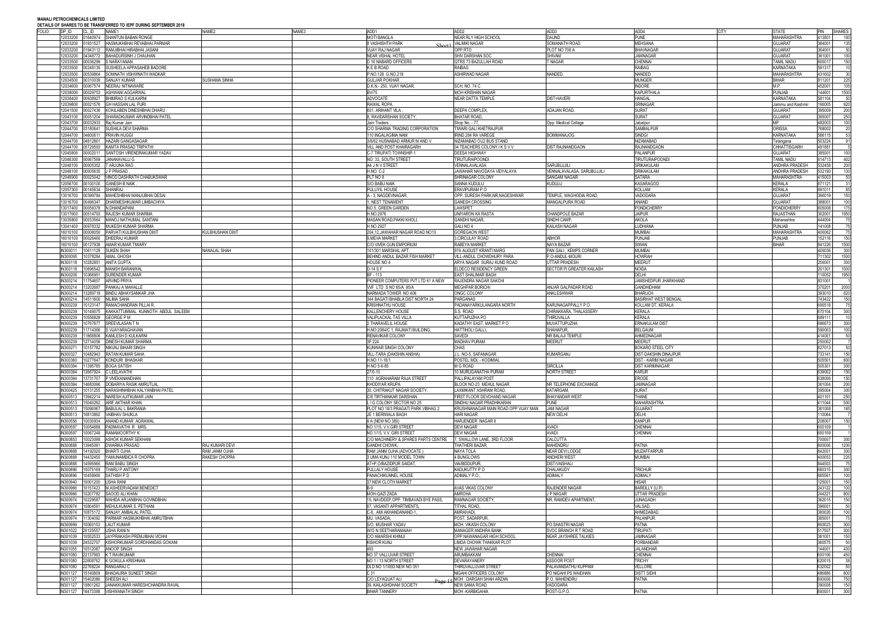**MANALI PETROCHEMICALS LIMITED**

**DETAILS OF SHARES TO BE TRANSFERRED TO IEPF DURING SEPTEMBER 2018**

| FOLIO | DP_ID | CL_ID | NAME1 | NAME2 | NAME3 | ADD1 | ADD2 | ADD3 | ADD4 | CITY | STATE | PIN | SHARES |
|---|---|---|---|---|---|---|---|---|---|---|---|---|---|
| | 12033200 | 01640974 | SHANTUN BABAN RONGE | | | MOTI BANGLA | NEAR RLY HIGH SCHOOL | DAUND | PUNE | | MAHARASHTRA | 413801 | 100 |
| | 12033200 | 01931527 | HASMUKHBHAI REVABHAI PARMAR | | | 8 VASHISHTH PARK | VALMIKI NAGAR | SOMANATH ROAD | MEHSANA | | GUJARAT | 384001 | 135 |
| | 12033200 | 01943112 | RAMJIBHAI HIRABHAI JASANI | | | VIJAY RAJ NAGAR | OPP RTO | PLOT NO 708 A | BHAVNAGAR | | GUJARAT | 364001 | 50 |
| | 12033200 | 04348772 | BAHADURSINH J CHAUHAN | | | NEAR VISHAL HOTEL | SHIV DARSHAN SOC | SHIVAM | JAMNAGAR | | GUJARAT | 361001 | 100 |
| | 12033500 | 00036299 | S NARAYANAN . | | | D 16 NABARD OFFICERS | QTRS 73 BAZULLAH ROAD | T NAGAR | CHENNAI | | TAMIL NADU | 600017 | 150 |
| | 12033500 | 00248135 | SUSHEELA APPASAHEB BADORE | | | K E B ROAD | RAIBAG | | RAIBAG | | KARNATAKA | 591317 | 10 |
| | 12033500 | 00539864 | SOMNATH VISHWNATH WADKAR | | | P.NO.128 G.NO.219 | ASHIRWAD NAGAR | NANDED. | NANDED | | MAHARASHTRA | 431602 | 30 |
| | 12034500 | 00310039 | SANJAY KUMAR | SUSHAMA SINHA | | GULJAR POKHAR | | | MUNGER | | BIHAR | 811201 | 225 |
| | 12034600 | 00067574 | NEERAJ NITNAWARE | | | D.K.N.- 250, VIJAY NAGAR, | SCH, NO. 74 C | | INDORE | | M.P. | 452001 | 105 |
| | 12038000 | 00029753 | ASHWANI AGGARWAL | | | BV/75 | MOH KRISHAN NAGAR | | KAPURTHALA | | PUNJAB | 144601 | 1500 |
| | 12038400 | 00938927 | BHIMRAO S KULKARNI | | | ADVOCATE | NEAR DATTA TEMPLE | DIST-HAVERI | HANGAL | | KARNATAKA | 581104 | 50 |
| | 12039800 | 00021576 | GH HASSAN LAL PURI | | | RAWAL ROPA | | | SRINAGAR | | Jammu and Kashmir | 190005 | 920 |
| | 12041500 | 00027436 | KOKILABEN DINESHBHAI DHARU . | | | 601, ARIHANT VILA , | DEEPA COMPLEX, | ADAJAN ROAD, | SURAT | | GUJARAT | 395009 | 200 |
| | 12043100 | 00051204 | SHARADKUMAR ARVINDBHAI PATEL | | | 8, RAVIDARSHAN SOCIETY, | BHATAR ROAD, | | SURAT | | GUJARAT | 395007 | 250 |
| | 12043700 | 00032933 | Raj Kumar Jain | | | Jain Traders , | Shop No. - 77, | Opp. Medical Collage | Jabalpur | | MP | 482003 | 100 |
| | 12044700 | 03180641 | SUSHILA DEVI SHARMA | | | C/O SHARMA TRADING CORPORATION | TIWARI GALI KHETRAJPUR | | SAMBALPUR | | ORISSA | 768002 | 20 |
| | 12044700 | 04800611 | PRAVIN HUGGI | | | 110 INGALAGIMA NAM | IRIND 284 RA VAREGE | BOMMANAJOG | SINDGI | | KARNATAKA | 586115 | 53 |
| | 12044700 | 04812861 | HAZARI GANGASAGAR | | | 3/6/62 HUSNABAD ARMUR M AND V | NIZAMABAD OLD BUS STAND | | NIZAMABAD | | Telangana | 503224 | 91 |
| | 12044700 | 05729593 | KAMTA PRASAD TRIPATHI | | | VILL AND POST KHAIRAGARH | 04 TEACHERS COLONY I K S V V | DIST RAJNANDGAON | RAJNANDGAON | | CHHATTISGARH | 491881 | 5 |
| | 12045800 | 00002011 | SANTOSH VIRENDRAKUMAR YADAV | | | C-7 TIRUPATI TOWNSHIP-1 | DEESA HIGHWAY | | PALANPUR | | GUJARAT | 385001 | 100 |
| | 12046300 | 00067569 | JANAKAVALLI G | | | NO: 33, SOUTH STREET | TIRUTURAIPOONDI | | TIRUTURAIPOONDI | | TAMIL NADU | 614713 | 402 |
| | 12048100 | 00005352 | T ARJUNA RAO . | | | A4 J N V STREET | VENNALAVALASA | SARUBUJJILI | SRIKAKULAM | | ANDHRA PRADESH | 532458 | 200 |
| | 12048100 | 00005635 | J P PRASAD . | | | H.NO. C-2 | JAWAHAR NAVODAYA VIDYALAYA | VENNALAVALASA, SARUBUJJILI | SRIKAKULAM | | ANDHRA PRADESH | 532190 | 130 |
| | 12048900 | 00025042 | VINOD DASHRATH CHABUKSWAR | | | PLT NO 8 | SHRINAGAR COLONY | SANGAM NAGAR | SATARA | | MAHARASHTRA | 415003 | 50 |
| | 12056700 | 00100100 | GANESH B NAIK . | | | S/O BABU NAIK | SANNA KUDULU | KUDULU | KASARAGOD | | KERALA | 671121 | 31 |
| | 12057300 | 00145634 | SHANRAJ . | | | PULLIYIL HOUSE | ERAVIPURAM P O | | KOLLAM | | KERALA | 691011 | 85 |
| | 13016700 | 00399784 | MAHESHBHAI MANJUBHAI DESAI | | | A - 3, NAGDEVNAGAR, | OPP. SURESH PARK,NR.NAGESHWAR | TEMPLE, WAGHODIA ROAD, | VADODARA | | GUJARAT | 390019 | 150 |
| | 13016700 | 00496347 | DHARMESHKUMAR LIMBACHIYA | | | 1, NEST TENAMENT | GANESH CROSSING | MANGALPURA ROAD | ANAND | | GUJARAT | 388001 | 100 |
| | 13017400 | 00059378 | N.DHANDAPANI . | | | NO.5, GREEN GARDEN | LAWSPET | | PONDICHERRY | | PONDICHERRY | 605008 | 175 |
| | 13017600 | 00514793 | RAJESH KUMAR SHARMA | | | H.NO.2976 | UNIYARON KA RASTA | CHANDPOLE BAZAR | JAIPUR | | RAJASTHAN | 302001 | 1950 |
| | 13035800 | 00033564 | MANOJ NATHUMAL SANTANI | | | MASAN ROAD,PAKKI KHOLI, | GANDHI NAGAR, | SINDHI CAMP, | AKOLA | | Maharashtra | 444004 | 75 |
| | 13041400 | 00978332 | MUKESH KUMAR SHARMA | | | H NO 2927 | GALI NO 4 | KAILASH NAGAR | LUDHIANA | | PUNJAB | 141008 | 75 |
| | 16010100 | 00008050 | PARVATI KULBHUSHAN DIXIT | KULBHUSHAN DIXIT | | 294,12,JAWAHAR NAGAR ROAD NO13 | GOREGAON WEST | | MUMBAI | | MAHARASHTRA | 400062 | 75 |
| | 16010100 | 00026460 | DHEERAJ KUMAR | | | 8,MEVA MARKET | 3,CIRCULAY ROAD | ABHOR | PUNJAB | | PUNJAB | 152116 | 150 |
| | 16010100 | 00127938 | AMAR KUMAR TIWARY | | | C/O VIVEK GUN EMPORIUM | RABEYA MARKET | NAYA BAZAR | SIWAN | | BIHAR | 841226 | 1500 |
| | IN300011 | 10611129 | SUKEN SHAH | NANALAL SHAH | | 101/301 MARSHAL APT. | 97A AUGUST KRANTI MARG | PAN GALI , KEMPS CORNER | MUMBAI | | | 400036 | 300 |
| | IN300095 | 10378284 | AMAL GHOSH | | | BEHIND ANDUL BAZAR FISH MARKET | VILL-ANDUL CHOWDHURY PARA | P.O-ANDUL-MOURI | HOWRAH | | | 711302 | 1500 |
| | IN300118 | 10282851 | ANITA GUPTA | | | HOUSE NO 4 | ARYA NAGAR SURAJ KUND ROAD | UTTAR PRADESH | MEERUT | | | 250001 | 300 |
| | IN300118 | 10696542 | MANISH BARANWAL | | | D-14 S F | ELDECO RESIDENCY GREEN | SECTOR PI GREATER KAILASH | NOIDA | | | 201301 | 1000 |
| | IN300206 | 10366951 | SURENDER KUMAR | | | BF - 113 | EAST SHALIMAR BAGH | | DELHI | | | 110052 | 1950 |
| | IN300214 | 11754657 | ARVIND PRIYA | | | PIONEER COMPUTERS PVT LTD 61 A NEW | RAJENDRA NAGAR SAKCHI | | JAMSHEDPUR JHARKHAND | | | 831001 | 1 |
| | IN300214 | 13202687 | PANKAJ A MAHALLE | | | VVF LTD S NO 65/A 95/A | MEGHPAR BORICHI | ANJAR GALPADAR ROAD | GANDHIDHAM | | | 370201 | 2000 |
| | IN300214 | 13289719 | BINDU ABHAYSANKAR JHA | | | NARMADA TOWER NO 406 | ONGC COLONY | ANKLESHWAR | BHARUCH | | | 393010 | 620 |
| | IN300214 | 14511600 | NILIMA SAHA | | | 344 BAGATI BHABLA DIST NORTH 24 | PARGANAS | | BASIRHAT WEST BENGAL | | | 743422 | 150 |
| | IN300239 | 10123147 | RAMACHANDRAN PILLAI R. | | | KRISHNATHU HOUSE | PADANAYARKULANGARA NORTH | KARUNAGAPPALLY P.O. | KOLLAM DT, KERALA | | | 690518 | 75 |
| | IN300239 | 10149075 | KAKKATTUMMAL KUNNOTH ABDUL SALEEM | | | KALLENCHERY HOUSE | S.S. ROAD | CHIRAKKARA, THALASSERY | KERALA | | | 670104 | 300 |
| | IN300239 | 10556828 | GEORGE P M | | | VALIPLACKAL TAS VILLA | KUTTAPUZHA PO | THIRUVALLA | KERALA | | | 689111 | 10 |
| | IN300239 | 10767877 | SREEVILASAN T N | | | 2 THARAVELIL HOUSE | KADATHY EAST, MARKET P O | MUVATTUPUZHA | ERNAKULAM DIST | | | 686673 | 300 |
| | IN300239 | 11714366 | S VIJAYARAGHAVAN | | | H.NO.2084/C 1, RAJMATI BUILDING, | HATTIHOLI GALLI, | SHAHAPUR, | BELGAUM | | | 590003 | 100 |
| | IN300239 | 11868806 | KAMLESH D KULKARNI | | | RENAVIKAR COLONY | SAVEDI | NR BALAJI TEMPLE | AHMEDNAGAR | | | 414001 | 50 |
| | IN300239 | 12714056 | DINESH KUMAR SHARMA | | | 3F 224 | MADHAV PURAM | MEERUT | MEERUT | | | 250002 | 7 |
| | IN300271 | 10157782 | NIKUNJ BIHARI SINGH | | | KUNWAR SINGH COLONY | CHAS | | BOKARO STEEL CITY | | | 827013 | 50 |
| | IN300327 | 10482943 | RATAN KUMAR SAHA | | | VILL-TARA (DAKSHIN ANSHA) | J.L. NO-5, SAFANAGAR | KUMARGANJ | DIST-DAKSHIN DINAJPUR | | | 733141 | 150 |
| | IN300360 | 10277647 | KONDURI BHASKAR | | | H.NO.11-18/1 | POSTEL MDL - KODIMIAL | | DIST - KARIM NAGAR | | | 505501 | 800 |
| | IN300394 | 11395785 | BOGA SATISH | | | H NO 5-6-85 | M G ROAD | SIRCILLA | DIST KARIMNAGAR | | | 505301 | 300 |
| | IN300394 | 12667924 | C LEELAVATHI | | | 27/0-10 | 10 MURUGANATHA PURAM | NORTH STREET | KARUR | | | 639002 | 150 |
| | IN300394 | 13731707 | P VIVEKANANDHAN | | | 110 AGRAHARAM RAJA STREET | PALLIPALAYAM POST | | ERODE | | | 638006 | 150 |
| | IN300394 | 14683096 | DOBARIYA RASIK AMRUTLAL | | | KHODIYAR KRUPA | BLOCK NO-23 MEHUL NAGAR | NR TELEPHONE EXCHANGE | JAMNAGAR | | | 361004 | 200 |
| | IN300425 | 10131255 | NARASHINHBHAI KALYANBHAI PATEL | | | 30, CHITRAKUT NAGAR SOCIETY, | LAXMIKANT ASHRAM ROAD, | KATARGAM, | SURAT. | | | 395004 | 300 |
| | IN300513 | 13942214 | NARESH AJITKUMAR JAIN | | | C/8 TIRTHANKAR DARSHAN | FIRST FLOOR DEVCHAND NAGAR | BHAYANDAR WEST | THANE | | | 401101 | 250 |
| | IN300513 | 15040292 | ARIF AKTHAR KHAN | | | L I G COLONY SECTOR NO 25 | SINDHU NAGAR PRADHIKARAN | PUNE | MAHARASHTRA | | | 411044 | 500 |
| | IN300513 | 15090067 | BABULAL L BAKRANIA | | | PLOT NO 18/3 PRAGATI PARK VIBHAG 2 | KRUSHNANAGAR MAIN ROAD OPP VIJAY MAN | JAM NAGAR | GUJARAT | | | 361008 | 165 |
| | IN300513 | 16813992 | VAIBHAV SHUKLA | | | 3E 1 BERIWALA BAGH | HARI NAGAR | NEW DELHI | DELHI | | | 110064 | 7 |
| | IN300556 | 10030934 | ANAND KUMAR AGRAWAL | | | 4 A (NEW NO 380) | HARJENDER NAGAR II | | KANPUR | | | 208007 | 150 |
| | IN300597 | 10054688 | PADMAVATHI R MRS. | | | NO.1/15, V.V.GIRI STREET | DEVI NAGAR | AVADI | CHENNAI | | | 600109 | 1 |
| | IN300597 | 10067248 | RAMAMOORTHY K | | | NO.1/15, V.V. GIRI STREET | DEVI NAGAR | AVADI | CHENNAI | | | 600109 | 1 |
| | IN300853 | 10023098 | ASHOK KUMAR SEKHANI | | | C/O MACHINERY & SPARES PARTS CENTRE | 7, SWALLOW LANE, 3RD FLOOR | CALCUTTA | | | | 700007 | 300 |
| | IN300888 | 13945091 | DWARIKA PRASAD | RAJ KUMARI DEVI | | GANDHI CHOWK, | THATHERI BAZAR, | MAHENDRU | PATNA | | | 800006 | 1200 |
| | IN300888 | 14192020 | BHARTI OJHA | RAM JANM OJHA | | RAM JANM OJHA (ADVOCATE ) | NAYA TOLA | NEAR DEVI LODGE | MUZAFFARPUR | | | 842001 | 300 |
| | IN300888 | 14432450 | YAMUNAMBICA R CHOPRA | RAKESH CHOPRA | | 3 UMA KUNJ 110 MODEL TOWN | 4 BUNGLOWS | ANDHERI WEST | MUMBAI | | | 400053 | 225 |
| | IN300888 | 14595666 | RAM BABU SINGH | | | AT+P.O-BAZIDPUR SAIDAT, | VIA-BIDDUPUR, | DIST-VAISHALI | | | | 844503 | 75 |
| | IN300896 | 10075169 | THARU P ANTONY | | | PULLALY HOUSE | KADUKUTTY P O | CHALAKUDY | TRICHUR | | | 680315 | 300 |
| | IN300896 | 10458906 | SATHISH P D | | | PANACHIKUNNEL HOUSE | ADIMALY P.O., | ADIMALY | ADIMALY | | | 685561 | 100 |
| | IN300940 | 10001200 | USHA RANI | | | 37 NEW CLOTH MARKET | | | HISAR | | | 125001 | 150 |
| | IN300966 | 10157423 | M.ASHEERVADAM BENEDICT | | | B-9 | AVAS VIKAS COLONY | RAJENDER NAGAR | BAREILLY (U.P) | | | 243122 | 100 |
| | IN300966 | 10207782 | SAOOD ALI KHAN | | | MOH-QAZI ZADA | AMROHA | J P NAGAR | UTTAR PRADESH | | | 244221 | 800 |
| | IN300974 | 10229587 | MAHIDA ARJANBHAI GOVINDBHAI | | | 15, NAVDEEP,OPP. TIMBAVADI BYE PASS, | RAMNAGAR SOCIETY, | NR. RAMDEV APARTMENT, | JUNAGADH. | | | 362015 | 150 |
| | IN300974 | 10804591 | MEHULKUMAR S. PETHANI | | | 87, VASANTI APPARTMENTS, | TITHAL ROAD, | | VALSAD. | | | 396001 | 50 |
| | IN300974 | 10875172 | SANJAY AMBALAL PATEL | | | C-8, AMI AKHANDANAND-1, | AMRAIVADI, | | AHMEDABAD. | | | 380026 | 100 |
| | IN300974 | 11304092 | PARMAR HASMUKHBHAI AMRUTBHAI | | | MU. VASADA, | POST. SADARPUR, | | PALANPUR. | | | 385001 | 75 |
| | IN300999 | 10060153 | LALIT KUMAR | | | S/O. MUSHAR YADAV | MOH. VIKASH COLONY | PO.SHASTRI NAGAR | PATNA | | | 800023 | 300 |
| | IN301022 | 20125557 | USHA RANI N | | | W/O N SEETHARAMAIAH | MANAGER ANDHRA BANK | SVOC BRANCH R T ROAD | TIRUPATI | | | 517507 | 300 |
| | IN301039 | 10552533 | JAYPRAKASH PREMJIBHAI VICHHI | | | C/O AMARSHI KHIMJI | OPP NAWANAGAR HIGH SCHOOL | NEAR JAYSHREE TALKIES | JAMNAGAR | | | 361001 | 150 |
| | IN301039 | 24532707 | KISHORKUMAR GORDHANDAS GOKANI | | | KISHOR KUNJ | LIMDA CHOWK THAKKAR PLOT | | PORBANDAR | | | 360575 | 50 |
| | IN301055 | 10512087 | ANOOP SINGH | | | 493 | NEW JAWAHAR NAGAR | | JALANDHAR | | | 144001 | 430 |
| | IN301080 | 22137993 | K T RAVIKUMAR | | | NO 37 VALLUVAR STREET | ARUMBAKKAM | CHENNAI | CHENNAI | | | 600106 | 450 |
| | IN301080 | 22608762 | K GOKULA KRISHNAN | | | NO 1 / 13 NORTH STREET | DEVARAYANERY | ASSOOR POST | TRICHY | | | 620015 | 38 |
| | IN301080 | 22769224 | RANGARAJ C | | | OLD NO 1/165D NEW NO 351 | THIRUVALLUVAR STREET | PALAVANSATHU KUPPAM | VELLORE | | | 632002 | 50 |
| | IN301127 | 15140809 | BHADAURIA SUNEET SINGH | | | C 31 | NIGAHI OFFICERS COLONY | PO NIGAHI PS WAIDHAN | DISTT SIDHI | | | 486886 | 800 |
| | IN301127 | 15402086 | SHEESH ALI | | | C/O LEYAQUAT ALI | MOH DARGAH SHAH ARZAN | P.O. MAHENDRU | PATNA | | | 800006 | 750 |
| | IN301127 | 15801262 | JANAKKUMAR HARESHCHANDRA RAVAL | | | 39, KAILASHDHAM SOCIETY | NEW SAMA ROAD | | VADODARA | | | 390008 | 150 |
| | IN301127 | 16473398 | VISHWANATH SINGH | | | BIHAR TANNERY | MOH -KARBIGAHIA | POST-G.P.O. | PATNA | | | 800001 | 300 |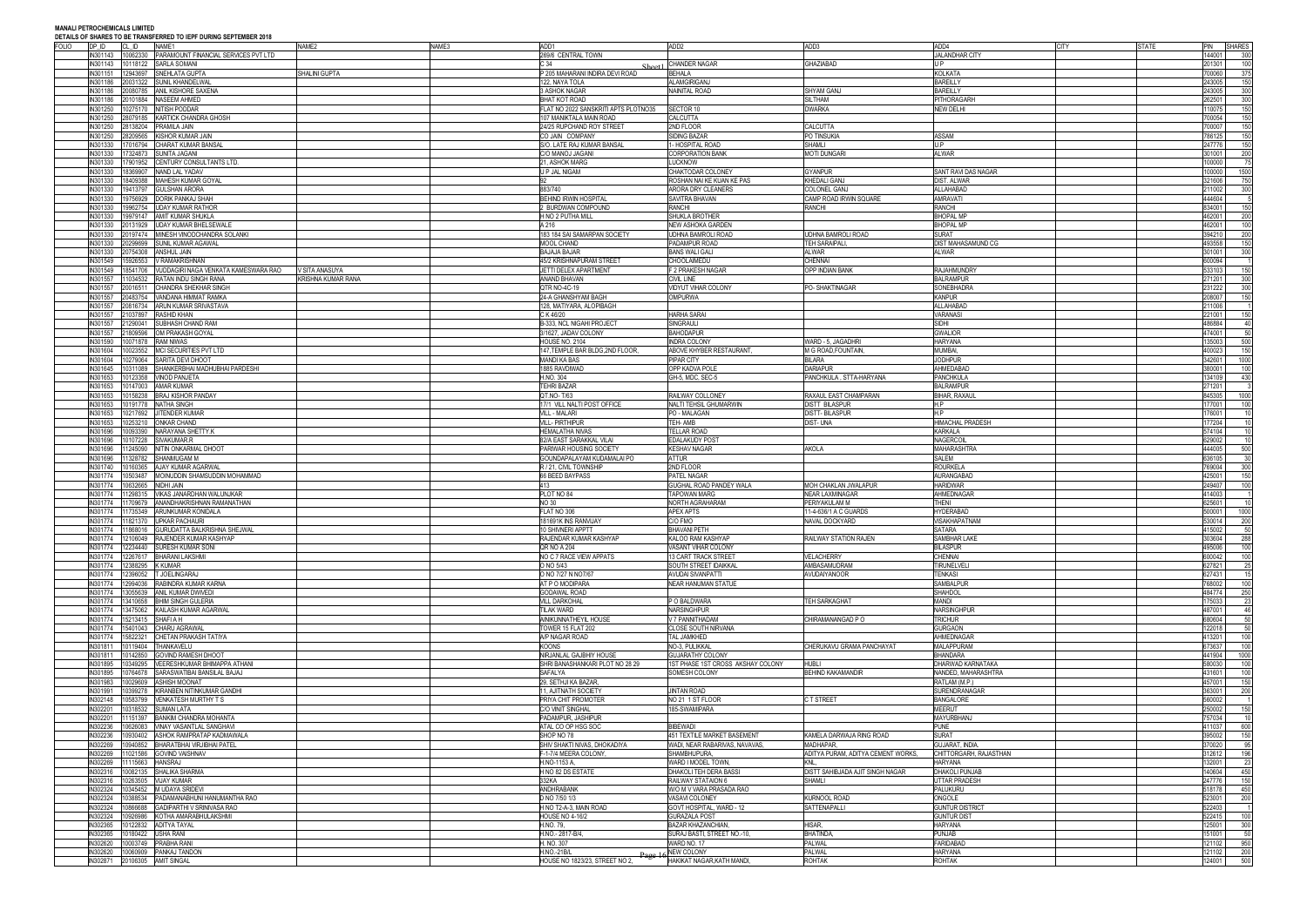MANALI PETROCHEMICALS LIMITED

DETAILS OF SHARES TO BE TRANSFERRED TO IEPF DURING SEPTEMBER 2018

| FOLIO | DP_ID | CL_ID | NAME1 | NAME2 | NAME3 | ADD1 | ADD2 | ADD3 | ADD4 | CITY | STATE | PIN | SHARES |
|---|---|---|---|---|---|---|---|---|---|---|---|---|---|
| | IN301143 | 10062330 | PARAMOUNT FINANCIAL SERVICES PVT LTD | | | 269/6 CENTRAL TOWN | | | JALANDHAR CITY | | | 144001 | 300 |
| | IN301143 | 10118122 | SARLA SOMANI | | | C 34 | CHANDER NAGAR | GHAZIABAD | U.P | | | 201301 | 100 |
| | IN301151 | 12943697 | SNEHLATA GUPTA | SHALINI GUPTA | | P 205 MAHARANI INDIRA DEVI ROAD | BEHALA | | KOLKATA | | | 700060 | 375 |
| | IN301186 | 20031322 | SUNIL KHANDELWAL | | | 122, NAYA TOLA | ALAMGIRIGANJ | | BAREILLY | | | 243005 | 150 |
| | IN301186 | 20080785 | ANIL KISHORE SAXENA | | | 3 ASHOK NAGAR | NAINITAL ROAD | SHYAM GANJ | BAREILLY | | | 243005 | 300 |
| | IN301186 | 20101884 | NASEEM AHMED | | | BHAT KOT ROAD | | SILTHAM | PITHORAGARH | | | 262501 | 300 |
| | IN301250 | 10275170 | NITISH PODDAR | | | FLAT NO 2022 SANSKRITI APTS PLOTNO35 | SECTOR 10 | DWARKA | NEW DELHI | | | 110075 | 150 |
| | IN301250 | 28079185 | KARTICK CHANDRA GHOSH | | | 107 MANIKTALA MAIN ROAD | CALCUTTA | | | | | 700054 | 150 |
| | IN301250 | 28138204 | PRAMILA JAIN | | | 24/25 RUPCHAND ROY STREET | 2ND FLOOR | CALCUTTA | | | | 700007 | 150 |
| | IN301250 | 28209565 | KISHOR KUMAR JAIN | | | CO JAIN COMPANY | SIDING BAZAR | PO TINSUKIA | ASSAM | | | 786125 | 150 |
| | IN301330 | 17016794 | CHARAT KUMAR BANSAL | | | S/O. LATE RAJ KUMAR BANSAL | 1- HOSPITAL ROAD | SHAMLI | U.P. | | | 247776 | 150 |
| | IN301330 | 17324873 | SUNITA JAGANI | | | C/O MANOJ JAGANI | CORPORATION BANK | MOTI DUNGARI | ALWAR | | | 301001 | 200 |
| | IN301330 | 17901952 | CENTURY CONSULTANTS LTD. | | | 21, ASHOK MARG | LUCKNOW | | | | | 100000 | 75 |
| | IN301330 | 18369907 | NAND LAL YADAV | | | U P JAL NIGAM | CHAKTODAR COLONEY | GYANPUR | SANT RAVI DAS NAGAR | | | 100000 | 1500 |
| | IN301330 | 18409388 | MAHESH KUMAR GOYAL | | | 62 | ROSHAN NAI KE KUAN KE PAS | KHEDALI GANJ | DIST. ALWAR | | | 321606 | 750 |
| | IN301330 | 19413797 | GULSHAN ARORA | | | 883/740 | ARORA DRY CLEANERS | COLONEL GANJ | ALLAHABAD | | | 211002 | 300 |
| | IN301330 | 19756929 | DORIK PANKAJ SHAH | | | BEHIND IRWIN HOSPITAL | SAVITRA BHAVAN | CAMP ROAD IRWIN SQUARE | AMRAVATI | | | 444604 | 5 |
| | IN301330 | 19962754 | UDAY KUMAR RATHOR | | | 2 BURDWAN COMPOUND | RANCHI | RANCHI | RANCHI | | | 834001 | 150 |
| | IN301330 | 19979147 | AMIT KUMAR SHUKLA | | | H NO 2 PUTHA MILL | SHUKLA BROTHER | | BHOPAL MP | | | 462001 | 200 |
| | IN301330 | 20131929 | UDAY KUMAR BHELSEWALE | | | A 216 | NEW ASHOKA GARDEN | | BHOPAL MP | | | 462001 | 100 |
| | IN301330 | 20197474 | MINESH VINODCHANDRA SOLANKI | | | 183 184 SAI SAMARPAN SOCIETY | UDHNA BAMROLI ROAD | UDHNA BAMROLI ROAD | SURAT | | | 394210 | 200 |
| | IN301330 | 20299699 | SUNIL KUMAR AGAWAL | | | MOOL CHAND | PADAMPUR ROAD | TEH SARAIPALI, | DIST MAHASAMUND CG | | | 493558 | 150 |
| | IN301330 | 20754308 | ANSHUL JAIN | | | BAJAJA BAJAR | BANS WALI GALI | ALWAR | ALWAR | | | 301001 | 300 |
| | IN301549 | 15926553 | V RAMAKRISHNAN | | | 45/2 KRISHNAPURAM STREET | CHOOLAIMEDU | CHENNAI | | | | 600094 | 1 |
| | IN301549 | 18541706 | VUDDAGIRI NAGA VENKATA KAMESWARA RAO | V SITA ANASUYA | | JETTI DELEX APARTMENT | F 2 PRAKESH NAGAR | OPP INDIAN BANK | RAJAHMUNDRY | | | 533103 | 150 |
| | IN301557 | 11034532 | RATAN INDU SINGH RANA | KRISHNA KUMAR RANA | | ANAND BHAVAN | CIVIL LINE | | BALRAMPUR | | | 271201 | 300 |
| | IN301557 | 20016511 | CHANDRA SHEKHAR SINGH | | | QTR NO-4C-19 | VIDYUT VIHAR COLONY | PO- SHAKTINAGAR | SONEBHADRA | | | 231222 | 300 |
| | IN301557 | 20483754 | VANDANA HIMMAT RAMKA | | | 24-A GHANSHYAM BAGH | OMPURWA | | KANPUR | | | 208007 | 150 |
| | IN301557 | 20816734 | ARUN KUMAR SRIVASTAVA | | | 128, MATIYARA, ALOPIBAGH | | | ALLAHABAD | | | 211006 | 1 |
| | IN301557 | 21037897 | RASHID KHAN | | | C K 46/20 | HARHA SARAI | | VARANASI | | | 221001 | 150 |
| | IN301557 | 21290041 | SUBHASH CHAND RAM | | | B-333, NCL NIGAHI PROJECT | SINGRAULI | | SIDHI | | | 486884 | 40 |
| | IN301557 | 21806596 | OM PRAKASH GOYAL | | | 3/1627, JADAV COLONY | BAHODAPUR | | GWALIOR | | | 474001 | 50 |
| | IN301590 | 10071878 | RAM NIWAS | | | HOUSE NO. 2104 | INDRA COLONY | WARD - 5, JAGADHRI | HARYANA | | | 135003 | 500 |
| | IN301604 | 10023552 | MCI SECURITIES PVT LTD | | | 147,TEMPLE BAR BLDG,2ND FLOOR, | ABOVE KHYBER RESTAURANT, | M G ROAD,FOUNTAIN, | MUMBAI, | | | 400023 | 150 |
| | IN301604 | 10279064 | SARITA DEVI DHOOT | | | MANDI KA BAS | PIPAR CITY | BILARA | JODHPUR | | | 342601 | 1000 |
| | IN301645 | 10311089 | SHANKERBHAI MADHUBHAI PARDESHI | | | 1885 RAVDIWAD | OPP KADVA POLE | DARIAPUR | AHMEDABAD | | | 380001 | 100 |
| | IN301653 | 10123358 | VINOD PANJETA | | | H.NO. 304 | GH-5, MDC, SEC-5 | PANCHKULA , STTA-HARYANA | PANCHKULA | | | 134109 | 430 |
| | IN301653 | 10147003 | AMAR KUMAR | | | TEHRI BAZAR | | | BALRAMPUR | | | 271201 | 3 |
| | IN301653 | 10158238 | BRAJ KISHOR PANDAY | | | QT.NO- T/63 | RAILWAY COLLONEY | RAXAUL EAST CHAMPARAN | BIHAR, RAXAUL | | | 845305 | 1000 |
| | IN301653 | 10191778 | NATHA SINGH | | | 17/1 VILL NALTI POST OFFICE | NALTI TEHSIL GHUMARWIN | DISTT BILASPUR | H.P | | | 177001 | 100 |
| | IN301653 | 10217692 | JITENDER KUMAR | | | VILL - MALARI | PO - MALAGAN | DISTT- BILASPUR | H.P | | | 176001 | 10 |
| | IN301653 | 10253210 | ONKAR CHAND | | | VILL- PIRTHIPUR | TEH- AMB | DIST- UNA | HIMACHAL PRADESH | | | 177204 | 10 |
| | IN301696 | 10093390 | NARAYANA SHETTY.K | | | HEMALATHA NIVAS | TELLAR ROAD | | KARKALA | | | 574104 | 10 |
| | IN301696 | 10107228 | SIVAKUMAR.R | | | 82/A EAST SARAKKAL VILAI | EDALAKUDY POST | | NAGERCOIL | | | 629002 | 10 |
| | IN301696 | 11245090 | NITIN ONKARMAL DHOOT | | | PARIWAR HOUSING SOCIETY | KESHAV NAGAR | AKOLA | MAHARASHTRA | | | 444005 | 500 |
| | IN301696 | 11328782 | SHANMUGAM M | | | GOUNDAPALAYAM KUDAMALAI PO | ATTUR | | SALEM | | | 636105 | 30 |
| | IN301740 | 10160365 | AJAY KUMAR AGARWAL | | | R / 21, CIVIL TOWNSHIP | 2ND FLOOR | | ROURKELA | | | 769004 | 300 |
| | IN301774 | 10503487 | MOINUDDIN SHAMSUDDIN MOHAMMAD | | | 66 BEED BAYPASS | PATEL NAGAR | | AURANGABAD | | | 425001 | 150 |
| | IN301774 | 10832665 | NIDHI JAIN | | | 413 | GUGHAL ROAD PANDEY WALA | MOH CHAKLAN JWALAPUR | HARIDWAR | | | 249407 | 100 |
| | IN301774 | 11268315 | VIKAS JANARDHAN WALUNJKAR | | | PLOT NO 84 | TAPOWAN MARG | NEAR LAXMINAGAR | AHMEDNAGAR | | | 414003 | 1 |
| | IN301774 | 11709679 | ANANDHAKRISHNAN RAMANATHAN | | | NO 30 | NORTH AGRAHARAM | PERIYAKULAM M | THENI | | | 625601 | 10 |
| | IN301774 | 11735349 | ARUNKUMAR KONIDALA | | | FLAT NO 306 | APEX APTS | 11-4-636/1 A C GUARDS | HYDERABAD | | | 500001 | 1000 |
| | IN301774 | 11821370 | UPKAR PACHAURI | | | 181691K INS RANVIJAY | C/O FMO | NAVAL DOCKYARD | VISAKHAPATNAM | | | 530014 | 200 |
| | IN301774 | 11868016 | GURUDATTA BALKRISHNA SHEJWAL | | | 10 SHIVNERI APPTT | BHAVANI PETH | | SATARA | | | 415002 | 50 |
| | IN301774 | 12106049 | RAJENDER KUMAR KASHYAP | | | RAJENDAR KUMAR KASHYAP | KALOO RAM KASHYAP | RAILWAY STATION RAJEN | SAMBHAR LAKE | | | 303604 | 288 |
| | IN301774 | 12234440 | SURESH KUMAR SONI | | | QR NO A 204 | VASANT VIHAR COLONY | | BILASPUR | | | 495006 | 100 |
| | IN301774 | 12267617 | BHARANI LAKSHMI | | | NO C 7 RACE VIEW APPATS | 13 CART TRACK STREET | VELACHERRY | CHENNAI | | | 600042 | 100 |
| | IN301774 | 12388295 | K KUMAR | | | O NO 5/43 | SOUTH STREET IDAKKAL | AMBASAMUDRAM | TIRUNELVELI | | | 627821 | 25 |
| | IN301774 | 12396052 | T JOELINGARAJ | | | O NO 7/27 N NO7/67 | AVUDAI SWANPATTI | AVUDAIYANOOR | TENKASI | | | 627431 | 15 |
| | IN301774 | 12994036 | RABINDRA KUMAR KARNA | | | AT P O MODIPARA | NEAR HANUMAN STATUE | | SAMBALPUR | | | 768002 | 100 |
| | IN301774 | 13055639 | ANIL KUMAR DWIVEDI | | | GODAWAL ROAD | | | SHAHDOL | | | 484774 | 250 |
| | IN301774 | 13410658 | BHIM SINGH GULERIA | | | VILL DARKOHAL | P O BALDWARA | TEH SARKAGHAT | MANDI | | | 175033 | 23 |
| | IN301774 | 13475062 | KAILASH KUMAR AGARWAL | | | TILAK WARD | NARSINGHPUR | | NARSINGHPUR | | | 487001 | 46 |
| | IN301774 | 15213415 | SHAFI A H | | | VANKUNNATHEYIL HOUSE | V 7 PANNITHADAM | CHIRAMANANGAD P O | TRICHUR | | | 680604 | 50 |
| | IN301774 | 15401043 | CHARU AGRAWAL | | | TOWER 15 FLAT 202 | CLOSE SOUTH NIRVANA | | GURGAON | | | 122018 | 50 |
| | IN301774 | 15822321 | CHETAN PRAKASH TATIYA | | | A/P NAGAR ROAD | TAL JAMKHED | | AHMEDNAGAR | | | 413201 | 100 |
| | IN301811 | 10119404 | THANKAVELU | | | KOONS | NO-3, PULIKKAL | CHERUKAVU GRAMA PANCHAYAT | MALAPPURAM | | | 673637 | 100 |
| | IN301811 | 10142850 | GOVIND RAMESH DHOOT | | | NIRJANLAL GAJBHIY HOUSE | GUJARATHY COLONY | | BHANDARA | | | 441904 | 1000 |
| | IN301895 | 10349295 | VEERESHKUMAR BHIMAPPA ATHANI | | | SHRI BANASHANKARI PLOT NO 28 29 | 1ST PHASE 1ST CROSS AKSHAY COLONY | HUBLI | DHARWAD KARNATAKA | | | 580030 | 100 |
| | IN301895 | 10764678 | SARASWATIBAI BANSILAL BAJAJ | | | SAFALYA | SOMESH COLONY | BEHIND KAKAMANDIR | NANDED, MAHARASHTRA | | | 431601 | 100 |
| | IN301983 | 10029609 | ASHISH MOONAT | | | 29, SETHJI KA BAZAR, | | | RATLAM (M.P.) | | | 457001 | 150 |
| | IN301991 | 10399278 | KIRANBEN NITINKUMAR GANDHI | | | 11, AJITNATH SOCIETY | JINTAN ROAD | | SURENDRANAGAR | | | 363001 | 200 |
| | IN302148 | 10583799 | VENKATESH MURTHY T S | | | PRIYA CHIT PROMOTER | NO 21 1 ST FLOOR | C T STREET | BANGALORE | | | 560002 | 1 |
| | IN302201 | 10318532 | SUMAN LATA | | | C/O VINIT SINGHAL | 185-SWAMIPARA | | MEERUT | | | 250002 | 150 |
| | IN302201 | 11151397 | BANKIM CHANDRA MOHANTA | | | PADAMPUR, JASHIPUR | | | MAYURBHANJ | | | 757034 | 10 |
| | IN302236 | 10626083 | VINAY VASANTLAL SANGHAVI | | | ATAL CO OP HSG SOC | BIBEWADI | | PUNE | | | 411037 | 600 |
| | IN302236 | 10930402 | ASHOK RAMPRATAP KADMAWALA | | | SHOP NO 78 | 451 TEXTILE MARKET BASEMENT | KAMELA DARWAJA RING ROAD | SURAT | | | 395002 | 150 |
| | IN302269 | 10940852 | BHARATBHAI VIRJIBHAI PATEL | | | SHIV SHAKTI NIVAS, DHOKADIYA | WADI, NEAR RABARIVAS, NAVAVAS, | MADHAPAR, | GUJARAT, INDIA. | | | 370020 | 95 |
| | IN302269 | 11021586 | GOVIND VAISHNAV | | | F-1-7/4 MEERA COLONY, | SHAMBHUPURA, | ADITYA PURAM, ADITYA CEMENT WORKS, | CHITTORGARH, RAJASTHAN | | | 312612 | 196 |
| | IN302269 | 11115663 | HANSRAJ | | | H.NO-1153 A, | WARD I MODEL TOWN, | KNL, | HARYANA | | | 132001 | 23 |
| | IN302316 | 10082135 | SHALIKA SHARMA | | | H NO 82 DS ESTATE | DHAKOLI TEH DERA BASSI | DISTT SAHIBJADA AJIT SINGH NAGAR | DHAKOLI PUNJAB | | | 140604 | 450 |
| | IN302316 | 10263505 | VIJAY KUMAR | | | 332KA | RAILWAY STATAION 6 | SHAMLI | UTTAR PRADESH | | | 247776 | 150 |
| | IN302324 | 10345452 | M UDAYA SRIDEVI | | | ANDHRABANK | W/O M V VARA PRASADA RAO | | PALUKURU | | | 518178 | 450 |
| | IN302324 | 10388534 | PADAMANABHUNI HANUMANTHA RAO | | | D NO 7/50 1/3 | VASAVI COLONEY | KURNOOL ROAD | ONGOLE | | | 523001 | 200 |
| | IN302324 | 10866688 | GADIPARTHI V SRINIVASA RAO | | | H NO 72-A-3, MAIN ROAD | GOVT HOSPITAL, WARD - 12 | SATTENAPALLI | GUNTUR DISTRICT | | | 522403 | 1 |
| | IN302324 | 10926986 | KOTHA AMARABHULAKSHMI | | | HOUSE NO 4-16/2 | GURAZALA POST | | GUNTUR DIST | | | 522415 | 100 |
| | IN302365 | 10122832 | ADITYA TAYAL | | | H.NO. 79, | BAZAR KHAZANCHIAN, | HISAR, | HARYANA | | | 125001 | 300 |
| | IN302365 | 10180422 | USHA RANI | | | H.NO.- 2817-B/4, | SURAJ BASTI, STREET NO.-10, | BHATINDA, | PUNJAB | | | 151001 | 50 |
| | IN302620 | 10003749 | PRABHA RANI | | | H. NO. 307 | WARD NO. 17 | PALWAL | FARIDABAD | | | 121102 | 950 |
| | IN302620 | 10060909 | PANKAJ TANDON | | | H.NO.-218/L | NEW COLONY | PALWAL | HARYANA | | | 121102 | 200 |
| | IN302871 | 20106305 | AMIT SINGAL | | | HOUSE NO 1823/23, STREET NO 2, | HAKIKAT NAGAR,KATH MANDI, | ROHTAK | ROHTAK | | | 124001 | 500 |